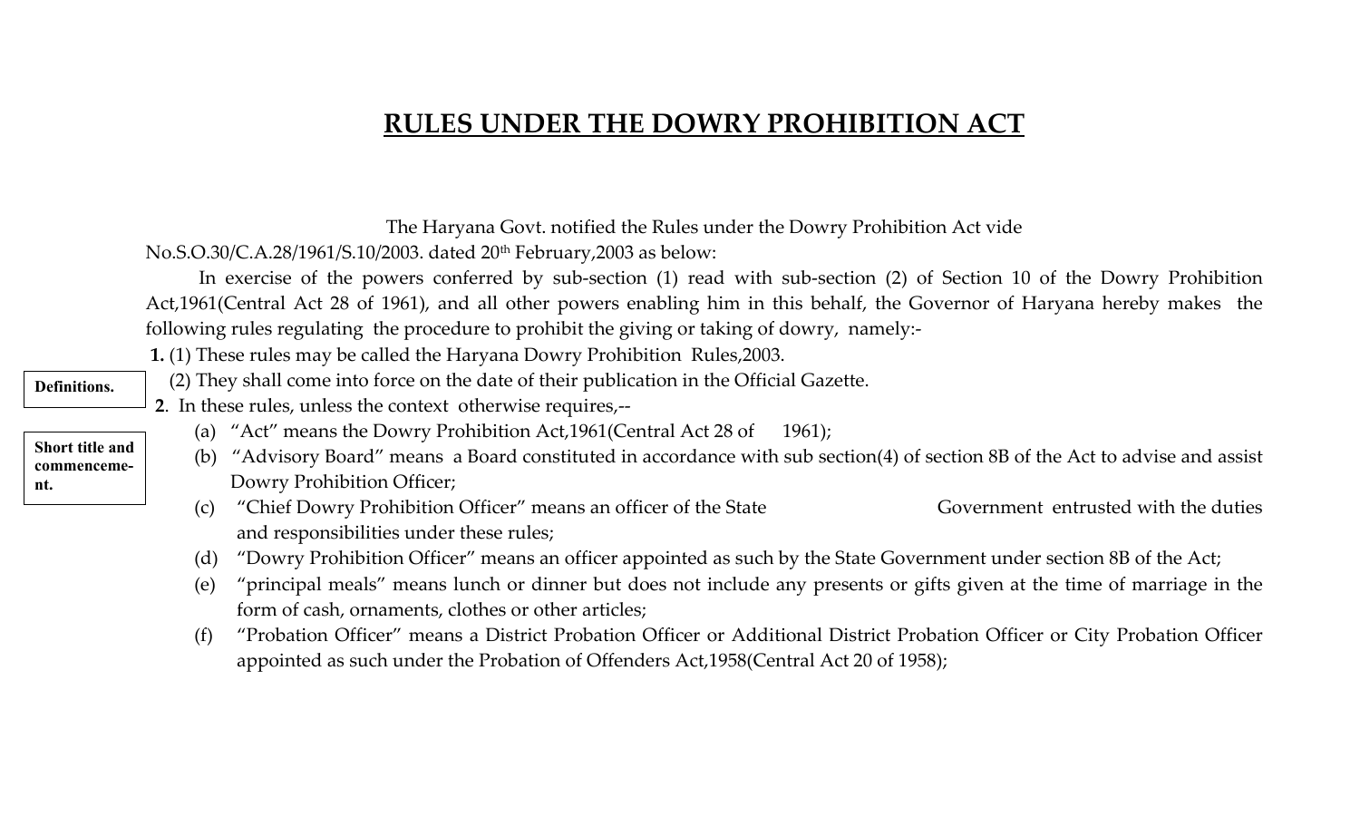# RULES UNDER THE DOWRY PROHIBITION ACT

The Haryana Govt. notified the Rules under the Dowry Prohibition Act vide No.S.O.30/C.A.28/1961/S.10/2003. dated 20th February,2003 as below:

In exercise of the powers conferred by sub-section (1) read with sub-section (2) of Section 10 of the Dowry Prohibition Act,1961(Central Act 28 of 1961), and all other powers enabling him in this behalf, the Governor of Haryana hereby makes the following rules regulating the procedure to prohibit the giving or taking of dowry, namely:-

**Short title and commencement.**

**1.** (1) These rules may be called the Haryana Dowry Prohibition Rules,2003.

(2) They shall come into force on the date of their publication in the Official Gazette.

**Definitions.**

**2**. In these rules, unless the context otherwise requires,--

(a) "Act" means the Dowry Prohibition Act,1961(Central Act 28 of 1961);

(b) "Advisory Board" means a Board constituted in accordance with sub section(4) of section 8B of the Act to advise and assist Dowry Prohibition Officer;

(c) "Chief Dowry Prohibition Officer" means an officer of the State Government entrusted with the duties and responsibilities under these rules;

(d) "Dowry Prohibition Officer" means an officer appointed as such by the State Government under section 8B of the Act;

(e) "principal meals" means lunch or dinner but does not include any presents or gifts given at the time of marriage in the form of cash, ornaments, clothes or other articles;

(f) "Probation Officer" means a District Probation Officer or Additional District Probation Officer or City Probation Officer appointed as such under the Probation of Offenders Act,1958(Central Act 20 of 1958);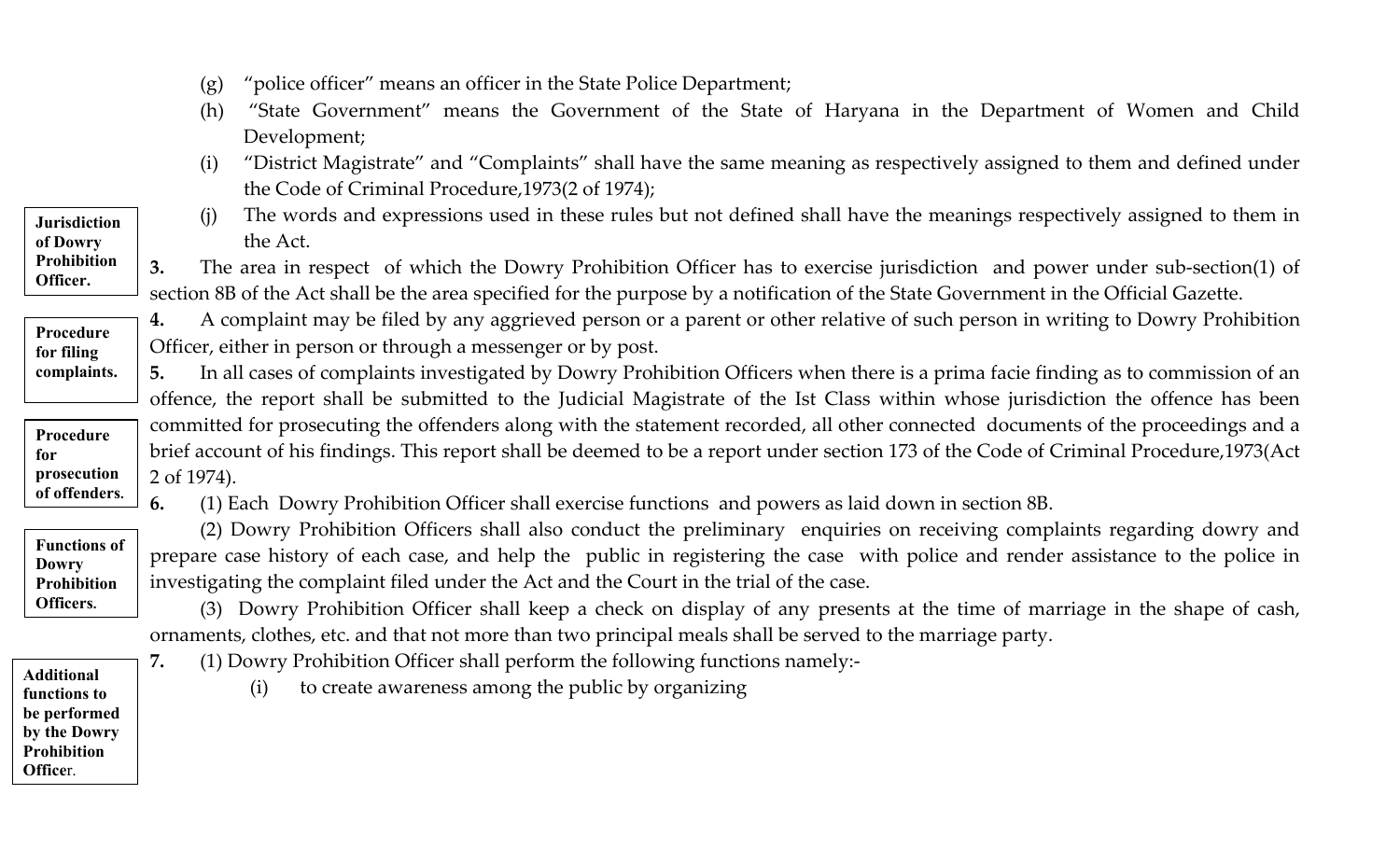(g) "police officer" means an officer in the State Police Department;

(h) "State Government" means the Government of the State of Haryana in the Department of Women and Child Development;

(i) "District Magistrate" and "Complaints" shall have the same meaning as respectively assigned to them and defined under the Code of Criminal Procedure,1973(2 of 1974);

(j) The words and expressions used in these rules but not defined shall have the meanings respectively assigned to them in the Act.

**Jurisdiction of Dowry Prohibition Officer.**

**3.** The area in respect of which the Dowry Prohibition Officer has to exercise jurisdiction and power under sub-section(1) of section 8B of the Act shall be the area specified for the purpose by a notification of the State Government in the Official Gazette.

**Procedure for filing complaints.**

**4.** A complaint may be filed by any aggrieved person or a parent or other relative of such person in writing to Dowry Prohibition Officer, either in person or through a messenger or by post.

**Procedure for prosecution of offenders.**

**5.** In all cases of complaints investigated by Dowry Prohibition Officers when there is a prima facie finding as to commission of an offence, the report shall be submitted to the Judicial Magistrate of the Ist Class within whose jurisdiction the offence has been committed for prosecuting the offenders along with the statement recorded, all other connected documents of the proceedings and a brief account of his findings. This report shall be deemed to be a report under section 173 of the Code of Criminal Procedure,1973(Act 2 of 1974).

**Functions of Dowry Prohibition Officers.**

**6.** (1) Each Dowry Prohibition Officer shall exercise functions and powers as laid down in section 8B.

(2) Dowry Prohibition Officers shall also conduct the preliminary enquiries on receiving complaints regarding dowry and prepare case history of each case, and help the public in registering the case with police and render assistance to the police in investigating the complaint filed under the Act and the Court in the trial of the case.

(3) Dowry Prohibition Officer shall keep a check on display of any presents at the time of marriage in the shape of cash, ornaments, clothes, etc. and that not more than two principal meals shall be served to the marriage party.

**Additional functions to be performed by the Dowry Prohibition Officer.**

**7.** (1) Dowry Prohibition Officer shall perform the following functions namely:-

(i) to create awareness among the public by organizing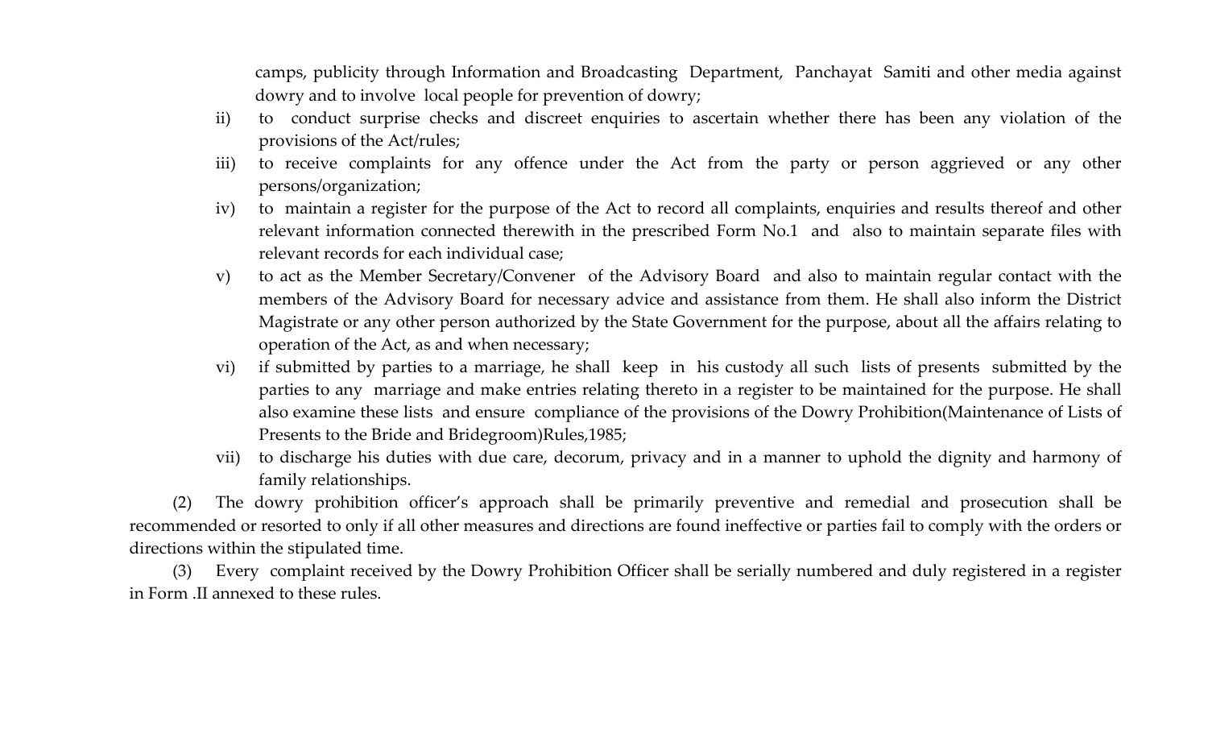camps, publicity through Information and Broadcasting Department, Panchayat Samiti and other media against dowry and to involve local people for prevention of dowry;

ii) to conduct surprise checks and discreet enquiries to ascertain whether there has been any violation of the provisions of the Act/rules;

iii) to receive complaints for any offence under the Act from the party or person aggrieved or any other persons/organization;

iv) to maintain a register for the purpose of the Act to record all complaints, enquiries and results thereof and other relevant information connected therewith in the prescribed Form No.1 and also to maintain separate files with relevant records for each individual case;

v) to act as the Member Secretary/Convener of the Advisory Board and also to maintain regular contact with the members of the Advisory Board for necessary advice and assistance from them. He shall also inform the District Magistrate or any other person authorized by the State Government for the purpose, about all the affairs relating to operation of the Act, as and when necessary;

vi) if submitted by parties to a marriage, he shall keep in his custody all such lists of presents submitted by the parties to any marriage and make entries relating thereto in a register to be maintained for the purpose. He shall also examine these lists and ensure compliance of the provisions of the Dowry Prohibition(Maintenance of Lists of Presents to the Bride and Bridegroom)Rules,1985;

vii) to discharge his duties with due care, decorum, privacy and in a manner to uphold the dignity and harmony of family relationships.

(2) The dowry prohibition officer's approach shall be primarily preventive and remedial and prosecution shall be recommended or resorted to only if all other measures and directions are found ineffective or parties fail to comply with the orders or directions within the stipulated time.

(3) Every complaint received by the Dowry Prohibition Officer shall be serially numbered and duly registered in a register in Form .II annexed to these rules.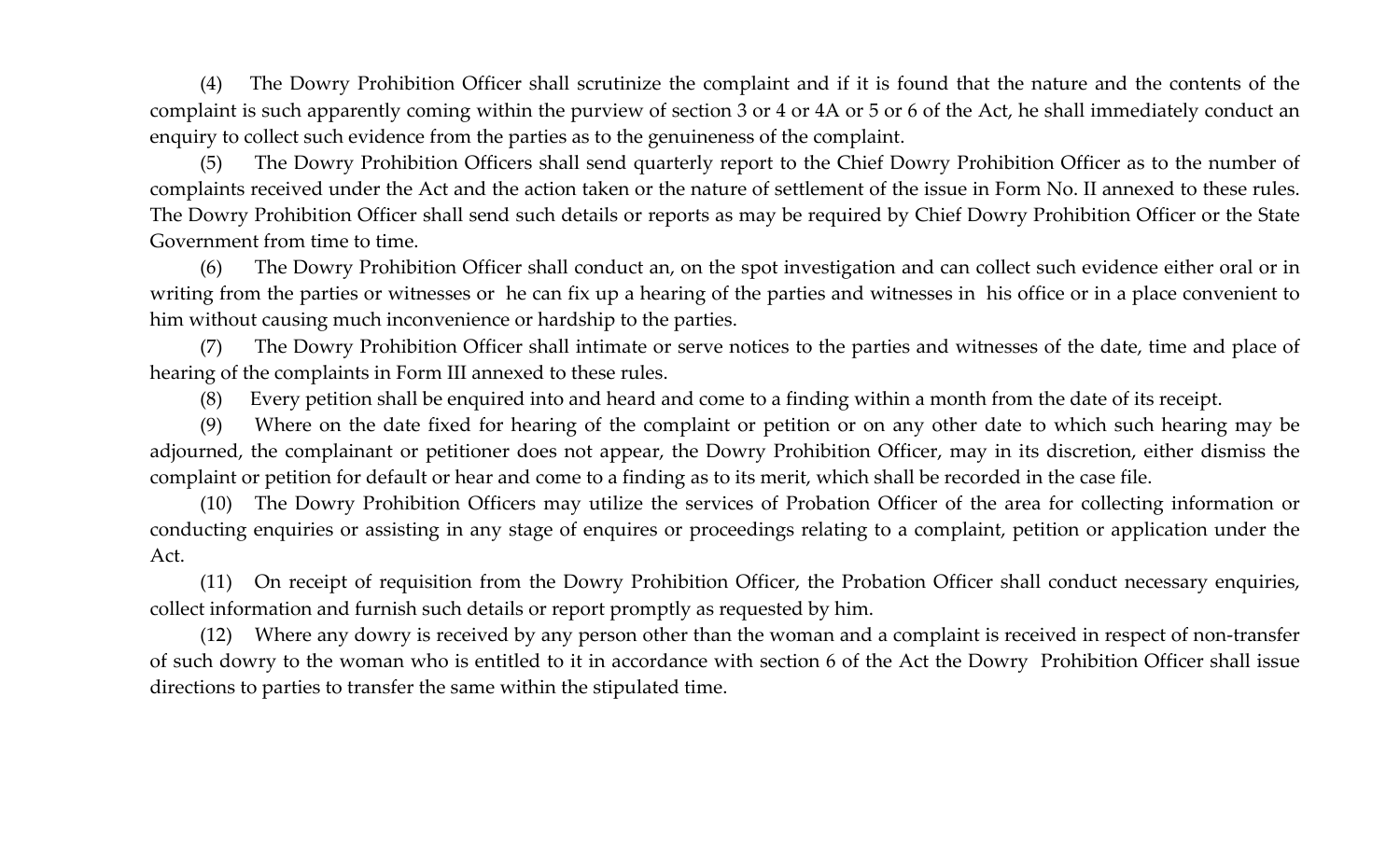(4) The Dowry Prohibition Officer shall scrutinize the complaint and if it is found that the nature and the contents of the complaint is such apparently coming within the purview of section 3 or 4 or 4A or 5 or 6 of the Act, he shall immediately conduct an enquiry to collect such evidence from the parties as to the genuineness of the complaint.

(5) The Dowry Prohibition Officers shall send quarterly report to the Chief Dowry Prohibition Officer as to the number of complaints received under the Act and the action taken or the nature of settlement of the issue in Form No. II annexed to these rules. The Dowry Prohibition Officer shall send such details or reports as may be required by Chief Dowry Prohibition Officer or the State Government from time to time.

(6) The Dowry Prohibition Officer shall conduct an, on the spot investigation and can collect such evidence either oral or in writing from the parties or witnesses or he can fix up a hearing of the parties and witnesses in his office or in a place convenient to him without causing much inconvenience or hardship to the parties.

(7) The Dowry Prohibition Officer shall intimate or serve notices to the parties and witnesses of the date, time and place of hearing of the complaints in Form III annexed to these rules.

(8) Every petition shall be enquired into and heard and come to a finding within a month from the date of its receipt.

(9) Where on the date fixed for hearing of the complaint or petition or on any other date to which such hearing may be adjourned, the complainant or petitioner does not appear, the Dowry Prohibition Officer, may in its discretion, either dismiss the complaint or petition for default or hear and come to a finding as to its merit, which shall be recorded in the case file.

(10) The Dowry Prohibition Officers may utilize the services of Probation Officer of the area for collecting information or conducting enquiries or assisting in any stage of enquires or proceedings relating to a complaint, petition or application under the Act.

(11) On receipt of requisition from the Dowry Prohibition Officer, the Probation Officer shall conduct necessary enquiries, collect information and furnish such details or report promptly as requested by him.

(12) Where any dowry is received by any person other than the woman and a complaint is received in respect of non-transfer of such dowry to the woman who is entitled to it in accordance with section 6 of the Act the Dowry Prohibition Officer shall issue directions to parties to transfer the same within the stipulated time.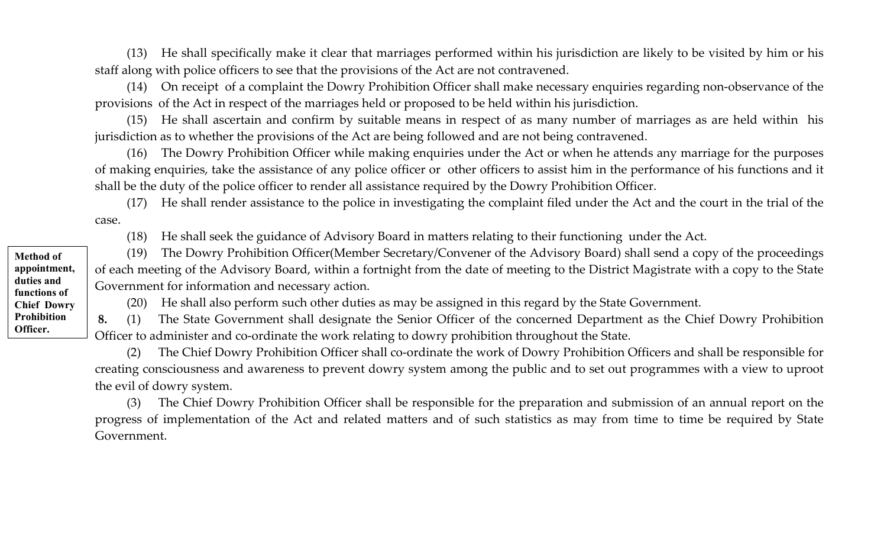(13) He shall specifically make it clear that marriages performed within his jurisdiction are likely to be visited by him or his staff along with police officers to see that the provisions of the Act are not contravened.

(14) On receipt of a complaint the Dowry Prohibition Officer shall make necessary enquiries regarding non-observance of the provisions of the Act in respect of the marriages held or proposed to be held within his jurisdiction.

(15) He shall ascertain and confirm by suitable means in respect of as many number of marriages as are held within his jurisdiction as to whether the provisions of the Act are being followed and are not being contravened.

(16) The Dowry Prohibition Officer while making enquiries under the Act or when he attends any marriage for the purposes of making enquiries, take the assistance of any police officer or other officers to assist him in the performance of his functions and it shall be the duty of the police officer to render all assistance required by the Dowry Prohibition Officer.

(17) He shall render assistance to the police in investigating the complaint filed under the Act and the court in the trial of the case.

(18) He shall seek the guidance of Advisory Board in matters relating to their functioning under the Act.

(19) The Dowry Prohibition Officer(Member Secretary/Convener of the Advisory Board) shall send a copy of the proceedings of each meeting of the Advisory Board, within a fortnight from the date of meeting to the District Magistrate with a copy to the State Government for information and necessary action.

(20) He shall also perform such other duties as may be assigned in this regard by the State Government.

**Method of appointment, duties and functions of Chief Dowry Prohibition Officer.**

**8.** (1) The State Government shall designate the Senior Officer of the concerned Department as the Chief Dowry Prohibition Officer to administer and co-ordinate the work relating to dowry prohibition throughout the State.

(2) The Chief Dowry Prohibition Officer shall co-ordinate the work of Dowry Prohibition Officers and shall be responsible for creating consciousness and awareness to prevent dowry system among the public and to set out programmes with a view to uproot the evil of dowry system.

(3) The Chief Dowry Prohibition Officer shall be responsible for the preparation and submission of an annual report on the progress of implementation of the Act and related matters and of such statistics as may from time to time be required by State Government.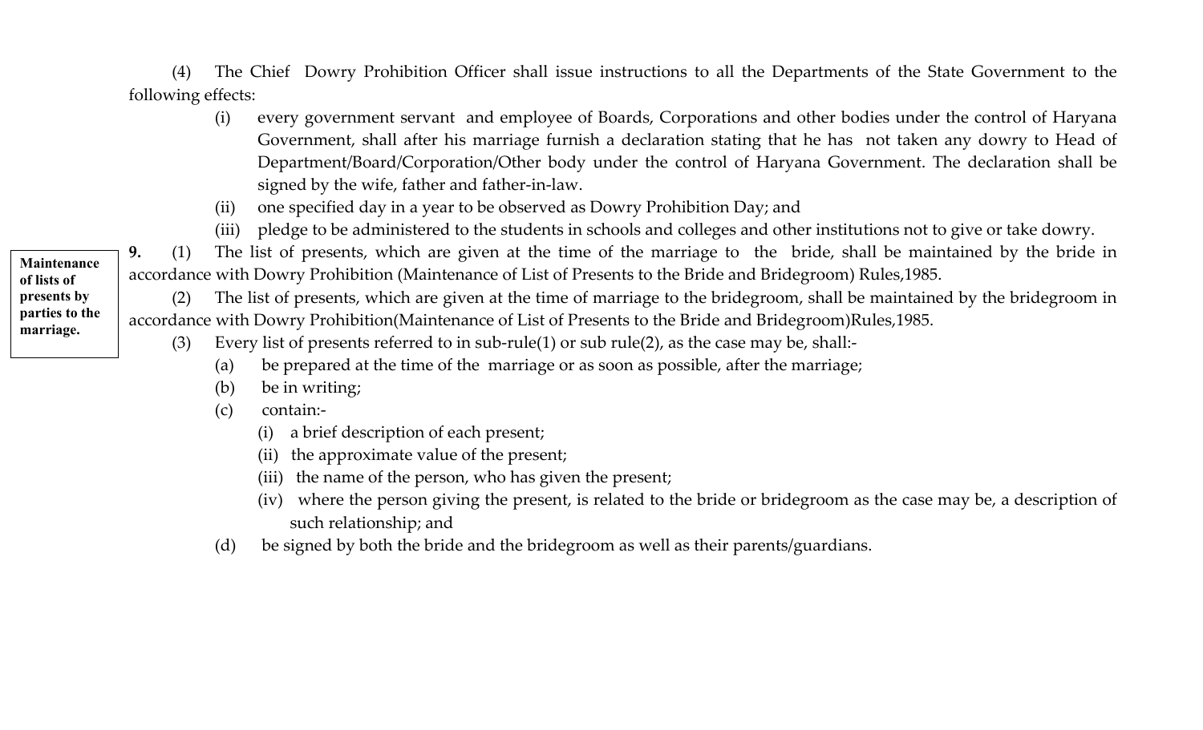(4) The Chief Dowry Prohibition Officer shall issue instructions to all the Departments of the State Government to the following effects:

(i) every government servant and employee of Boards, Corporations and other bodies under the control of Haryana Government, shall after his marriage furnish a declaration stating that he has not taken any dowry to Head of Department/Board/Corporation/Other body under the control of Haryana Government. The declaration shall be signed by the wife, father and father-in-law.

(ii) one specified day in a year to be observed as Dowry Prohibition Day; and

(iii) pledge to be administered to the students in schools and colleges and other institutions not to give or take dowry.

**Maintenance of lists of presents by parties to the marriage.**

**9.** (1) The list of presents, which are given at the time of the marriage to the bride, shall be maintained by the bride in accordance with Dowry Prohibition (Maintenance of List of Presents to the Bride and Bridegroom) Rules,1985.

(2) The list of presents, which are given at the time of marriage to the bridegroom, shall be maintained by the bridegroom in accordance with Dowry Prohibition(Maintenance of List of Presents to the Bride and Bridegroom)Rules,1985.

(3) Every list of presents referred to in sub-rule(1) or sub rule(2), as the case may be, shall:-

(a) be prepared at the time of the marriage or as soon as possible, after the marriage;

(b) be in writing;

(c) contain:-

(i) a brief description of each present;

(ii) the approximate value of the present;

(iii) the name of the person, who has given the present;

(iv) where the person giving the present, is related to the bride or bridegroom as the case may be, a description of such relationship; and

(d) be signed by both the bride and the bridegroom as well as their parents/guardians.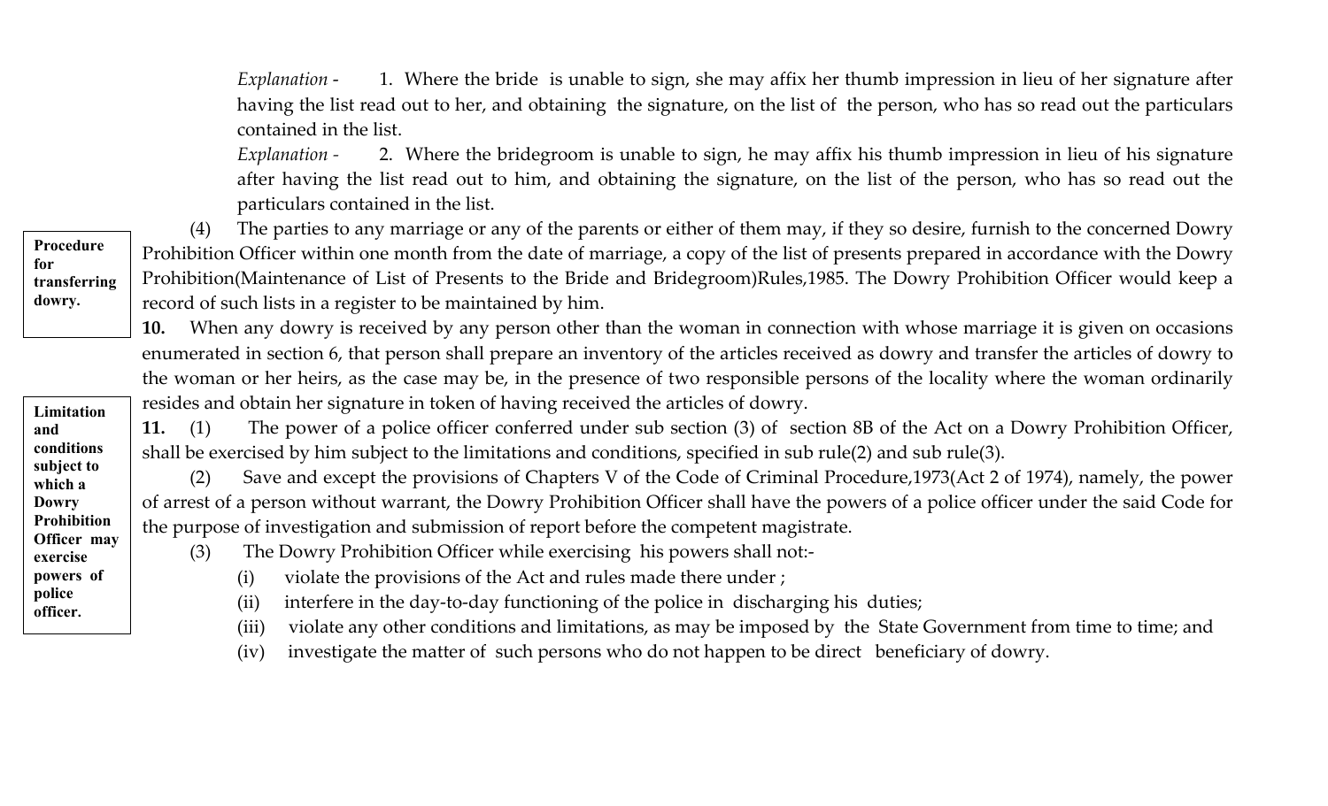*Explanation -* 1. Where the bride is unable to sign, she may affix her thumb impression in lieu of her signature after having the list read out to her, and obtaining the signature, on the list of the person, who has so read out the particulars contained in the list.

*Explanation -* 2. Where the bridegroom is unable to sign, he may affix his thumb impression in lieu of his signature after having the list read out to him, and obtaining the signature, on the list of the person, who has so read out the particulars contained in the list.

(4) The parties to any marriage or any of the parents or either of them may, if they so desire, furnish to the concerned Dowry Prohibition Officer within one month from the date of marriage, a copy of the list of presents prepared in accordance with the Dowry Prohibition(Maintenance of List of Presents to the Bride and Bridegroom)Rules,1985. The Dowry Prohibition Officer would keep a record of such lists in a register to be maintained by him.

**Procedure for transferring dowry.**

**10.** When any dowry is received by any person other than the woman in connection with whose marriage it is given on occasions enumerated in section 6, that person shall prepare an inventory of the articles received as dowry and transfer the articles of dowry to the woman or her heirs, as the case may be, in the presence of two responsible persons of the locality where the woman ordinarily resides and obtain her signature in token of having received the articles of dowry.

**Limitation and conditions subject to which a Dowry Prohibition Officer may exercise powers of police officer.**

**11.** (1) The power of a police officer conferred under sub section (3) of section 8B of the Act on a Dowry Prohibition Officer, shall be exercised by him subject to the limitations and conditions, specified in sub rule(2) and sub rule(3).

(2) Save and except the provisions of Chapters V of the Code of Criminal Procedure,1973(Act 2 of 1974), namely, the power of arrest of a person without warrant, the Dowry Prohibition Officer shall have the powers of a police officer under the said Code for the purpose of investigation and submission of report before the competent magistrate.

(3) The Dowry Prohibition Officer while exercising his powers shall not:-

(i) violate the provisions of the Act and rules made there under ;

(ii) interfere in the day-to-day functioning of the police in discharging his duties;

(iii) violate any other conditions and limitations, as may be imposed by the State Government from time to time; and

(iv) investigate the matter of such persons who do not happen to be direct beneficiary of dowry.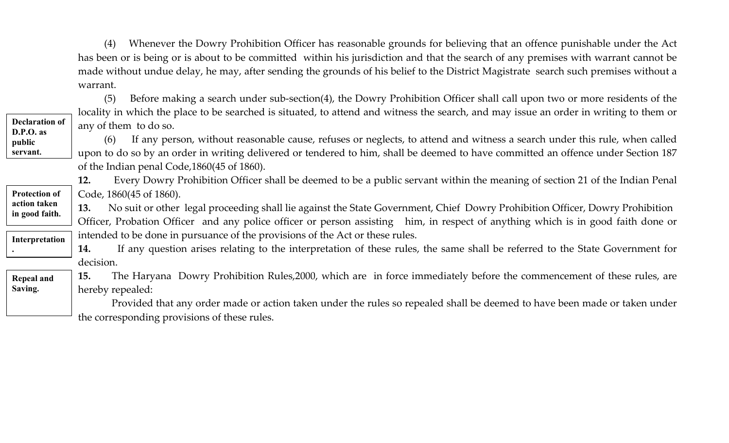(4) Whenever the Dowry Prohibition Officer has reasonable grounds for believing that an offence punishable under the Act has been or is being or is about to be committed within his jurisdiction and that the search of any premises with warrant cannot be made without undue delay, he may, after sending the grounds of his belief to the District Magistrate search such premises without a warrant.

(5) Before making a search under sub-section(4), the Dowry Prohibition Officer shall call upon two or more residents of the locality in which the place to be searched is situated, to attend and witness the search, and may issue an order in writing to them or any of them to do so.

(6) If any person, without reasonable cause, refuses or neglects, to attend and witness a search under this rule, when called upon to do so by an order in writing delivered or tendered to him, shall be deemed to have committed an offence under Section 187 of the Indian penal Code,1860(45 of 1860).

**Declaration of D.P.O. as public servant.**

**12.** Every Dowry Prohibition Officer shall be deemed to be a public servant within the meaning of section 21 of the Indian Penal Code, 1860(45 of 1860).

**Protection of action taken in good faith.**

**13.** No suit or other legal proceeding shall lie against the State Government, Chief Dowry Prohibition Officer, Dowry Prohibition Officer, Probation Officer and any police officer or person assisting him, in respect of anything which is in good faith done or intended to be done in pursuance of the provisions of the Act or these rules.

**Interpretation.**

**14.** If any question arises relating to the interpretation of these rules, the same shall be referred to the State Government for decision.

**Repeal and Saving.**

**15.** The Haryana Dowry Prohibition Rules,2000, which are in force immediately before the commencement of these rules, are hereby repealed:

Provided that any order made or action taken under the rules so repealed shall be deemed to have been made or taken under the corresponding provisions of these rules.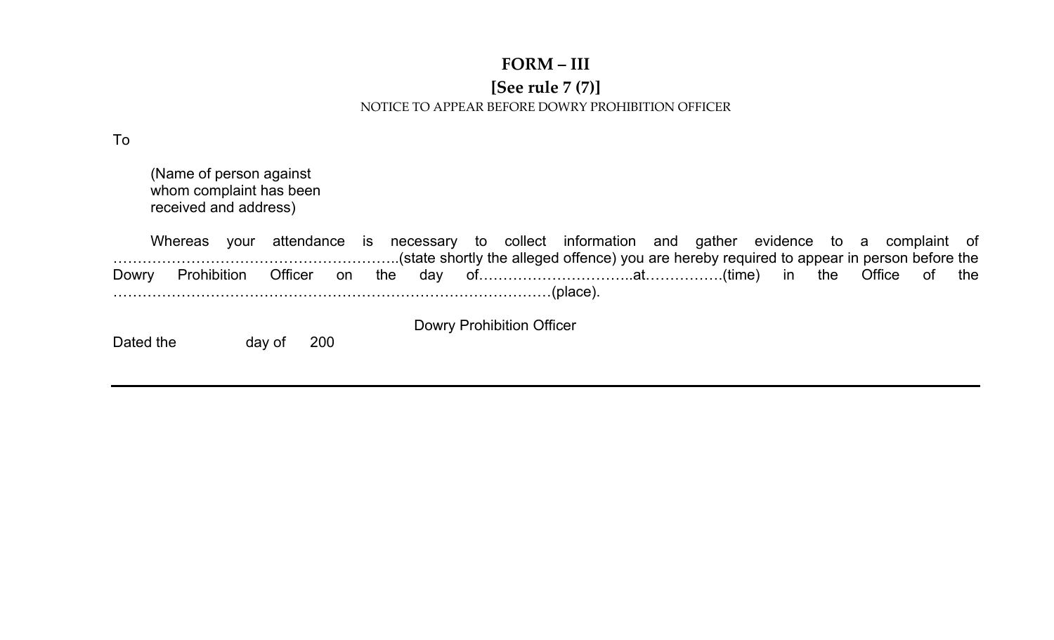**FORM – III**

**[See rule 7 (7)]**

NOTICE TO APPEAR BEFORE DOWRY PROHIBITION OFFICER

To

(Name of person against
whom complaint has been
received and address)

Whereas your attendance is necessary to collect information and gather evidence to a complaint of …………………………………………………..(state shortly the alleged offence) you are hereby required to appear in person before the Dowry Prohibition Officer on the day of…………………………..at…………….(time) in the Office of the ……………………………………………………………………………(place).

Dowry Prohibition Officer

Dated the day of 200

---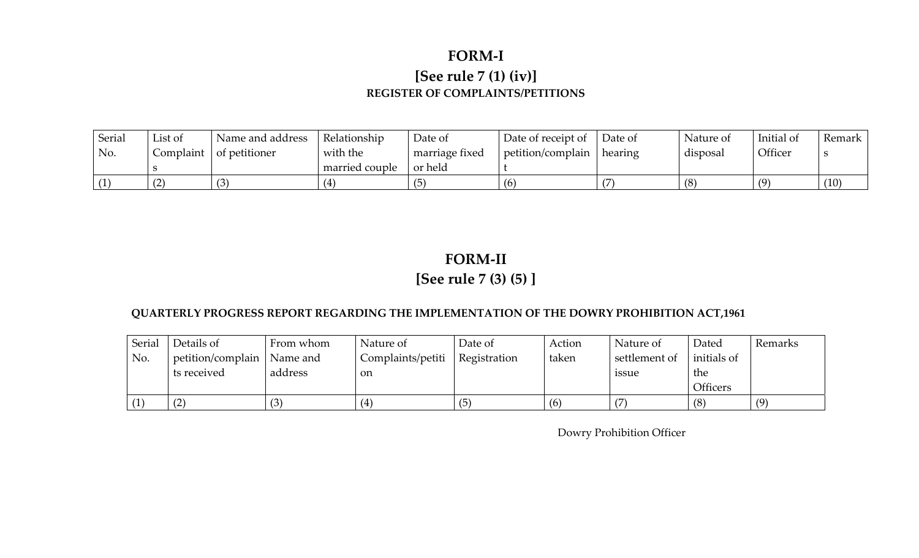# FORM-I

## [See rule 7 (1) (iv)]

### REGISTER OF COMPLAINTS/PETITIONS

| Serial No. | List of Complaints | Name and address of petitioner | Relationship with the married couple | Date of marriage fixed or held | Date of receipt of petition/complaint | Date of hearing | Nature of disposal | Initial of Officer | Remarks |
|---|---|---|---|---|---|---|---|---|---|
| (1) | (2) | (3) | (4) | (5) | (6) | (7) | (8) | (9) | (10) |

# FORM-II

## [See rule 7 (3) (5) ]

### QUARTERLY PROGRESS REPORT REGARDING THE IMPLEMENTATION OF THE DOWRY PROHIBITION ACT,1961

| Serial No. | Details of petition/complaints received | From whom Name and address | Nature of Complaints/petition | Date of Registration | Action taken | Nature of settlement of issue | Dated initials of the Officers | Remarks |
|---|---|---|---|---|---|---|---|---|
| (1) | (2) | (3) | (4) | (5) | (6) | (7) | (8) | (9) |

Dowry Prohibition Officer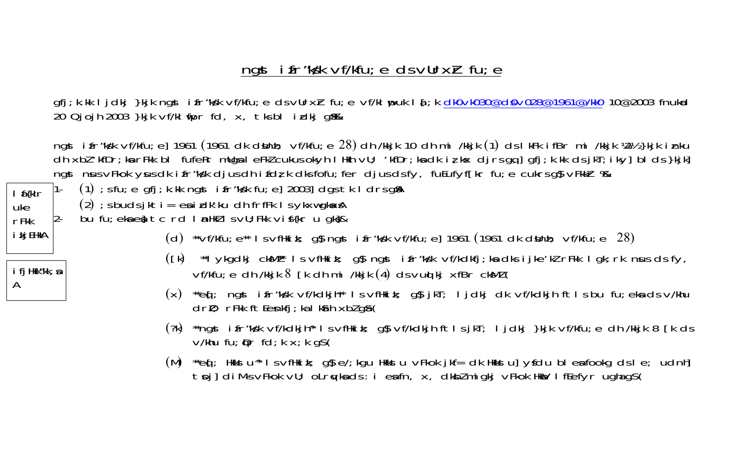# ngst ifr'k\k vf/kfu;e dsvUrxZr fu;e

gfj;k.kk ljdkj }kjk ngst ifr'k\k vf/kfu;e dsvUrxZr fu;e vf/klwpuk la[;k dk0vk030@ds0v028@1961@/kk0 10@2003 fnukad 20 Qjojh 2003 }kjk vf/klwfpr fd, x, tksbl izdkj g&S%&

ngst ifr'k\k vf/kfu;e] 1961 (1961 dk dsUnzh; vf/kfu;e 28) dh /kkjk 10 dh mi /kkjk (1) dsl kFk ifBr mi /kkjk ¼2½ }kjk iznku dh xbZ 'kfDr;ksa rFkk bl fufeRr mUgsa leFkZ cukusokyh l Hkh vU; 'kfDr;ksa dk iz;ksx djrsgq] gfj;k.kk dsjkT;iky] bl ds }kjk] ngst nsusvFkok ysusdk ifr'k\k djusdh ifdz;k dks fofu;fer djusdsfy, fuEufyf[kr fu;e cukrsg\$ vFkkZr %&

| l af{kIr uke rFkk i kjEHkA |
|---|

1- (1) ;s fu;e gfj;k.kk ngst ifr'k\k fu;e] 2003] dgstk l drsgSaA

(2) ;sbudsjkt i= esa izdk'ku dh frfFk lsylkxw gksaxsA

| ifjHkk"k,sa A |
|---|

2- bu fu;eksaesa] tc rd lanHkZ l svU;Fkk vis{kr u gks\$&

(d) **vf/kfu;e** l svfHkizk; g\$ ngst ifr'k\k vf/kfu;e] 1961 (1961 dk dsUnzh; vf/kfu;e 28)

([k) **l ykgdkj cksMZ** l svfHkizk; g\$ ngst ifr'k\k vf/kdkfj;ksa dks ijke'kZ rFkk l gk;rk nsus dsfy, vf/kfu;e dh /kkjk 8 [k dh mi /kkjk (4) dsvuq kj xfBr cksMZ(

(x) **eq[; ngst ifr'k\k vf/kdkjh** l svfHkizk; g\$ jkT; l jdkj dk vf/kdkjh ftl sbu fu;eksadsv/khu drZO; rFkk ftEesnkfj;kal kSih xbZ gSa(

(?k) **ngst ifr'k\k vf/kdkjh** l svfHkizk; g\$ vf/kdkjh ftl sjkT; l jdkj }kjk vf/kfu;e dh /kkjk 8 [k ds v/khu fu;qDr fd;k x;k gS(

(M) **eq[; Hkkst u** l svfHkizk; g\$ e/;kgu Hkkst u vFkok jkf= dk Hkkst u] ysfdu bl esa fookg dsl e; udnh] tsoj] diM+svFkok vU; oLrq,ksadss:i esafn, x, dksbZmigkj vFkok HkasV lfEefyr ugha gS(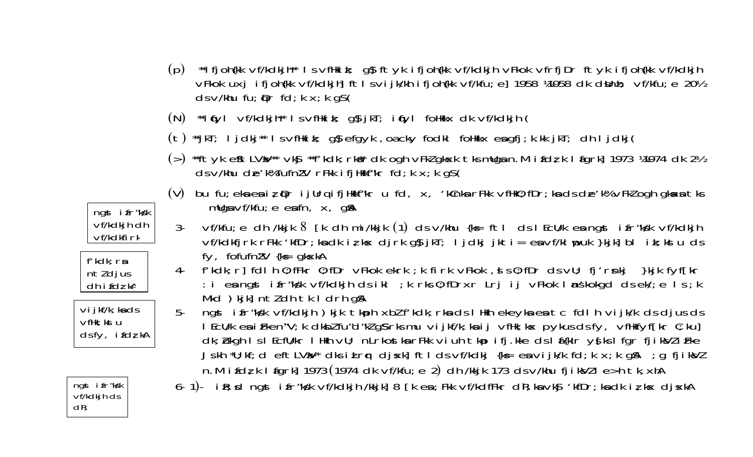(p) **ifjoh{kk vf/kdkjh** ls vfHkizsr g$ ftyk ifjoh{kk vf/kdkjh vFkok vfrfjDr ftyk ifjoh{kk vf/kdkjh vFkok uxj ifjoh{kk vf/kdkjh] ftls vijk/kh ifjoh{kk vf/kfu;e] 1958 ¼1958 dk dsUnzh; vf/kfu;e 20½ ds v/khu fu;qDr fd;k x;k gS(

(N) **iqfyl vf/kdkjh** ls vfHkizsr g$ jkT; iqfyl foHkkx dk vf/kdkjh(

(t) **jkT; ljdkj** ls vfHkizsr g$ efgyk ,oa cky fodkl foHkkx esa gfj;k.kk jkT; dh ljdkj(

(>) **ftyk eftLVªsV** vk$ **'kdk;rkdrkZ** dk ogh vFkZ gksxk tks mudk n.M izfdz;k lafgrk] 1973 ¼1974 dk 2½ ds v/khu dze'k% fufnZ"V rFkk ifjHkkf"kr fd;k x;k gS(

(V) bu fu;eksa esa iz;qDr ijUrq ifjHkkf"kr u fd, x, 'kCnksa rFkk vfHkO;fDr;ksa ds dze'k% vFkZ ogh gksaxs tks mudk vf/kfu;e esa fn, x, gSA

ngst izfr"ks/k vf/kdkjh dh vf/kdkfjrk

3- vf/kfu;e dh /kkjk 8 [k dh mi/kkjk (1) ds v/khu {ks= ftl ds lEcU/k esa ngst izfr"ks/k vf/kdkjh vf/kdkfjrk rFkk 'kfDr;ksa dk iz;ksx djrk g$ jkT; ljdkj jkti= esa vf/klwpuk }kjk] bl iz;kstu ds fy, fofufnZ"V {ks= gksxkA

f'kdk;rsa ntZ djus dh izfdz;kA

4- f'kdk;r] fdlh O;fFkr O;fDr vFkok ekrk ;k firk vFkok ,sls O;fDr ds vU; fj'rsnkj }kjk fyf[kr :i esa ngst izfr"ks/k vf/kdkjh ds ikl ;k rks O;fDrxr Lrj ij vFkok lans'kokgd ds ek/;e ls ;k Mkd )kjk] ntZ dh tk ldrh gSA

vijkf/k;ksa ds vfHk;kstu ds fy, izfdz;kA

5- ngst izfr"ks/k vf/kdkjh )kjk tkap xbZ f'kdk;rksa ds lHkh ekeyksa esa tc fdlh vijk/k ds djus ds lEcU/k esa izFke n`"V;k dksbZ fu"d"kZ gS rks mu vijkf/k;ksa ij vfHk;kstu pykus ds fy, vfHkfyf[kr dkj.kksa] dk;Zokgh ls lEcfU/kr lHkh vU; nLrkostksa rFkk vuhtkap ifj.kke ds lafs{kIr y{kksa lfgr fjiksVZ izFke Js.kh U;kf;d eftLVªsV dks iz"rqr djsxk] ftl ds vf/kdkj {ks= esa vijk/k fd;k x;k gSA ;g fjiksVZ n.M izfdz;k lafgrk] 1973 (1974 dk vf/kfu;e 2) dh /kkjk 173 ds v/khu fjiksVZ le>h tk,xhA

ngst izfr"ks/k vf/kdkjh ds dR;

6- 1)- iR;sd ngst izfr"ks/k vf/kdkjh /kkjk] 8 [k esa ;Fkk vfHkdfFkr dR;ksa vk$ 'kfDr;ksa dk iz;ksx djsxkA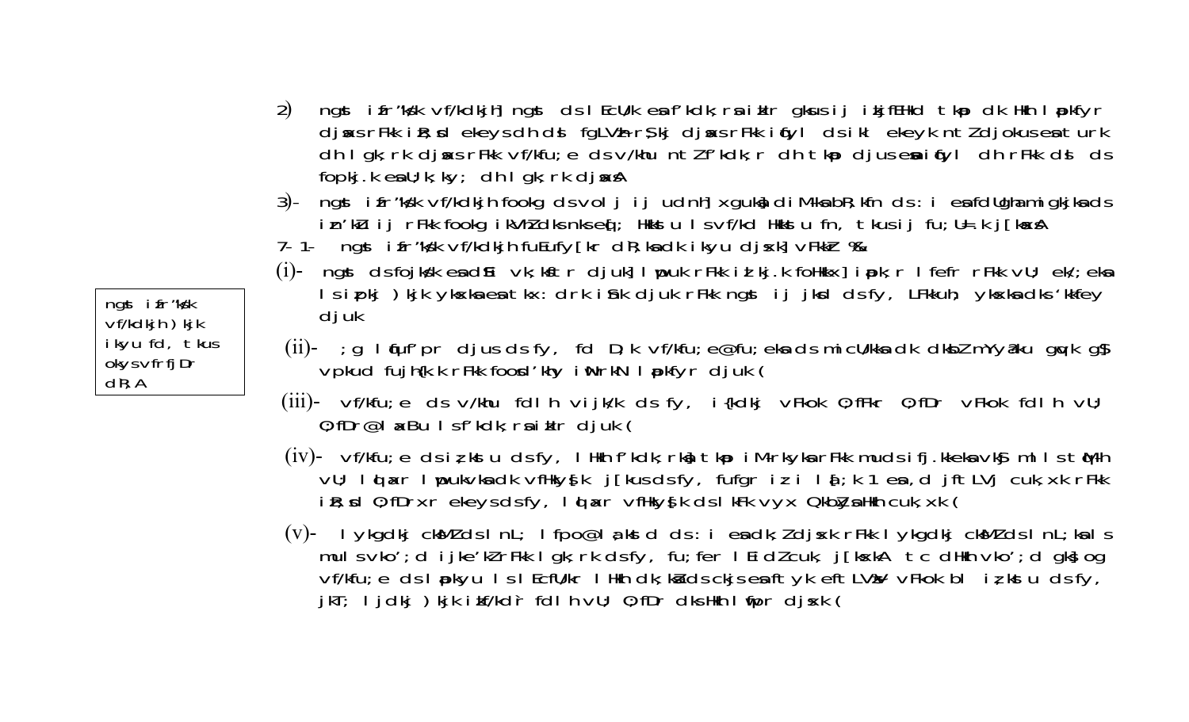2) ngs ifr'kksk vf/kdkjh] ngs ds lEcU/k esa f'kdk;rsa izkIr gksus ij izkjfEHkd tkap dk Hkh lapkfyr djsaxs rFkk ik;s x;s ekeys dh ds fgLVh-rS;kj djsaxs rFkk ifqfyl ds ikl ekeyk ntZ djokus esa turk dh lgk;rk djsaxs rFkk vf/kfu;e ds v/khu ntZ f'kdk;r dh tkap djus esa ifqfyl dh rFkk ds ds fopkj.k esa U;k;ky; dh lgk;rk djsaxsA

3)- ngs ifr'kksk vf/kdkjh fookg ds volj ij udn] xguksa] diM+ksa bR;kfn ds :i esa fdlh Hkh izdkj ds izn'kZu ij rFkk fookg ikVhZ dks nsus;s{q; Hkkstu lsvf/kd Hkkstu fn, tkus ij fu;U=.k j[ksaxsA

7-1- ngs ifr'kksk vf/kdkjh fuEufyf[kr dk;ksZa dk ikyu djsxk] vFkkZr %&

> ngs ifr'kksk vf/kdkjh )kjk ikyu fd, tkus okys vfrfjDr dk;ZA

(i)- ngs ds fojks/k esa dksbZ vk;kstu djuk] lwpuk rFkk izf'k{k.k foHkkx] iapk;r lfefr rFkk vU; ek/;eksa ls izpkj )kjk yksxksa esa tkx:drk iSnk djuk rFkk ngs ij jksd ds fy, LFkkuh; yksxksa dks 'kkfey djuk

(ii)- ;g lqfuf'pr djus ds fy, fd D;k vf/kfu;e@fu;eksa ds mica/kksa dk dkbZ mYya?ku gqvk gS vpkud fujh{k.k rFkk foodsl'kh; iNrkN lapkfyr djuk (

(iii)- vf/kfu;e ds v/khu fdlh vijk/k ds fy, i{kdkj vFkok O;fFkr O;fDr vFkok fdlh vU; O;fDr@laxBu ls f'kdk;rsa izkIr djuk (

(iv)- vf/kfu;e ds izorZu ds fy, lHkh f'kdk;rksa] tkap iMrkyksa rFkk mudsifj.kkeksa vkSj mlls lEcfU/kr vU; lqlaxr lwpukvksa dk vfHkys[k j[kus ds fy, fufgr izi= ¼;k 1 esa ,d jftLVj cuk, j[kuk rFkk ik;s x, O;fDrxr ekeyksa ds fy, lqlaxr vfHkys[k ds lkFk vyx Qkbysa Hkh cuk;s j[kuk (

(v)- lykgdkj cksMZ ds lnL; lfpo@la;kstd ds :i esa dk;Z djsxk rFkk lykgdkj cksMZ ds lnL;ksa ls muls vko';d ijke'kZ rFkk lgk;rk ds fy, fu;fer lEidZ cuk, j[ksxkA tc dHkh vko';d gks] og vf/kfu;e ds lapkyu ls lEcfU/kr lHkh dk;ksZa ds ckjs esa ftyk eftLVªsV vFkok bl iz;ktu ds fy, jkT; ljdkj )kjk izkf/kd`r fdlh vU; O;fDr dks Hkh lwfpr djsxk (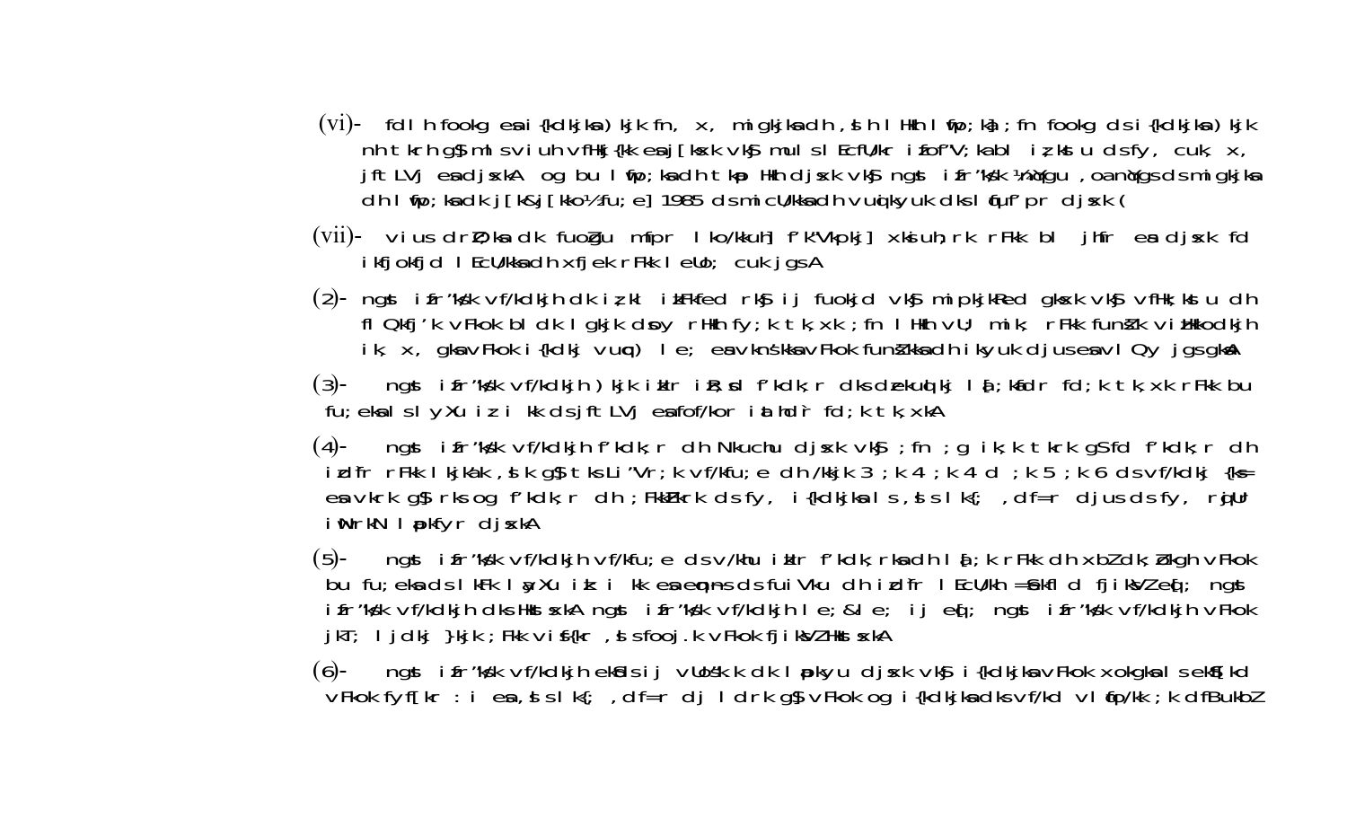(vi)- fdlh fookg esa i{kdkjksa }kjk fn, x, migkjksa dh ,slh lHkh lwph;ka ;fn fookg ds i{kdkjksa }kjk nh tkrh g$ ml s viuh vfHkj{kk esa j[ksxk vk$ mu lcds lEcU/k esa ifof"V;ka bl iz;kstu ds fy, cuk, x, jftLVj esa djsxkA og bu lwph;ksa dh tkap Hkh djsxk vk$ ngst ifr'k/k ¼nkgsu ,oa nqYgs ds migkjksa dh lwph;ksa dk j[k&j[kko½ fu;e] 1985 ds micU/kksa dh vuqikyuk dks lqfuf'pr djsxk(

(vii)- vius drZO;ksa dk fuoZgu mfpr lko/kkuh] f'k"Vkpkj] xksiuh;rk rFkk bl jhfr esa djsxk fd ikfjokfjd lEcU/kksa dh xfjek rFkk lEeku cuk jgsA

(2)- ngst ifr'k/k vf/kdkjh dk iz;kl iRFkfed rkSj ij fuokjd vkSj mipkjkRed gksxk vkSj vfHk;kstu dh fl Qkfj'k vFkok bl dk lgkjk dsoy rHkh fy;k tk,xk ;fn lHkh vU; mik; rFkk funsZ'k viHkkodkjh ik, x, gksa vFkok i{kdkj vuq) le; esa vknsÓksa vFkok funsZ'kksa dh ikyuk djus esa vlQy jgs gksaA

(3)- ngst ifr'k/k vf/kdkjh }kjk iLrqr iR;sd f'kdk;r dks dzekuqlkj lqa;kstr fd;k tk,xk rFkk bu fu;eksa ls layXu iz i= dks jftLVj esa ofof/kor iaftd`r fd;k tk,xkA

(4)- ngst ifr'k/k vf/kdkjh f'kdk;r dh Nkuchu djsxk vkSj ;fn ;g ik;k tkrk gSfd f'kdk;r dh izd`fr rFkk lkjHkwr ,sls g$ tks Li"Vr;k vf/kfu;e dh /kkjk 3 ;k 4 ;k 4d ;k 5 ;k 6 ds vf/kdkj {ks= esa vkrk g$ rks og f'kdk;r dh ;FkkZFkrk ds fy, i{kdkjksa ls ,sls lk{; ,df=r djus ds fy, rqjUr iwNrkN lapkfyr djsxkA

(5)- ngst ifr'k/k vf/kdkjh vf/kfu;e ds v/khu iLrqr f'kdk;rksa dh lqa;k rFkk dh xbZ dk;ZokgZh vFkok bu fu;eksa ds lkFk layXu iz i= esa ekufp= ds fuiVku dh izd`fr lEcU/kh =Sekfld fjiksVZ eq[; ngst ifr'k/k vf/kdkjh dks Hkstsxk A ngst ifr'k/k vf/kdkjh le;&le; ij eq[; ngst ifr'k/k vf/kdkjh vFkok jkT; ljdkj }kjk ;Fkk vis{kr ,slh foojf.k;k vFkok fjiksVZ Hkstsxk A

(6)- ngst ifr'k/k vf/kdkjh ekeys ij vfUre fu.kZ; dk lapkyu djsxk vkSj i{kdkjksa vFkok xokgksa ls ekSf[kd vFkok fyf[kr :i esa ,sls lk{; ,df=r dj ldrk g$ vFkok og i{kdkjksa dks vf/kd vlqfo/kk ;k dfBukbZ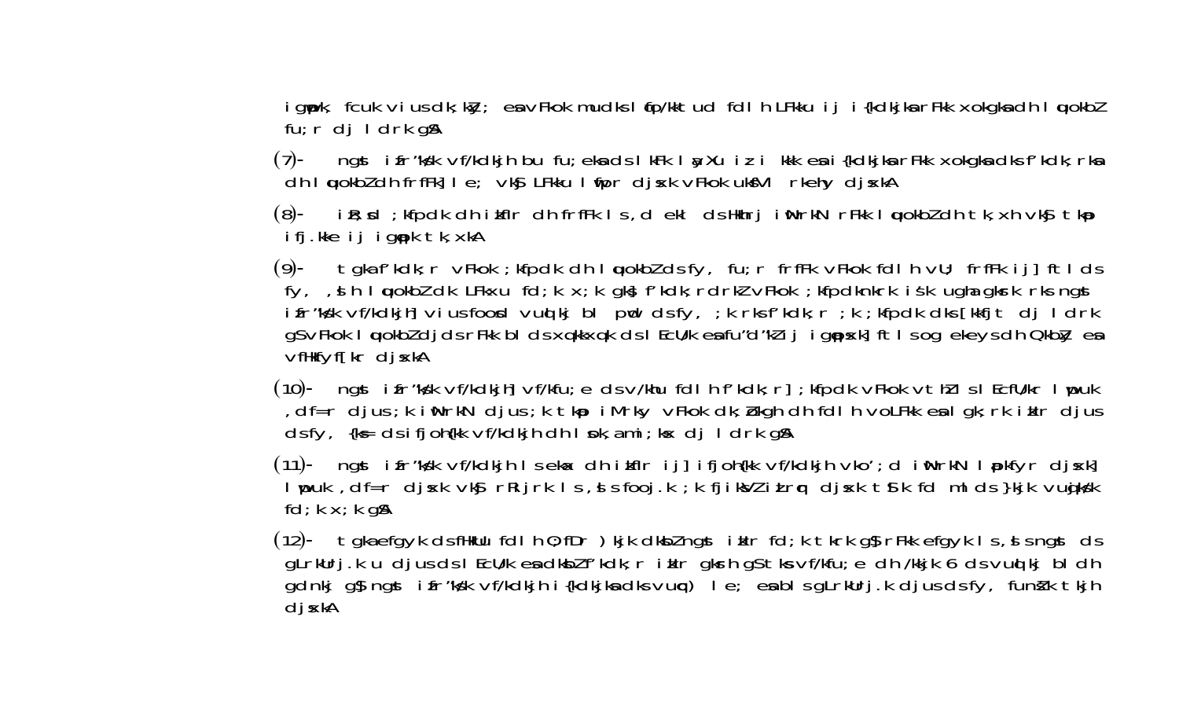igpkuk, fcuk viusdk;kZy; esa vFkok mudks lfpo/kkstud fdlh LFkku ij i{kdkjksa rFkk xokgksa dh lquokbZ fu;r dj ldrk gSA

(7)- ngst ifr'kksk vf/kdkjh bu fu;eksa ds lkFk layXu iz i= [k esa i{kdkjksa rFkk xokgksa dks f'kdk;rksa dh lquokbZ dh frfFk] le; vkSj LFkku lwfpr djsxk vFkok uksfVl rkehy djsxkA

(8)- iR;sd ;kfpdk dh izfLrqr dh frfFk ls ,d ekl ds Hkhrj iwNrkN rFkk lquokbZ dh tk,xh vkSj tkap ifj.kke ij igqapk tk,xkA

(9)- tgka f'kdk;r vFkok ;kfpdk dh lquokbZ ds fy, fu;r frfFk vFkok fdlh vU; frfFk ij] ftl ds fy, ,sh lquokbZ dk LFkxu fd;k x;k gks] f'kdk;rdrkZ vFkok ;kfpdknkrk isk ugha gksrk rks ngst ifr'kksk vf/kdkjh] viusfoosd vuqlkj bl pwd ds fy, ;k rks f'kdk;r ;k ;kfpdk dks [kkfjt dj ldrk gS vFkok lquokbZ djds rFkk bl ds xq.kkxq.k ds lEcU/k esa fu"d"kZ ij igqapsxk] ftl sog ekeys dh Qkby esa vfHkfyf[kr djsxkA

(10)- ngst ifr'kksk vf/kdkjh] vf/kfu;e ds v/khu fdlh f'kdk;r] ;kfpdk vFkok vthZ ls lEcfU/kr lwpuk ,df=r djus ;k iwNrkN djus ;k tkap iMrky vFkok dk;ZokghdhfdlhvoLFkkesa lgk;rk izkIr djus ds fy, {ks= ds ifjoh{kk vf/kdkjh dh lsok,a mi;ksx dj ldrk gSA

(11)- ngst ifr'kksk vf/kdkjh lekus dh izfLr ij] ifjoh{kk vf/kdkjh vko';d iwNrkN lapkfyr djsxk] lwpuk ,df=r djsxk vkSj rRijrk ls ,sls fooj.k ;k fjiksVZ izLrqr djsxk tSlk fd mlds }kjk vuqjks/k fd;k x;k gSA

(12)- tgka efgyk ds fHkUu fdlh O;fDr }kjk dksbZ ngst izkIr fd;k tkrk gS rFkk efgyk ls ,sls ngst ds gLrkUrj.k u djus ds lEcU/k esa dksbZ f'kdk;r izkIr gksrh gS tks vf/kfu;e dh /kkjk 6 ds vuqlkj bl dh gdnkj gS] ngst ifr'kksk vf/kdkjh i{kdkjksa dks vuq) le; esa bls gLrkUrj.k djus ds fy, funsZ'k tkjh djsxkA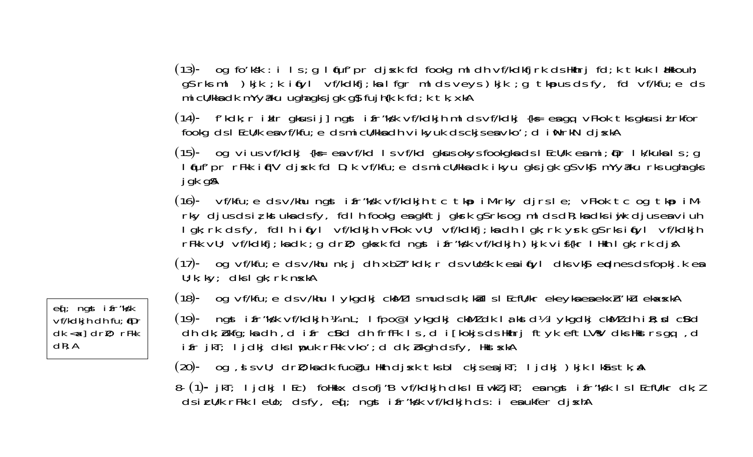(13)- og fo'ks"k :i ls ;g lqfuf'pr djsxk fd fookg mlds vf/kdkfjrk ds Hkhrj fd;k tkuk lEHkkouh; gS rks mlds }kjk ;k iqfyl vf/kdkfj;ksa ls fgr mlds veys }kjk ;g tkap djus ds fy, fd vf/kfu;e ds micU/kksa dk mYya?ku ugha gks jgk gS fujh{k.k fd;k tk,xkA

(14)- f'kdk;r izkIr gksus ij] ngst izfr"ks/k vf/kdkjh mlds vf/kdkj {ks= esa gq, vFkok tks gksus ij izLrkfor fookg ds lEcU/k esa vf/kfu;e ds micU/kksa ds vikyu ds ckjs esa vko';d iwNrkN djsxkA

(15)- og vius vf/kdkj {ks= esa vf/kd ls vf/kd gksus okys fookgksa ds lEcU/k esa mi;qDr lk/kuksa ls ;g lqfuf'pr rF; iqf"V djsxk fd D;k vf/kfu;e ds micU/kksa dk ikyu gks jgk gS vkSj mYya?ku rks ugha gks jgk gSA

(16)- vf/kfu;e ds v/khu ngst izfr"ks/k vf/kdkjh tc tkap iM+rky djrs le; vFkok tc og tkap iM+rky djus ds iz;kstuksa ds fy, fdlh fookg esa gkftj gksrk gS rks og mlds dk;Z ds ikyu djus esa viuh lgk;rk ds fy, fdlh iqfyl vf/kdkjh vFkok vU; vf/kdkfj;ksa dh lgk;rk ys ldrk gS rks iqfyl vf/kdkjh rFkk vU; vf/kdkfj;ksa dk ;g drZO; gksxk fd ngst izfr"ks/k vf/kdkjh }kjk vis{kr lHkh lgk;rk djsA

(17)- og vf/kfu;e ds v/khu nk;j dh xbZ f'kdk;r ds vuqlj.k esa iqfyl dks vkSj eqdnes ds fopkj.k esa U;k;ky; dks lgk;rk nsxkA

(18)- og vf/kfu;e ds v/khu lykgdkj cksMZ ds lnL;ksa ds lkFk lEcfU/kr ekeyksa esa ekxZn'kZu ekaxsxkA

(19)- ngst izfr"ks/k vf/kdkjh ¼,nL; lfpo@lykgdkj cksMZ½ lykgdkj cksMZ dh iwoZorhZ cSBd dh dk;Zokfg;ksa dh ,d izfr cSBd dh frfFk ls ,d i[kokM+s ds Hkhrj ftyk eftLVsªV dks Hkstrs gq, ,d izfr jkT; ljdkj dks lwpuk rFkk vko';d dk;Zokgh ds fy, HkstsxkA

eq[; ngst izfr"ks/k vf/kdkjh dh fu;qfDr dk <kapk] drZO; rFkk dk;ZA

(20)- og ,sls vU; drZO;ksa dk fuoZgu Hkh djsxk tks bl ckjs esa jkT; ljdkj }kjk lkSais tk,aA

8-(1)- jkT; ljdkj lEc) foHkkx ds ofj"B vf/kdkjh dks lEiw.kZ jkT; esa ngst izfr"ks/k ls lEcfU/kr dk;Z ds iz;kstu rFkk leUo; ds fy, eq[; ngst izfr"ks/k vf/kdkjh ds :i esa ukfer djsxhA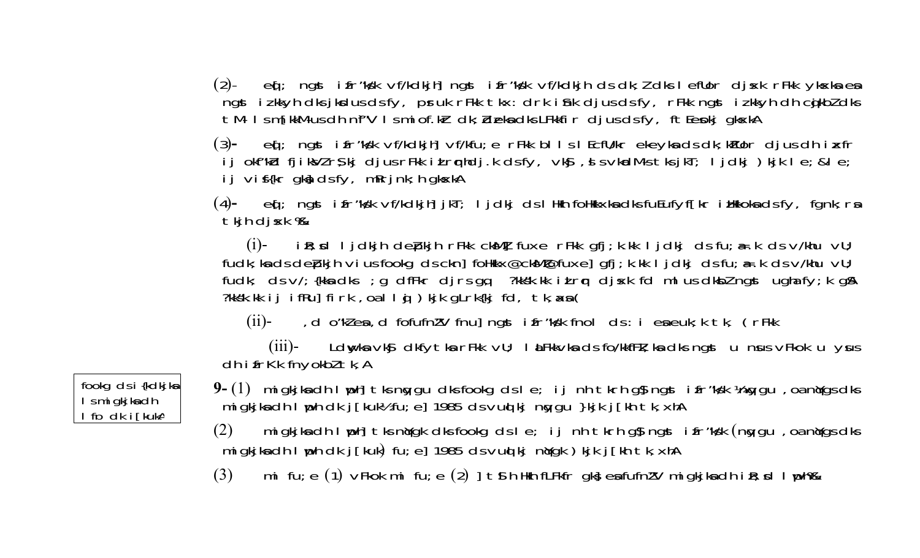(2)- e[;; ngs ifr'k;k vf/kdkjh] ngs ifr'k;k vf/kdkjh ds dk;Zdks lefUor djsxk rFkk ykxksa esa ngs izFkk dh dksjksdus ds fy, psruk rFkk tkx:drk iSnk djus ds fy, rFkk ngs izFkk dh cqjkbZ dks tM+ ls mUewfyr djus dh n`f"V ls mi;qDr dk;ZØeksa dks LFkkfir djus ds fy, ftEesnkj gksxkA

(3)- e[;; ngs ifr'k;k vf/kdkjh] vf/kfu;e rFkk blls lEcfU/kr eksa ds dk;kZUo;u djus dh izxfr ij okf"kZd fjiksVZ rS;kj djsxk rFkk izLrqr djus ds fy, vkSj ,sls vU; lwpuk tks jkT; ljdkj ) kjk le;&le; ij vis{kr gks] dsfy, mRrjnk;h gksxkA

(4)- e[;; ngs ifr'k;k vf/kdkjh] jkT; ljdkj ds lHkh foHkkxksa ds fuEufyf[kr izHkkoksa ds fy, fgnk;rsa tkjh djsxk %&

(i)- izR;sd ljdkjh deZpkjh rFkk ckWMZ fuxe rFkk gfj;k.kk ljdkj ds fu;a=.k ds v/khu vU; fudk;ksa ds deZpkjh vius fookg ds cknfoHkkx@ckWMZ@fuxe] gfj;k.kk ljdkj ds fu;a=.k ds v/khu vU; fudk; ds v/;{kksa dks ;g dFkr djrs gq, ?kks"k.kk izLrqr djsxk fd mlus dksbZ ngs ugha fy;k gSA ?kks"k.kk ij ifRu] firk ,oa llqj ) kjk gLrk{kj fd, tk,axsa(

(ii)- ,d o'kZ esa ,d fofufnZ"V fnu] ngs ifr'k;k fnol ds :i esa euk;k tk, ( rFkk

(iii)- Ldwyksa vkSj dkfytksa rFkk vU; laLFkkvksa ds fo/kkfFkZ;ksa dks ngs u nsus vFkok u ysus dh ifrKk fnyokbZ tk,A

fookg ds i{kdkjksa ls migkjksa dh lwph ds fo dk j[kuk

9- (1) migkjksa dh lwph] tks nqYgu dks fookg ds le; ij nh tkrh g$ ngs ifr'k;k ¼nqYgu ,oa nqYgs dks migkjksa dh lwph dk j[kuk½ fu;e] 1985 ds vuqlkj nqYgu }kjk j[kh tk,xhA

(2) migkjksa dh lwph] tks nqYgk dks fookg ds le; ij nh tkrh g$ ngs ifr'k;k (nqYgu ,oa nqYgs dks migkjksa dh lwph dk j[kuk) fu;e] 1985 ds vuqlkj nqYgk ) kjk j[kh tk,xhA

(3) mi fu;e (1) vFkok mi fu;e (2) ] tSlh Hkh fLFkfr gks] esa fufnZ"V migkjksa dh izR;sd lwph %&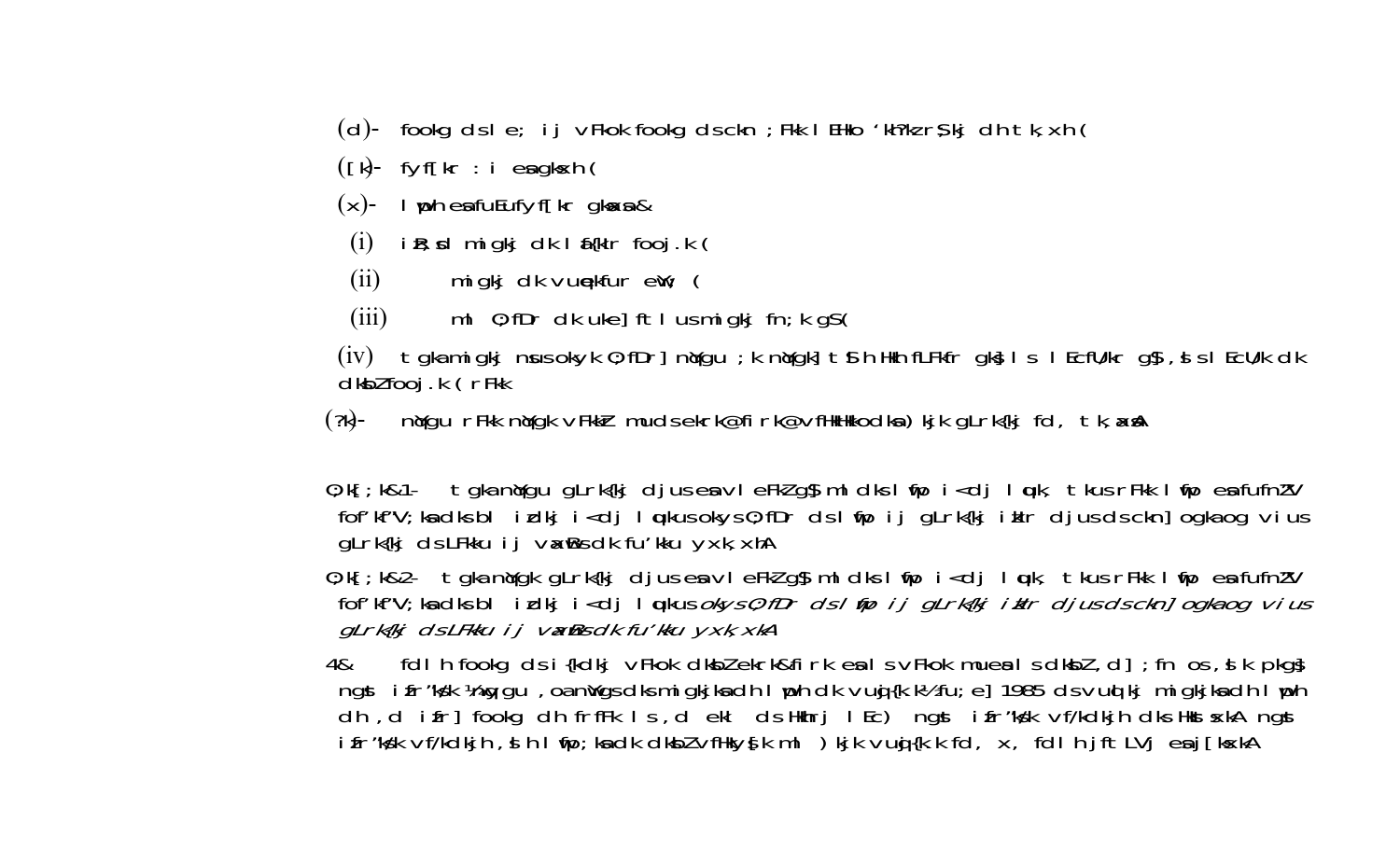(d)- foookg dsl e; ij vFkok foookg dsckn ;Fkk l EHko 'kh?kzrk] Sk j dh tk, xh (

([k)- fyf[kr :i eagksxh (

(x)- l ppeh esafuEufyf[kr gksaxs&

(i) iR;sd migkj dk l af{kIr fooj.k (

(ii) migkj dk vuepkfur eW; (

(iii) ml O;fDr dk uke] ftl usmigkj fn;k gS(

(iv) tgkamigkj nsusokyk O;fDr] nYgu ;k nYgk] tSl h Hkh fLFkfr gks] l s l EcfU/kr gS ,slsl EcU/k dk dkbZfooj.k (rFkk

(?k)- nYgu rFkk nYgk vFkok mudsekrk@firk@vfHkHkkodka) kjk gLrk{kj fd, tk,axsA

O;k[;k&1- tgkanYgu gLrk{kj djusesavleFkZgS mldksl woh i<dj l quk, tkusrFkk l woh esafufnZV fof'kf"V;ksadksbl i zdkj i<dj l qukusokysO;fDr dsl woh ij gLrk{kj iKIr djusdsckn] ogkaog vius gLrk{kj dsLFkku ij vaxWsdk fu'kku yxk,xhA

O;k[;k&2- tgkanYgk gLrk{kj djusesavleFkZgS mldksl woh i<dj l quk, tkusrFkk l woh esafufnZV fof'kf"V;ksadksbl i zdkj i<dj l qukus*okysO;fDr dsl woh ij gLrk{kj iKIr djusdsckn] ogkaog vius gLrk{kj dsLFkku ij vaxWsdk fu'kku yxk,xkA*

4& fdl h foookg dsi {kdkj vFkok dkbZekrk&firk eal svFkok mueal sdkbZ,d] ;fn os,\$k pkgs\$ ngst ifr'kk ½fu"k\$/k½ fu;e] 1985 dsvuq{kj migkjkadh lph dk vuq{k'½fu;e] 1985 dsvuq{kj migkjkadh l wph dh ,d ifr] foookg dh frfFk l s,d ekl dsHkhrj l Ec) ngst ifr'kk vf/kdkjh dks HkstsxkA ngst ifr'kk vf/kdkjh ,sh l woh;ksadk dkbZ vfHkys[k mls )kjk vuq{k fd, x, fdl h jftLVj eaj[ksxkA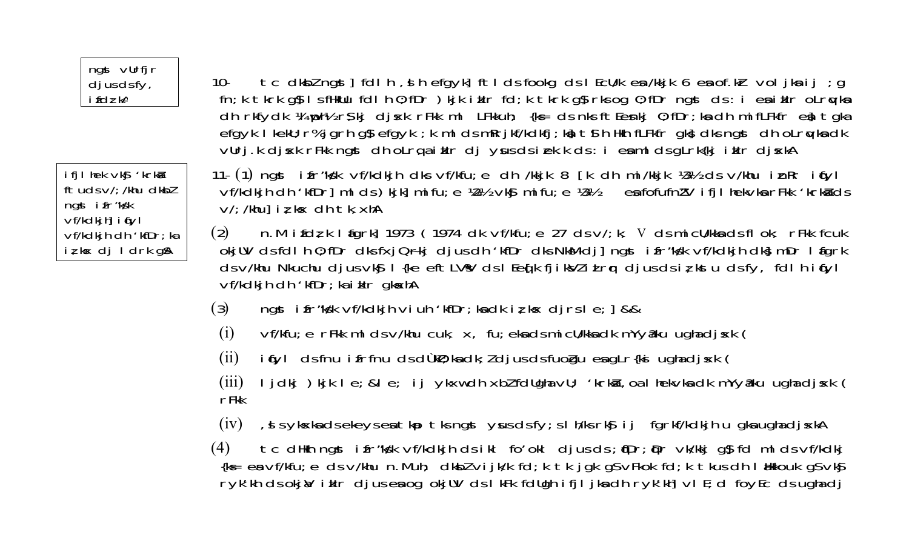ngst vUrfjr djus ds fy, ifdz;kA

10- tc dkbZ ngst ] fdlh ,s h efgyk] ftl ds fookg ds lEcU/k esa /kkjk 6 esa of.kZ vo/kj.kk ij ;g fn;k tkrk g\$ ls fHkUu fdlh O;fDr )kjk ikIr fd;k tkrk g\$ rks og O;fDr ngst ds :i esa ikIr oLrqvksa dh rkfydk ¼pkgs½ rS;kj djsxk rFkk ml LFkkuh; {ks= ds nks ftEesnkj O;fDr;ksa dh mifLFkfr esa] tgka efgyk lkekU;r% jgrh g\$ efgyk ;k mlds mRrjkf/kdkfj;ksa] t\$ h Hkh fLFkfr gks] dks ngst dh oLrqvksa dk vUrj.k djsxk rFkk ngst dh oLrq,a ikIr dj yus ds izek.k ds :i esa mlds gLrk{kj ikIr djsxkA

ifjlhek vkS 'kfDr;ka ftu ds v/;/khu dkbZ ngst ifr'k\$k vf/kdkjh] ifqyl vf/kdkjh dh 'kfDr;ka iz;ksx dj ldrk g\$A

11- (1) ngst ifr'k\$k vf/kdkjh dks vf/kfu;e dh /kkjk 8 [k dh mi/kkjk ¼3½ ds v/khu iznRr ifqyl vf/kdkjh dh 'kfDr] mlds )kjk] mifu;e ¼2½ vkS mifu;e ¼3½ esa ofofufnZ"V ifjlhek vksa rFkk 'krkZsa ds v/;/khu] iz;ksx dh tk,xhA

(2) n.M ifdz;k lafgrk] 1973 ¼1974 dk vf/kfu;e 27 ds v/;k; V ds micU/kksa ds flok; rFkk fcuk okjUV ds fdlh O;fDr dks fxjQ~rkj djus dh 'kfDr dks NksM+dj] ngst ifr'k\$k vf/kdkjh dks mDr lafgrk ds v/khu Nkuchu djus vkS l{ke eftLVªsV ds lEe{k fjiksVZ izLrqr djus ds iz;kstu ds fy, fdlh ifqyl vf/kdkjh dh 'kfDr;ka ikIr gksaxhA

(3) ngst ifr'k\$k vf/kdkjh viuh 'kfDr;ksa dk iz;ksx djrs le;] &&

(i) vf/kfu;e rFkk ml ds v/khu cuk, x, fu;eksa ds micU/kksa dk mYya?ku ugha djsxk (

(ii) ifqyl ds fnu ifrfnu ds dÙkZO;ksa dk ;Z djus ds fuoZgu esa gLr{ksi ugha djsxk (

(iii) ljdkj )kjk le;&le; ij ykxw dh xbZ fdlh gh vU; 'krkZs ,oa lhekvksa dk mYya?ku ugha djsxk ( rFkk

(iv) ,sls ykxksa ds ekeyksa esa tkap tks ngst ysus ds fy;s lh/ks rkSj ij fgrkf/kdkjh u gksa ugha djsxkA

(4) tc dHkh ngst ifr'k\$k vf/kdkjh ds ikl fo'okl djus ds ;fDr;qDr vk/kkj g\$ fd ml ds vf/kdkj {ks= esa vf/kfu;e ds v/khu n.Muh; dkbZ vijk/k fd;k tk jgk gS vFkok fd;k tkus dh laHkkouk gS vkS ryk'kh ds okjaV ikIr djus esa og okjUV ds lkFk fdlh ifjljksa dh ryk'kh] vlE;d foyEc ds ugha dj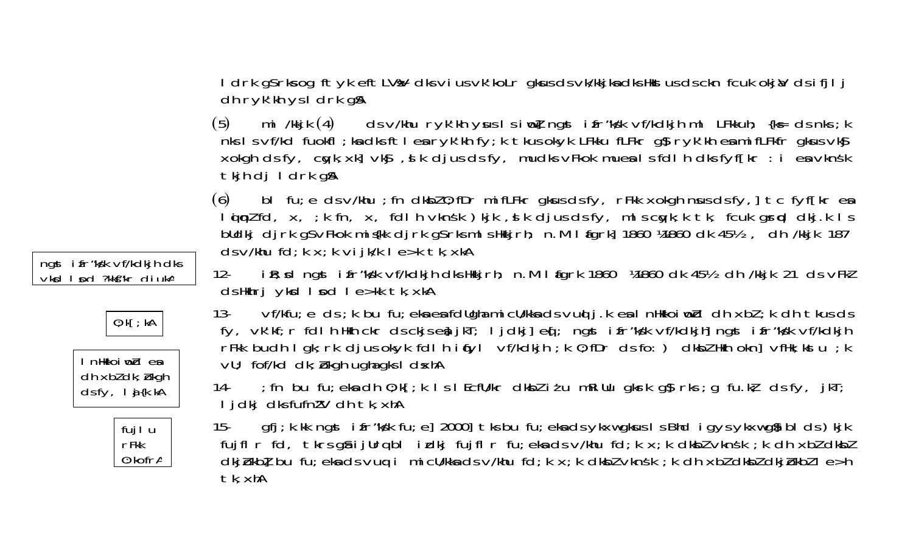ldrk gSrksog ftyk eftLVªsV dks viusvk'koLr gksusdsvk/kkj ksadksHkh usdscknfcuk okjaV dsifjlj dhrykf'khysldrk gSA

(5) mi /kkjk (4) dsv/khu rykf'kh yusls iwoZ ngst ifr"kS/k vf/kdkjh mlLFkkuh; {ks= dsnks;k nksls vf/kd fuokfl;ksadksftlesarykf'kh fy;k tkusokyk LFkku fLFkr gS] rykf'kh esamifLFkfr gksusvkSj xokgh dsfy, cqyk,xk] vkSj ,sk djusdsfy, mudksvFkok muesals fdlh dksfyf[kr :i esavknsk tkjh dj ldrk gSA

(6) bl fu;e dsv/khu ;fn dksbZO;fDr mifLFkr gksusdsfy, rFkk xokgh nsusdsfy,] tc fyf[kr esa lqpuk Zfd, x, ;k fn, x, fdlh vknsk )kjk ,sk djusdsfy, mlscqyk;k tk, fcuk gsrqd dkj.k ls bUdkj djrk gSvFkok mis{kk djrk gSrksmlsHkkjrh; n.M lafgrk] 1860 ¼1860 dk 45½ , dh /kkjk 187 dsv/khu fd;k x;k vijk/k le>k tk,xkA

ngst ifr'kS/k vf/kdkjh dks vkosnu ?kks"kr djuk

12- iR;sd ngst ifr'kS/k vf/kdkjh dksHkkjrh; n.M lafgrk 1860 ¼1860 dk 45½ dh /kkjk 21 dsvFkZ dsHkhrj yksd lsod le>k tk,xkA

O;kf[;kA

lnHkkoiwoZl esa dh xbZdk;Zokgh dsfy, lja{k.kA

13- vf/kfu;e ds;k bu fu;eksaesafdUghamicU/kksadsvuqlj.k esalnHkkoiwoZd dh xbZ;k dh tkusds fy, vk'kf;r fdlh Hkh ckr dsckjseaj kT; ljdkj] eq[; ngst ifr"kS/k vf/kdkjh] ngst ifr"kS/k vf/kdkjh rFkk budh lgk;rk djusokyk fdlh ifyl vf/kdkjh ;k O;fDr dsfo:) dksbZHkh okn] vfHk;kstu ;k vU; fof/kd dk;Zokgh ugha gksldsxhA

fujlu rFkk O;kofrA

14- ;fn bu fu;eksadh O;k[;k ls lEcfU/kr dksbZiz'u mRiUu gksrk gS rks ;g fu.kZ; dsfy, jkT; ljdkj dksfufnZV dh tk,xhA

15- gfj;k.kk ngst ifr"kS/k fu;e] 2000] tksbu fu;eksadsykxwgksusls Bhd igysykxwgS] blds)kjk fujflr fd, tkrs gS% ijUrqbl izdkj fujflr fu;eksadsv/khu fd;k x;k dksbZvknsk ;k dh xbZdksbZ dkjZokbZ bu fu;eksadsvuqi micU/kksadsv/khu fd;k x;k dksbZvknsk ;k dh xbZdksbZdkjZokbZle>h tk,xhA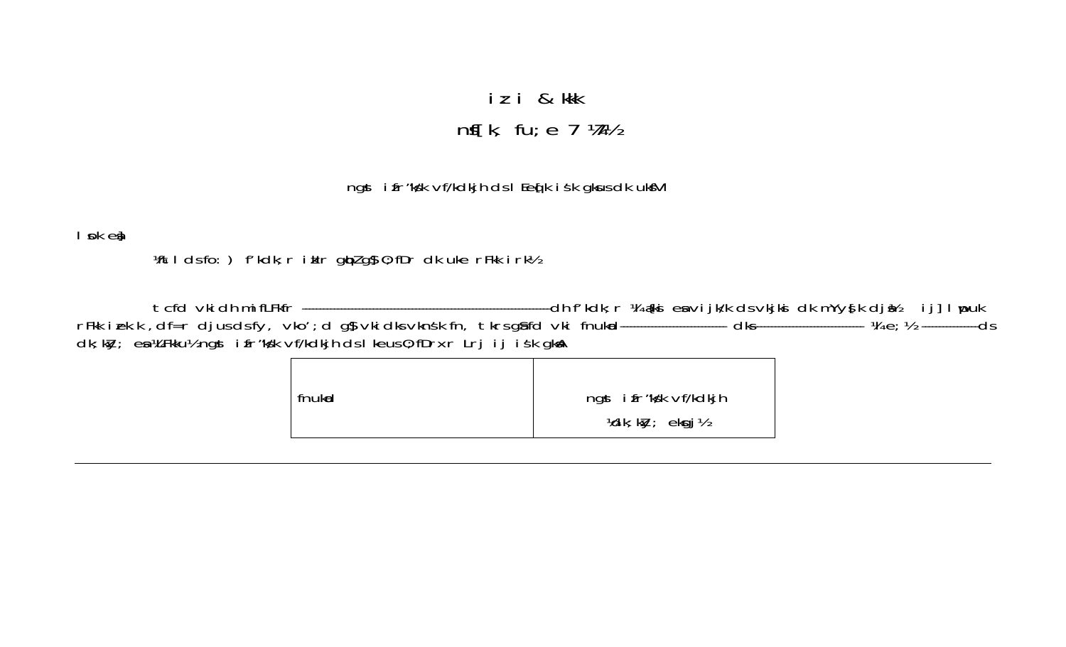izi & kkk

ns[k, fu;e 7 ¼4½

ngst izfr'kks/k vf/kdkjh ds lEcU/k iśk gksusdk uksfVl

lsok eas]

¼ftu dsfo: ) f'kdk;r iztr gqbZ g\$ ,fDr dk uke rFkk irk½

tcfd vki dh mifLFkfr ------------------------------------------dh f'kdk;r ¼'kks"k eas vijk/k ds vkjksi dk mYy[k djsa½ ij] l puk rFkk izek.k dh=r djusdsfy, vko';d g\$ vki dksvkns'k fn, tkrsgSafd vki fnukad------------------ dks------------------ ¼e;½ ----------ds dk;kZy; esa ¼LFkku½ ngst izfr'kks/k vf/kdkjh ds le{k mifLFkr ij iśk gksaA

| fnukad | ngst izfr'kks/k vf/kdkjh ¼dk;kZy; eqgj½ |
|---|---|

---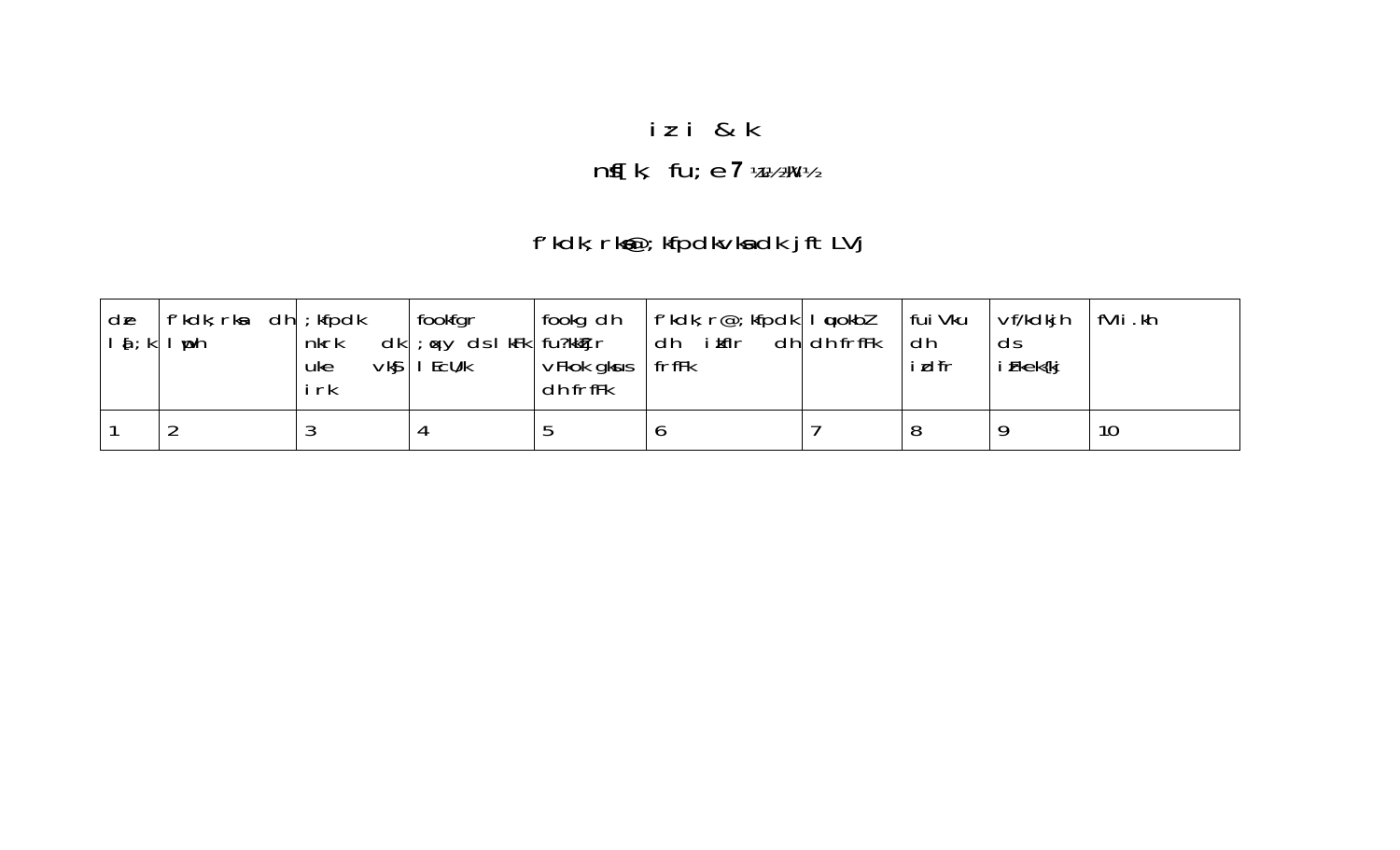# izi & k

## ns[k; fu;e 7 ¼1½¼v½

### f'kdk;rksa@;kfpdkvksa dk jftLVj

| dze la[;k | f'kdk;rksa dh la[;k | ;kfpdk nkrk dk uke vkSj irk | fookfgr ;qxy ds lacU/k | fookg dh fu?kkZfjr vFkok gksus dh frfFk | f'kdk;r@;kfpdk dh izkfIr dh frfFk | lquokbZ dh frfFk | fuiVkus dh izd`fr | vf/kdkjh ds iznkek{kj | fVIi.kh |
|---|---|---|---|---|---|---|---|---|---|
| 1 | 2 | 3 | 4 | 5 | 6 | 7 | 8 | 9 | 10 |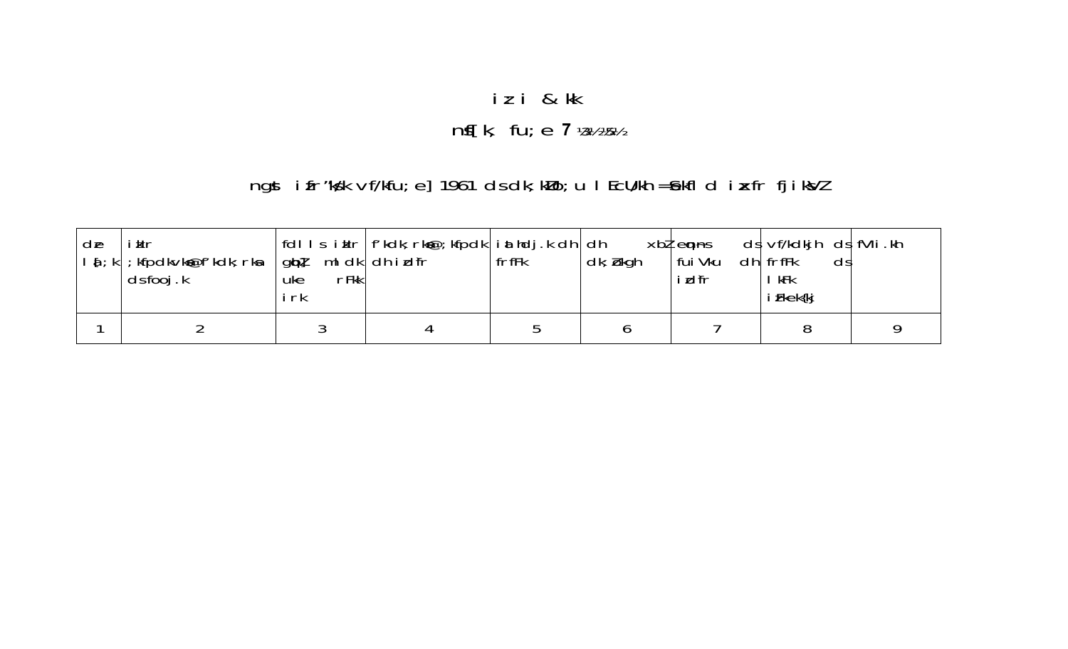# iz i & kk

## nsf[k, fu;e 7 ¼3½¼2½¼5½

### ngst izfr"k/k vf/kfu;e] 1961 ds dk;kZUo;u lEcU/kh =Sekfld izxfr fjiksVZ

| dze la[;k | izkIr ;kfpdkvksa@f'kdk;rksa dsfooj.k | fdlls izkIr gqbZ mldk uke rFkk irk | f'kdk;rksa@;kfpdk dh izd`fr | izLrhdj.k dh frfFk | dh xbZ dk;Zokgh | eqdnesa ds fuiVku dh izd`fr | vf/kdkjh ds frfFk ds lkFk iz{kek{kj | fVIi.kh |
|---|---|---|---|---|---|---|---|---|
| 1 | 2 | 3 | 4 | 5 | 6 | 7 | 8 | 9 |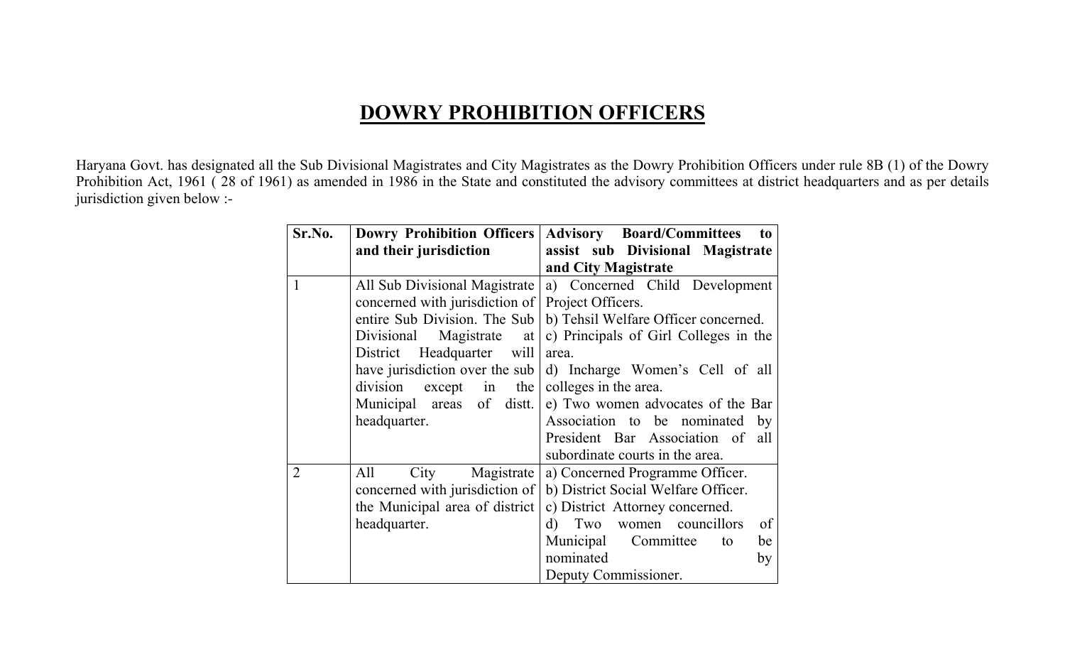# DOWRY PROHIBITION OFFICERS

Haryana Govt. has designated all the Sub Divisional Magistrates and City Magistrates as the Dowry Prohibition Officers under rule 8B (1) of the Dowry Prohibition Act, 1961 ( 28 of 1961) as amended in 1986 in the State and constituted the advisory committees at district headquarters and as per details jurisdiction given below :-

| Sr.No. | Dowry Prohibition Officers and their jurisdiction | Advisory Board/Committees to assist sub Divisional Magistrate and City Magistrate |
|---|---|---|
| 1 | All Sub Divisional Magistrate concerned with jurisdiction of entire Sub Division. The Sub Divisional Magistrate at District Headquarter will have jurisdiction over the sub division except in the Municipal areas of distt. headquarter. | a) Concerned Child Development Project Officers.<br>b) Tehsil Welfare Officer concerned.<br>c) Principals of Girl Colleges in the area.<br>d) Incharge Women's Cell of all colleges in the area.<br>e) Two women advocates of the Bar Association to be nominated by President Bar Association of all subordinate courts in the area. |
| 2 | All City Magistrate concerned with jurisdiction of the Municipal area of district headquarter. | a) Concerned Programme Officer.<br>b) District Social Welfare Officer.<br>c) District Attorney concerned.<br>d) Two women councillors of Municipal Committee to be nominated by Deputy Commissioner. |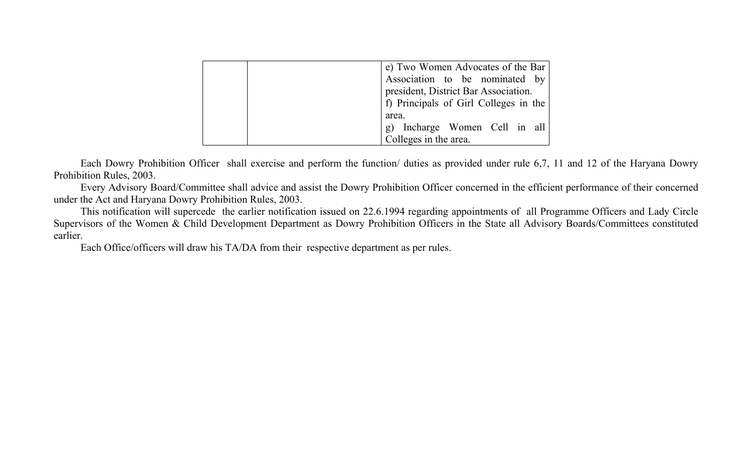|  |  | e) Two Women Advocates of the Bar Association to be nominated by president, District Bar Association.<br>f) Principals of Girl Colleges in the area.<br>g) Incharge Women Cell in all Colleges in the area. |
|---|---|---|

Each Dowry Prohibition Officer shall exercise and perform the function/ duties as provided under rule 6,7, 11 and 12 of the Haryana Dowry Prohibition Rules, 2003.

Every Advisory Board/Committee shall advice and assist the Dowry Prohibition Officer concerned in the efficient performance of their concerned under the Act and Haryana Dowry Prohibition Rules, 2003.

This notification will supercede the earlier notification issued on 22.6.1994 regarding appointments of all Programme Officers and Lady Circle Supervisors of the Women & Child Development Department as Dowry Prohibition Officers in the State all Advisory Boards/Committees constituted earlier.

Each Office/officers will draw his TA/DA from their respective department as per rules.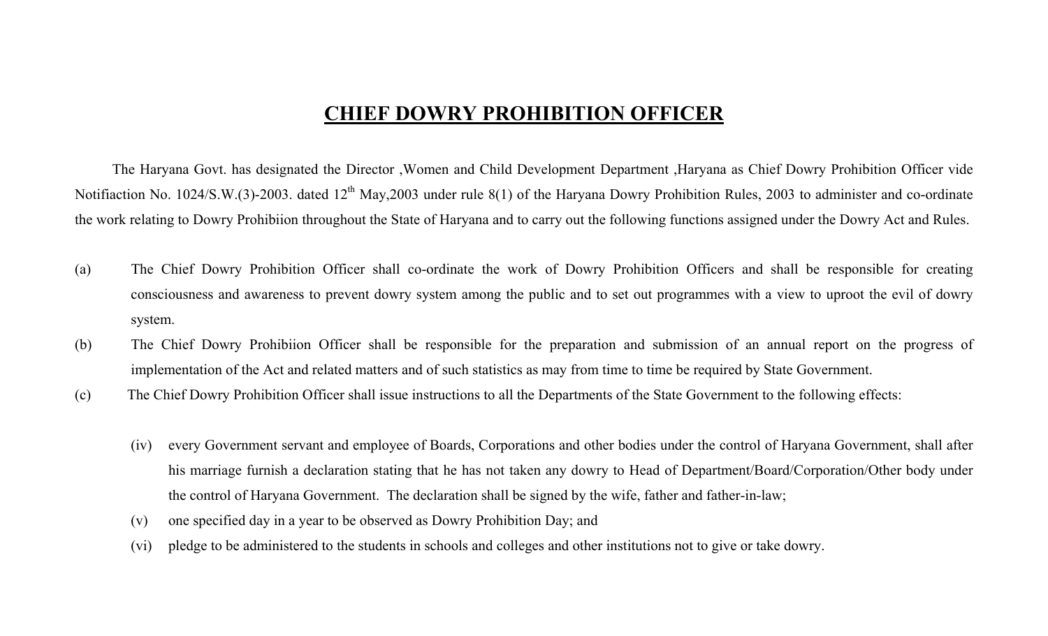# CHIEF DOWRY PROHIBITION OFFICER

The Haryana Govt. has designated the Director ,Women and Child Development Department ,Haryana as Chief Dowry Prohibition Officer vide Notifiaction No. 1024/S.W.(3)-2003. dated 12th May,2003 under rule 8(1) of the Haryana Dowry Prohibition Rules, 2003 to administer and co-ordinate the work relating to Dowry Prohibiion throughout the State of Haryana and to carry out the following functions assigned under the Dowry Act and Rules.

(a) The Chief Dowry Prohibition Officer shall co-ordinate the work of Dowry Prohibition Officers and shall be responsible for creating consciousness and awareness to prevent dowry system among the public and to set out programmes with a view to uproot the evil of dowry system.

(b) The Chief Dowry Prohibiion Officer shall be responsible for the preparation and submission of an annual report on the progress of implementation of the Act and related matters and of such statistics as may from time to time be required by State Government.

(c) The Chief Dowry Prohibition Officer shall issue instructions to all the Departments of the State Government to the following effects:

(iv) every Government servant and employee of Boards, Corporations and other bodies under the control of Haryana Government, shall after his marriage furnish a declaration stating that he has not taken any dowry to Head of Department/Board/Corporation/Other body under the control of Haryana Government. The declaration shall be signed by the wife, father and father-in-law;

(v) one specified day in a year to be observed as Dowry Prohibition Day; and

(vi) pledge to be administered to the students in schools and colleges and other institutions not to give or take dowry.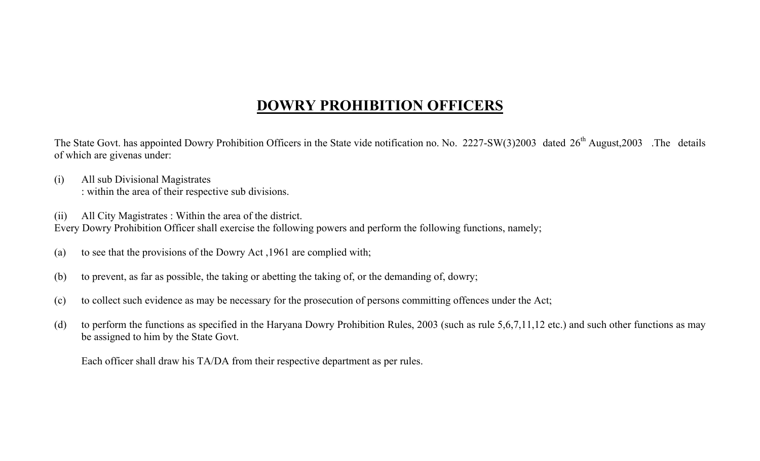# DOWRY PROHIBITION OFFICERS

The State Govt. has appointed Dowry Prohibition Officers in the State vide notification no. No. 2227-SW(3)2003 dated 26th August,2003 .The details of which are givenas under:

(i) All sub Divisional Magistrates
: within the area of their respective sub divisions.

(ii) All City Magistrates : Within the area of the district.
Every Dowry Prohibition Officer shall exercise the following powers and perform the following functions, namely;

(a) to see that the provisions of the Dowry Act ,1961 are complied with;

(b) to prevent, as far as possible, the taking or abetting the taking of, or the demanding of, dowry;

(c) to collect such evidence as may be necessary for the prosecution of persons committing offences under the Act;

(d) to perform the functions as specified in the Haryana Dowry Prohibition Rules, 2003 (such as rule 5,6,7,11,12 etc.) and such other functions as may be assigned to him by the State Govt.

Each officer shall draw his TA/DA from their respective department as per rules.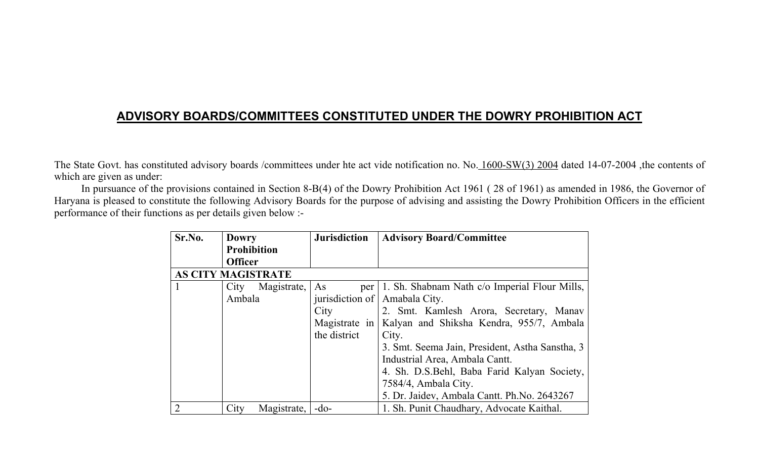# ADVISORY BOARDS/COMMITTEES CONSTITUTED UNDER THE DOWRY PROHIBITION ACT

The State Govt. has constituted advisory boards /committees under hte act vide notification no. No. 1600-SW(3) 2004 dated 14-07-2004 ,the contents of which are given as under:

In pursuance of the provisions contained in Section 8-B(4) of the Dowry Prohibition Act 1961 ( 28 of 1961) as amended in 1986, the Governor of Haryana is pleased to constitute the following Advisory Boards for the purpose of advising and assisting the Dowry Prohibition Officers in the efficient performance of their functions as per details given below :-

| Sr.No. | Dowry Prohibition Officer | Jurisdiction | Advisory Board/Committee |
|---|---|---|---|
| **AS CITY MAGISTRATE** | | | |
| 1 | City Magistrate, Ambala | As per jurisdiction of City Magistrate in the district | 1. Sh. Shabnam Nath c/o Imperial Flour Mills, Amabala City.<br>2. Smt. Kamlesh Arora, Secretary, Manav Kalyan and Shiksha Kendra, 955/7, Ambala City.<br>3. Smt. Seema Jain, President, Astha Sanstha, 3 Industrial Area, Ambala Cantt.<br>4. Sh. D.S.Behl, Baba Farid Kalyan Society, 7584/4, Ambala City.<br>5. Dr. Jaidev, Ambala Cantt. Ph.No. 2643267 |
| 2 | City Magistrate, | -do- | 1. Sh. Punit Chaudhary, Advocate Kaithal. |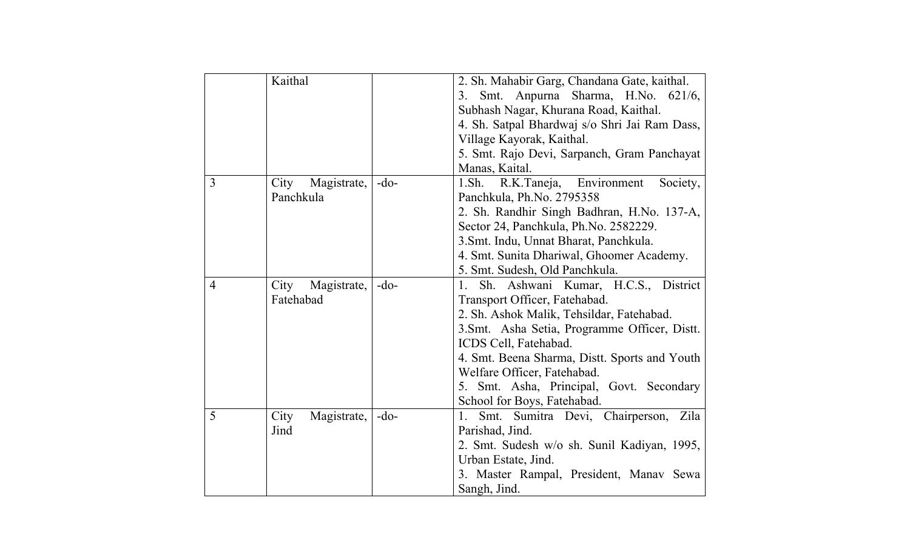|  |  |  |  |
|---|---|---|---|
|  | Kaithal |  | 2. Sh. Mahabir Garg, Chandana Gate, kaithal.<br>3. Smt. Anpurna Sharma, H.No. 621/6, Subhash Nagar, Khurana Road, Kaithal.<br>4. Sh. Satpal Bhardwaj s/o Shri Jai Ram Dass, Village Kayorak, Kaithal.<br>5. Smt. Rajo Devi, Sarpanch, Gram Panchayat Manas, Kaital. |
| 3 | City Magistrate, Panchkula | -do- | 1.Sh. R.K.Taneja, Environment Society, Panchkula, Ph.No. 2795358<br>2. Sh. Randhir Singh Badhran, H.No. 137-A, Sector 24, Panchkula, Ph.No. 2582229.<br>3.Smt. Indu, Unnat Bharat, Panchkula.<br>4. Smt. Sunita Dhariwal, Ghoomer Academy.<br>5. Smt. Sudesh, Old Panchkula. |
| 4 | City Magistrate, Fatehabad | -do- | 1. Sh. Ashwani Kumar, H.C.S., District Transport Officer, Fatehabad.<br>2. Sh. Ashok Malik, Tehsildar, Fatehabad.<br>3.Smt. Asha Setia, Programme Officer, Distt. ICDS Cell, Fatehabad.<br>4. Smt. Beena Sharma, Distt. Sports and Youth Welfare Officer, Fatehabad.<br>5. Smt. Asha, Principal, Govt. Secondary School for Boys, Fatehabad. |
| 5 | City Magistrate, Jind | -do- | 1. Smt. Sumitra Devi, Chairperson, Zila Parishad, Jind.<br>2. Smt. Sudesh w/o sh. Sunil Kadiyan, 1995, Urban Estate, Jind.<br>3. Master Rampal, President, Manav Sewa Sangh, Jind. |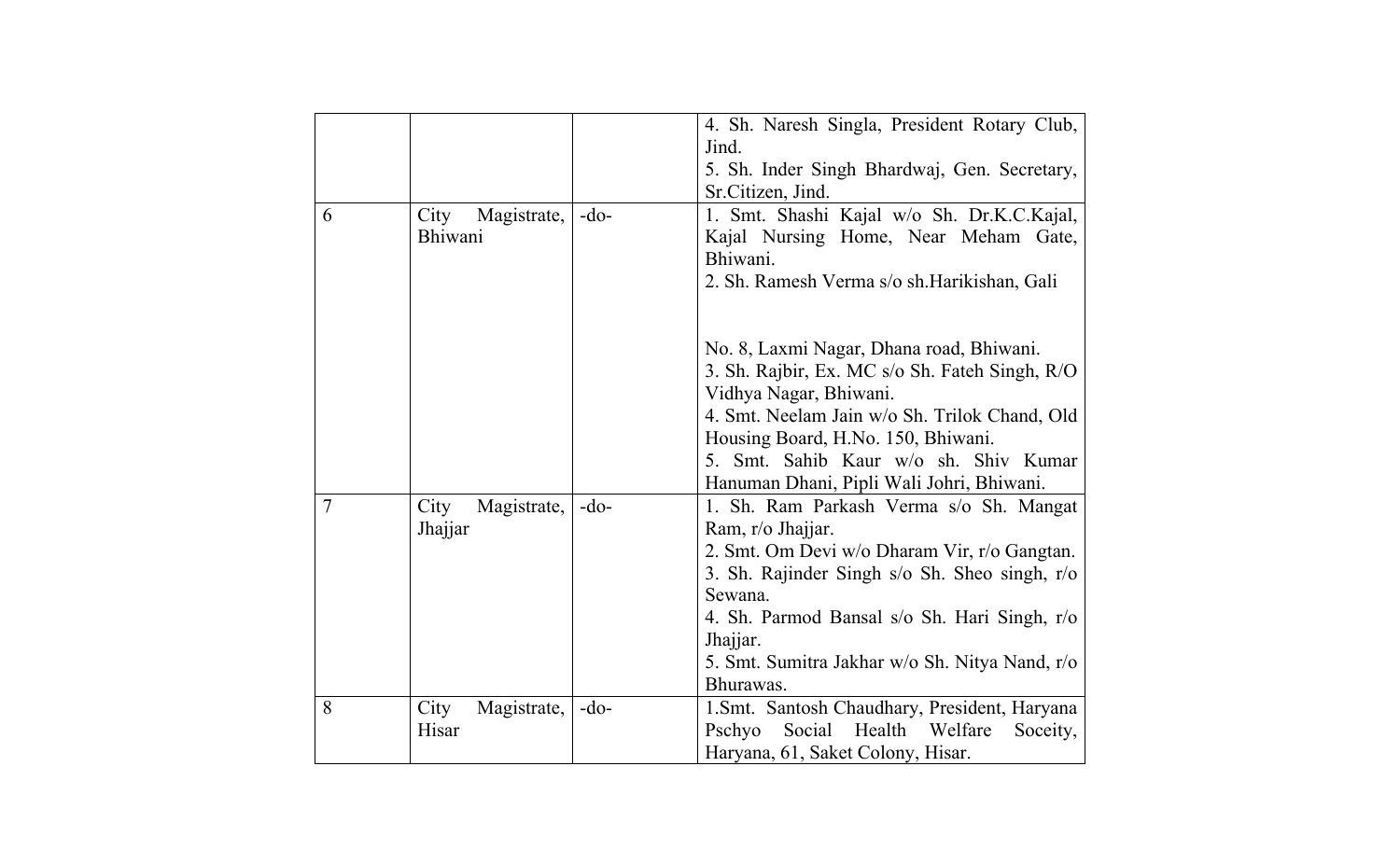| | | | |
|---|---|---|---|
| | | | 4. Sh. Naresh Singla, President Rotary Club, Jind.<br>5. Sh. Inder Singh Bhardwaj, Gen. Secretary, Sr.Citizen, Jind. |
| 6 | City Magistrate, Bhiwani | -do- | 1. Smt. Shashi Kajal w/o Sh. Dr.K.C.Kajal, Kajal Nursing Home, Near Meham Gate, Bhiwani.<br>2. Sh. Ramesh Verma s/o sh.Harikishan, Gali No. 8, Laxmi Nagar, Dhana road, Bhiwani.<br>3. Sh. Rajbir, Ex. MC s/o Sh. Fateh Singh, R/O Vidhya Nagar, Bhiwani.<br>4. Smt. Neelam Jain w/o Sh. Trilok Chand, Old Housing Board, H.No. 150, Bhiwani.<br>5. Smt. Sahib Kaur w/o sh. Shiv Kumar Hanuman Dhani, Pipli Wali Johri, Bhiwani. |
| 7 | City Magistrate, Jhajjar | -do- | 1. Sh. Ram Parkash Verma s/o Sh. Mangat Ram, r/o Jhajjar.<br>2. Smt. Om Devi w/o Dharam Vir, r/o Gangtan.<br>3. Sh. Rajinder Singh s/o Sh. Sheo singh, r/o Sewana.<br>4. Sh. Parmod Bansal s/o Sh. Hari Singh, r/o Jhajjar.<br>5. Smt. Sumitra Jakhar w/o Sh. Nitya Nand, r/o Bhurawas. |
| 8 | City Magistrate, Hisar | -do- | 1.Smt. Santosh Chaudhary, President, Haryana Pschyo Social Health Welfare Soceity, Haryana, 61, Saket Colony, Hisar. |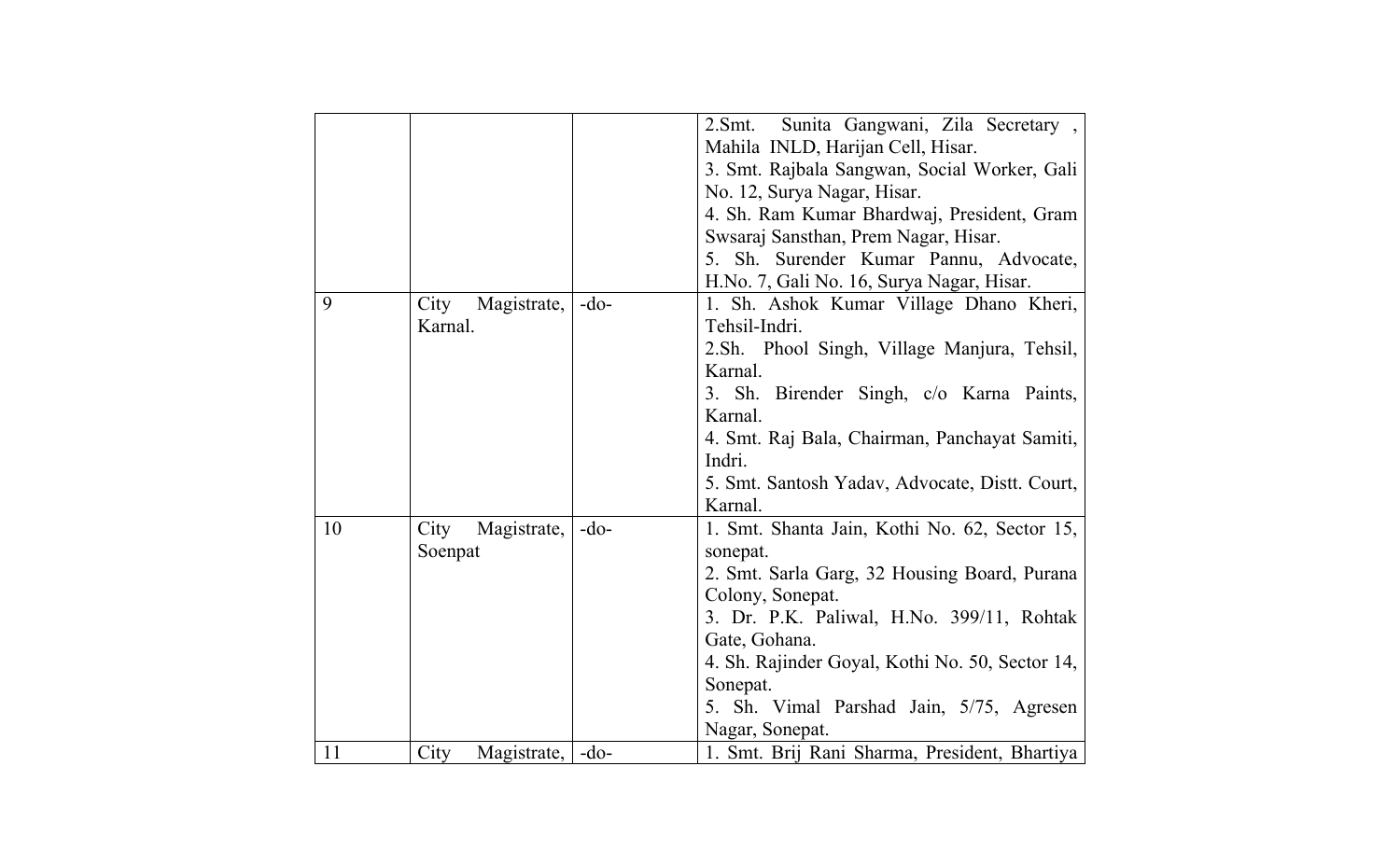|  |  |  |  |
|---|---|---|---|
|  |  |  | 2.Smt. Sunita Gangwani, Zila Secretary , Mahila INLD, Harijan Cell, Hisar.<br>3. Smt. Rajbala Sangwan, Social Worker, Gali No. 12, Surya Nagar, Hisar.<br>4. Sh. Ram Kumar Bhardwaj, President, Gram Swsaraj Sansthan, Prem Nagar, Hisar.<br>5. Sh. Surender Kumar Pannu, Advocate, H.No. 7, Gali No. 16, Surya Nagar, Hisar. |
| 9 | City Magistrate, Karnal. | -do- | 1. Sh. Ashok Kumar Village Dhano Kheri, Tehsil-Indri.<br>2.Sh. Phool Singh, Village Manjura, Tehsil, Karnal.<br>3. Sh. Birender Singh, c/o Karna Paints, Karnal.<br>4. Smt. Raj Bala, Chairman, Panchayat Samiti, Indri.<br>5. Smt. Santosh Yadav, Advocate, Distt. Court, Karnal. |
| 10 | City Magistrate, Soenpat | -do- | 1. Smt. Shanta Jain, Kothi No. 62, Sector 15, sonepat.<br>2. Smt. Sarla Garg, 32 Housing Board, Purana Colony, Sonepat.<br>3. Dr. P.K. Paliwal, H.No. 399/11, Rohtak Gate, Gohana.<br>4. Sh. Rajinder Goyal, Kothi No. 50, Sector 14, Sonepat.<br>5. Sh. Vimal Parshad Jain, 5/75, Agresen Nagar, Sonepat. |
| 11 | City Magistrate, | -do- | 1. Smt. Brij Rani Sharma, President, Bhartiya |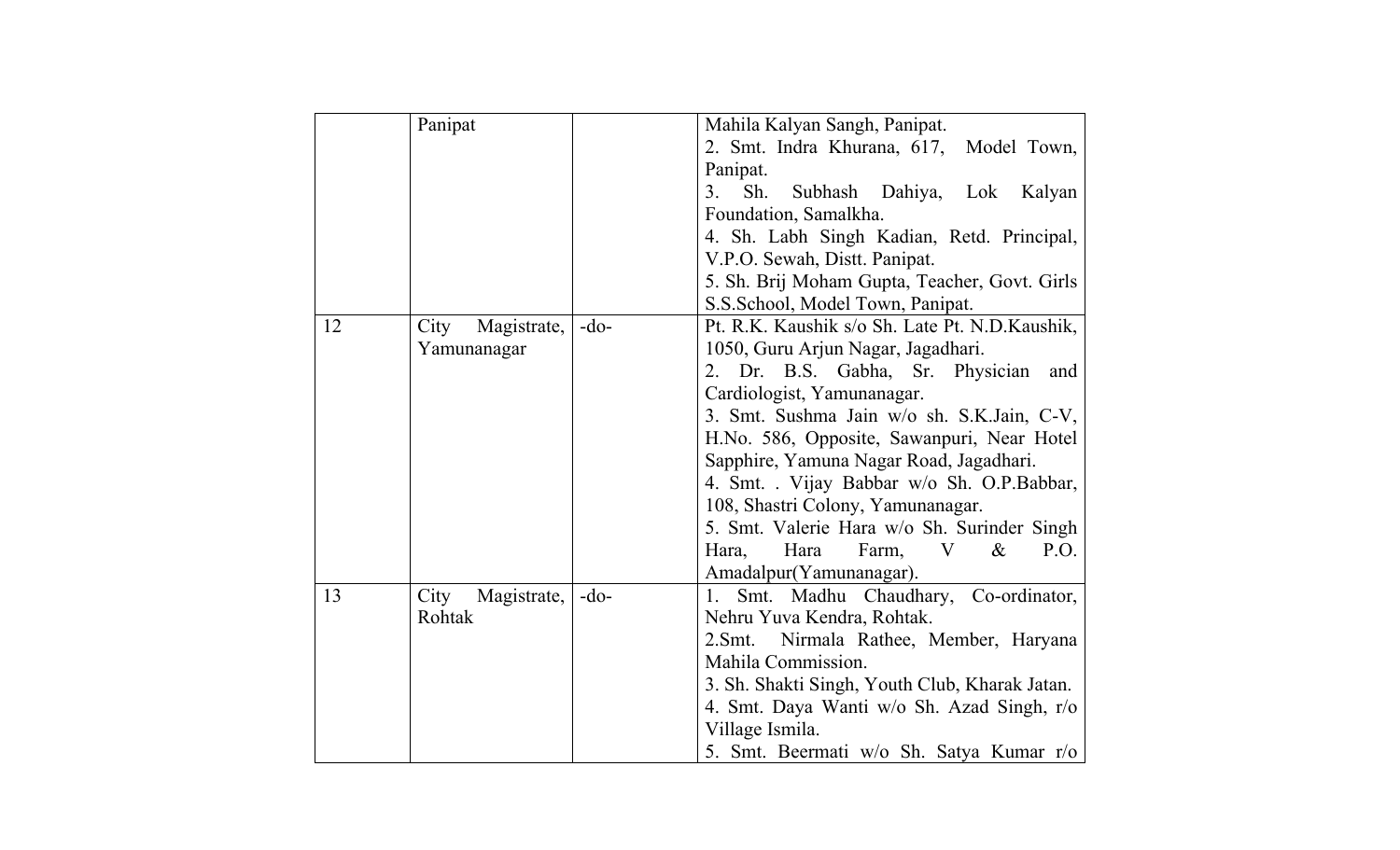|  | Panipat |  | Mahila Kalyan Sangh, Panipat.<br>2. Smt. Indra Khurana, 617, Model Town, Panipat.<br>3. Sh. Subhash Dahiya, Lok Kalyan Foundation, Samalkha.<br>4. Sh. Labh Singh Kadian, Retd. Principal, V.P.O. Sewah, Distt. Panipat.<br>5. Sh. Brij Moham Gupta, Teacher, Govt. Girls S.S.School, Model Town, Panipat. |
|---|---|---|---|
| 12 | City Magistrate, Yamunanagar | -do- | Pt. R.K. Kaushik s/o Sh. Late Pt. N.D.Kaushik, 1050, Guru Arjun Nagar, Jagadhari.<br>2. Dr. B.S. Gabha, Sr. Physician and Cardiologist, Yamunanagar.<br>3. Smt. Sushma Jain w/o sh. S.K.Jain, C-V, H.No. 586, Opposite, Sawanpuri, Near Hotel Sapphire, Yamuna Nagar Road, Jagadhari.<br>4. Smt. . Vijay Babbar w/o Sh. O.P.Babbar, 108, Shastri Colony, Yamunanagar.<br>5. Smt. Valerie Hara w/o Sh. Surinder Singh Hara, Hara Farm, V & P.O. Amadalpur(Yamunanagar). |
| 13 | City Magistrate, Rohtak | -do- | 1. Smt. Madhu Chaudhary, Co-ordinator, Nehru Yuva Kendra, Rohtak.<br>2.Smt. Nirmala Rathee, Member, Haryana Mahila Commission.<br>3. Sh. Shakti Singh, Youth Club, Kharak Jatan.<br>4. Smt. Daya Wanti w/o Sh. Azad Singh, r/o Village Ismila.<br>5. Smt. Beermati w/o Sh. Satya Kumar r/o |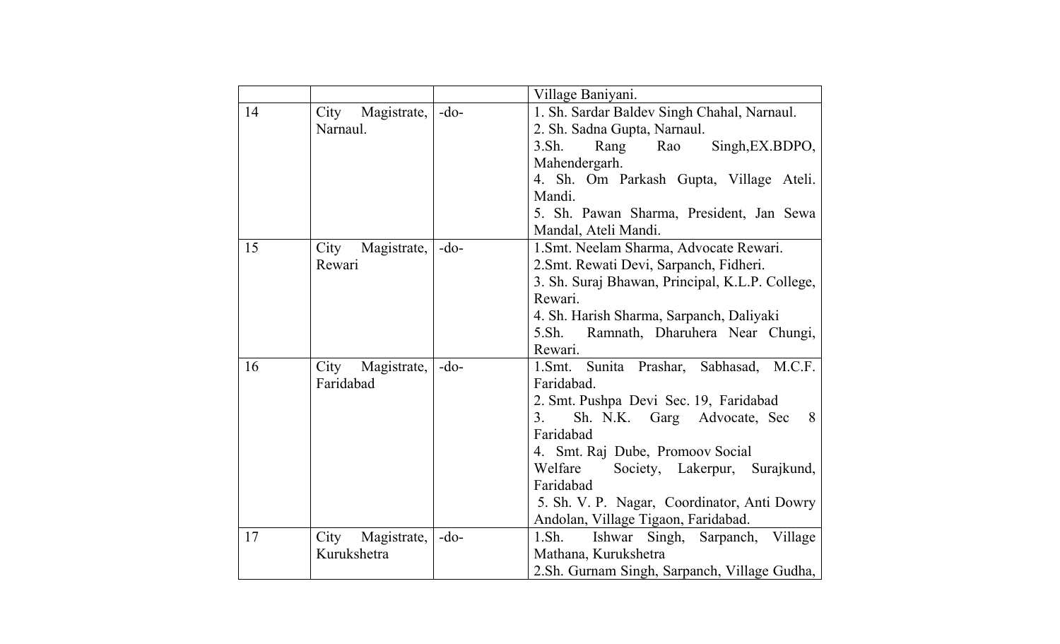| | | | |
|---|---|---|---|
| | | | Village Baniyani. |
| 14 | City Magistrate, Narnaul. | -do- | 1. Sh. Sardar Baldev Singh Chahal, Narnaul.<br>2. Sh. Sadna Gupta, Narnaul.<br>3.Sh. Rang Rao Singh,EX.BDPO, Mahendergarh.<br>4. Sh. Om Parkash Gupta, Village Ateli. Mandi.<br>5. Sh. Pawan Sharma, President, Jan Sewa Mandal, Ateli Mandi. |
| 15 | City Magistrate, Rewari | -do- | 1.Smt. Neelam Sharma, Advocate Rewari.<br>2.Smt. Rewati Devi, Sarpanch, Fidheri.<br>3. Sh. Suraj Bhawan, Principal, K.L.P. College, Rewari.<br>4. Sh. Harish Sharma, Sarpanch, Daliyaki<br>5.Sh. Ramnath, Dharuhera Near Chungi, Rewari. |
| 16 | City Magistrate, Faridabad | -do- | 1.Smt. Sunita Prashar, Sabhasad, M.C.F. Faridabad.<br>2. Smt. Pushpa Devi Sec. 19, Faridabad<br>3. Sh. N.K. Garg Advocate, Sec 8 Faridabad<br>4. Smt. Raj Dube, Promoov Social Welfare Society, Lakerpur, Surajkund, Faridabad<br>5. Sh. V. P. Nagar, Coordinator, Anti Dowry Andolan, Village Tigaon, Faridabad. |
| 17 | City Magistrate, Kurukshetra | -do- | 1.Sh. Ishwar Singh, Sarpanch, Village Mathana, Kurukshetra<br>2.Sh. Gurnam Singh, Sarpanch, Village Gudha, |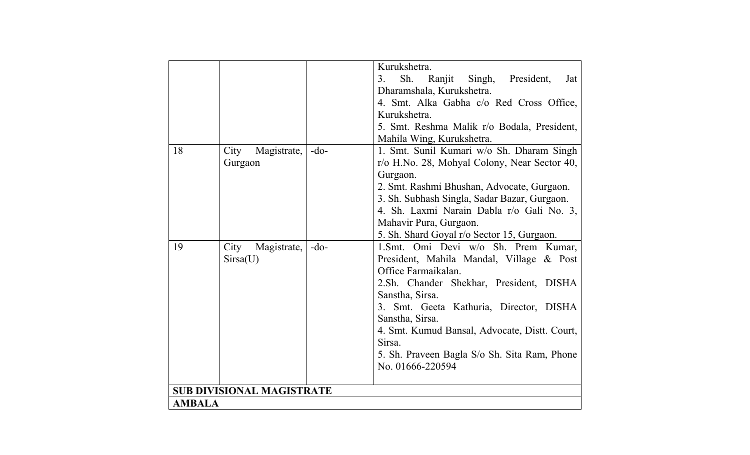| | | | |
|---|---|---|---|
| | | | Kurukshetra.<br>3. Sh. Ranjit Singh, President, Jat Dharamshala, Kurukshetra.<br>4. Smt. Alka Gabha c/o Red Cross Office, Kurukshetra.<br>5. Smt. Reshma Malik r/o Bodala, President, Mahila Wing, Kurukshetra. |
| 18 | City Magistrate, Gurgaon | -do- | 1. Smt. Sunil Kumari w/o Sh. Dharam Singh r/o H.No. 28, Mohyal Colony, Near Sector 40, Gurgaon.<br>2. Smt. Rashmi Bhushan, Advocate, Gurgaon.<br>3. Sh. Subhash Singla, Sadar Bazar, Gurgaon.<br>4. Sh. Laxmi Narain Dabla r/o Gali No. 3, Mahavir Pura, Gurgaon.<br>5. Sh. Shard Goyal r/o Sector 15, Gurgaon. |
| 19 | City Magistrate, Sirsa(U) | -do- | 1.Smt. Omi Devi w/o Sh. Prem Kumar, President, Mahila Mandal, Village & Post Office Farmaikalan.<br>2.Sh. Chander Shekhar, President, DISHA Sanstha, Sirsa.<br>3. Smt. Geeta Kathuria, Director, DISHA Sanstha, Sirsa.<br>4. Smt. Kumud Bansal, Advocate, Distt. Court, Sirsa.<br>5. Sh. Praveen Bagla S/o Sh. Sita Ram, Phone No. 01666-220594 |
| **SUB DIVISIONAL MAGISTRATE** | | | |
| **AMBALA** | | | |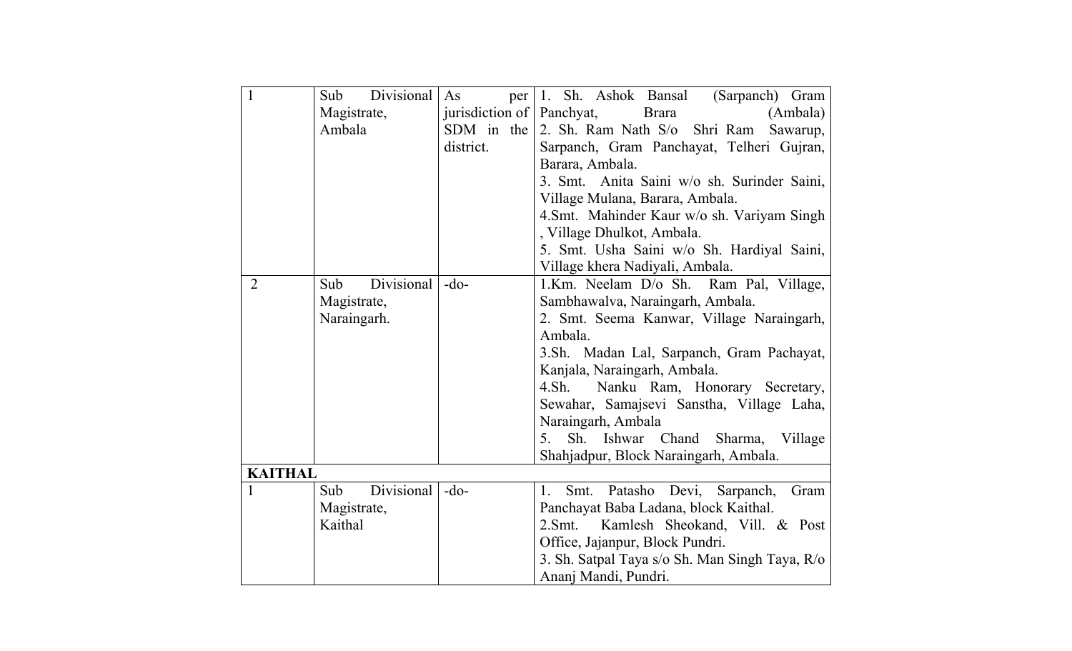| | | | |
|---|---|---|---|
| 1 | Sub Divisional Magistrate, Ambala | As per jurisdiction of SDM in the district. | 1. Sh. Ashok Bansal (Sarpanch) Gram Panchyat, Brara (Ambala)<br>2. Sh. Ram Nath S/o Shri Ram Sawarup, Sarpanch, Gram Panchayat, Telheri Gujran, Barara, Ambala.<br>3. Smt. Anita Saini w/o sh. Surinder Saini, Village Mulana, Barara, Ambala.<br>4.Smt. Mahinder Kaur w/o sh. Variyam Singh , Village Dhulkot, Ambala.<br>5. Smt. Usha Saini w/o Sh. Hardiyal Saini, Village khera Nadiyali, Ambala. |
| 2 | Sub Divisional Magistrate, Naraingarh. | -do- | 1.Km. Neelam D/o Sh. Ram Pal, Village, Sambhawalva, Naraingarh, Ambala.<br>2. Smt. Seema Kanwar, Village Naraingarh, Ambala.<br>3.Sh. Madan Lal, Sarpanch, Gram Pachayat, Kanjala, Naraingarh, Ambala.<br>4.Sh. Nanku Ram, Honorary Secretary, Sewahar, Samajsevi Sanstha, Village Laha, Naraingarh, Ambala<br>5. Sh. Ishwar Chand Sharma, Village Shahjadpur, Block Naraingarh, Ambala. |
| **KAITHAL** | | | |
| 1 | Sub Divisional Magistrate, Kaithal | -do- | 1. Smt. Patasho Devi, Sarpanch, Gram Panchayat Baba Ladana, block Kaithal.<br>2.Smt. Kamlesh Sheokand, Vill. & Post Office, Jajanpur, Block Pundri.<br>3. Sh. Satpal Taya s/o Sh. Man Singh Taya, R/o Ananj Mandi, Pundri. |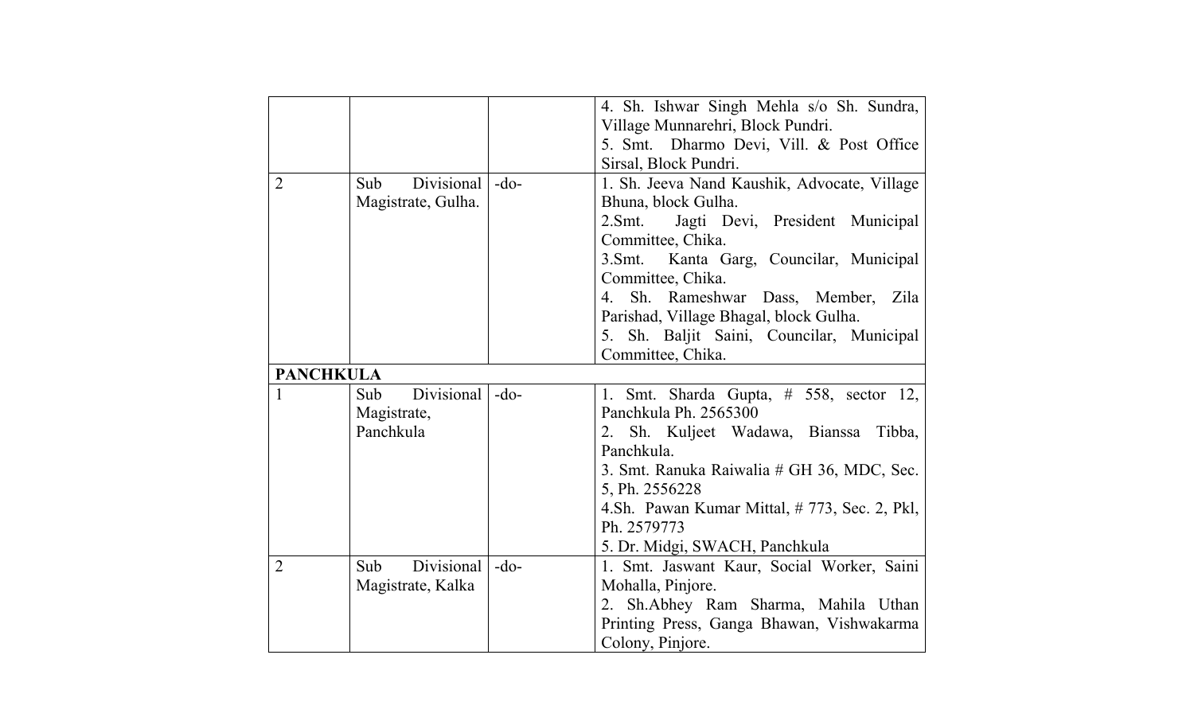| | | | |
|---|---|---|---|
| | | | 4. Sh. Ishwar Singh Mehla s/o Sh. Sundra, Village Munnarehri, Block Pundri.<br>5. Smt. Dharmo Devi, Vill. & Post Office Sirsal, Block Pundri. |
| 2 | Sub Divisional Magistrate, Gulha. | -do- | 1. Sh. Jeeva Nand Kaushik, Advocate, Village Bhuna, block Gulha.<br>2.Smt. Jagti Devi, President Municipal Committee, Chika.<br>3.Smt. Kanta Garg, Councilar, Municipal Committee, Chika.<br>4. Sh. Rameshwar Dass, Member, Zila Parishad, Village Bhagal, block Gulha.<br>5. Sh. Baljit Saini, Councilar, Municipal Committee, Chika. |
| **PANCHKULA** | | | |
| 1 | Sub Divisional Magistrate, Panchkula | -do- | 1. Smt. Sharda Gupta, # 558, sector 12, Panchkula Ph. 2565300<br>2. Sh. Kuljeet Wadawa, Bianssa Tibba, Panchkula.<br>3. Smt. Ranuka Raiwalia # GH 36, MDC, Sec. 5, Ph. 2556228<br>4.Sh. Pawan Kumar Mittal, # 773, Sec. 2, Pkl, Ph. 2579773<br>5. Dr. Midgi, SWACH, Panchkula |
| 2 | Sub Divisional Magistrate, Kalka | -do- | 1. Smt. Jaswant Kaur, Social Worker, Saini Mohalla, Pinjore.<br>2. Sh.Abhey Ram Sharma, Mahila Uthan Printing Press, Ganga Bhawan, Vishwakarma Colony, Pinjore. |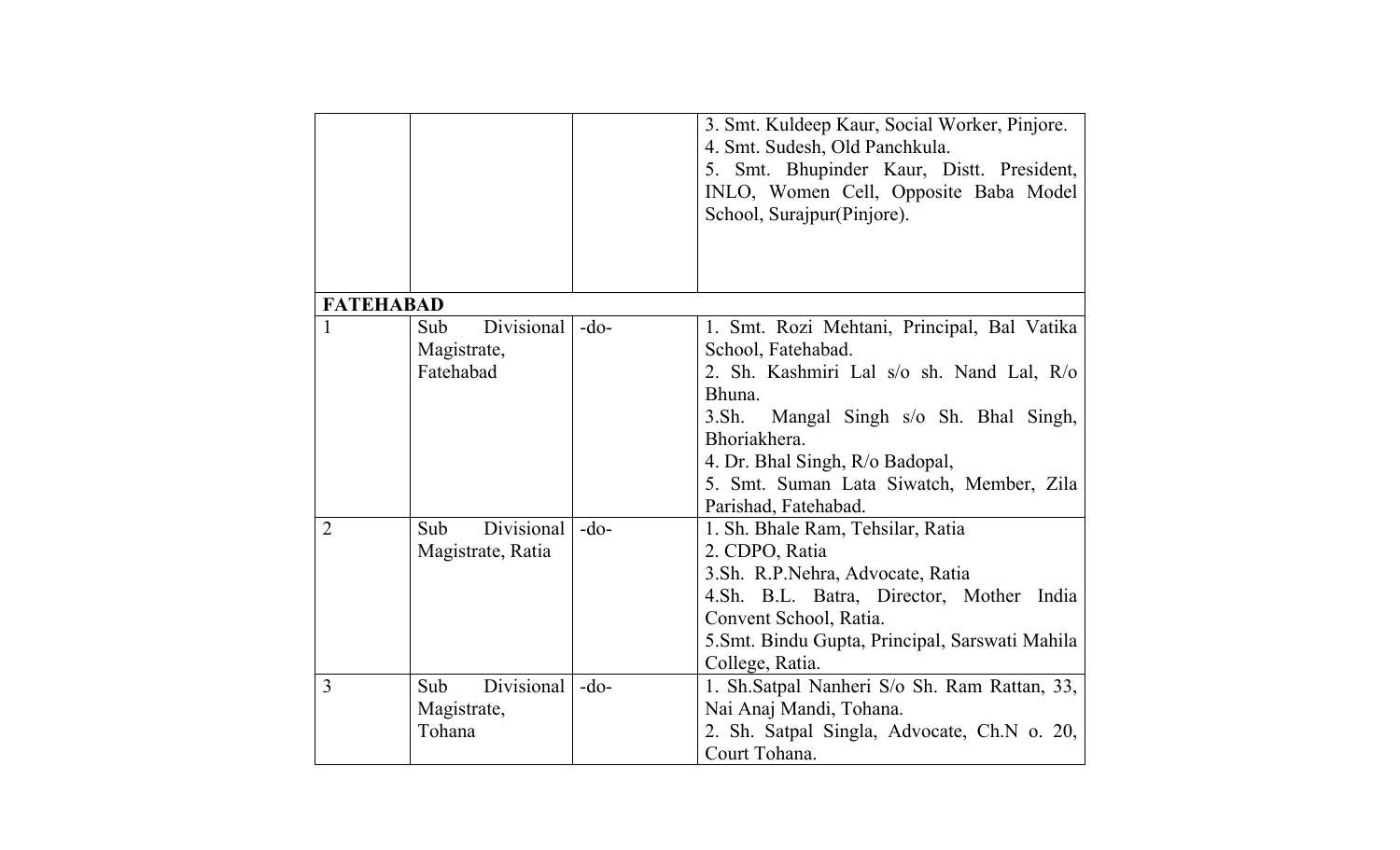| | | | |
|---|---|---|---|
| | | | 3. Smt. Kuldeep Kaur, Social Worker, Pinjore.<br>4. Smt. Sudesh, Old Panchkula.<br>5. Smt. Bhupinder Kaur, Distt. President, INLO, Women Cell, Opposite Baba Model School, Surajpur(Pinjore). |
| **FATEHABAD** | | | |
| 1 | Sub Divisional Magistrate, Fatehabad | -do- | 1. Smt. Rozi Mehtani, Principal, Bal Vatika School, Fatehabad.<br>2. Sh. Kashmiri Lal s/o sh. Nand Lal, R/o Bhuna.<br>3.Sh. Mangal Singh s/o Sh. Bhal Singh, Bhoriakhera.<br>4. Dr. Bhal Singh, R/o Badopal,<br>5. Smt. Suman Lata Siwatch, Member, Zila Parishad, Fatehabad. |
| 2 | Sub Divisional Magistrate, Ratia | -do- | 1. Sh. Bhale Ram, Tehsilar, Ratia<br>2. CDPO, Ratia<br>3.Sh. R.P.Nehra, Advocate, Ratia<br>4.Sh. B.L. Batra, Director, Mother India Convent School, Ratia.<br>5.Smt. Bindu Gupta, Principal, Sarswati Mahila College, Ratia. |
| 3 | Sub Divisional Magistrate, Tohana | -do- | 1. Sh.Satpal Nanheri S/o Sh. Ram Rattan, 33, Nai Anaj Mandi, Tohana.<br>2. Sh. Satpal Singla, Advocate, Ch.N o. 20, Court Tohana. |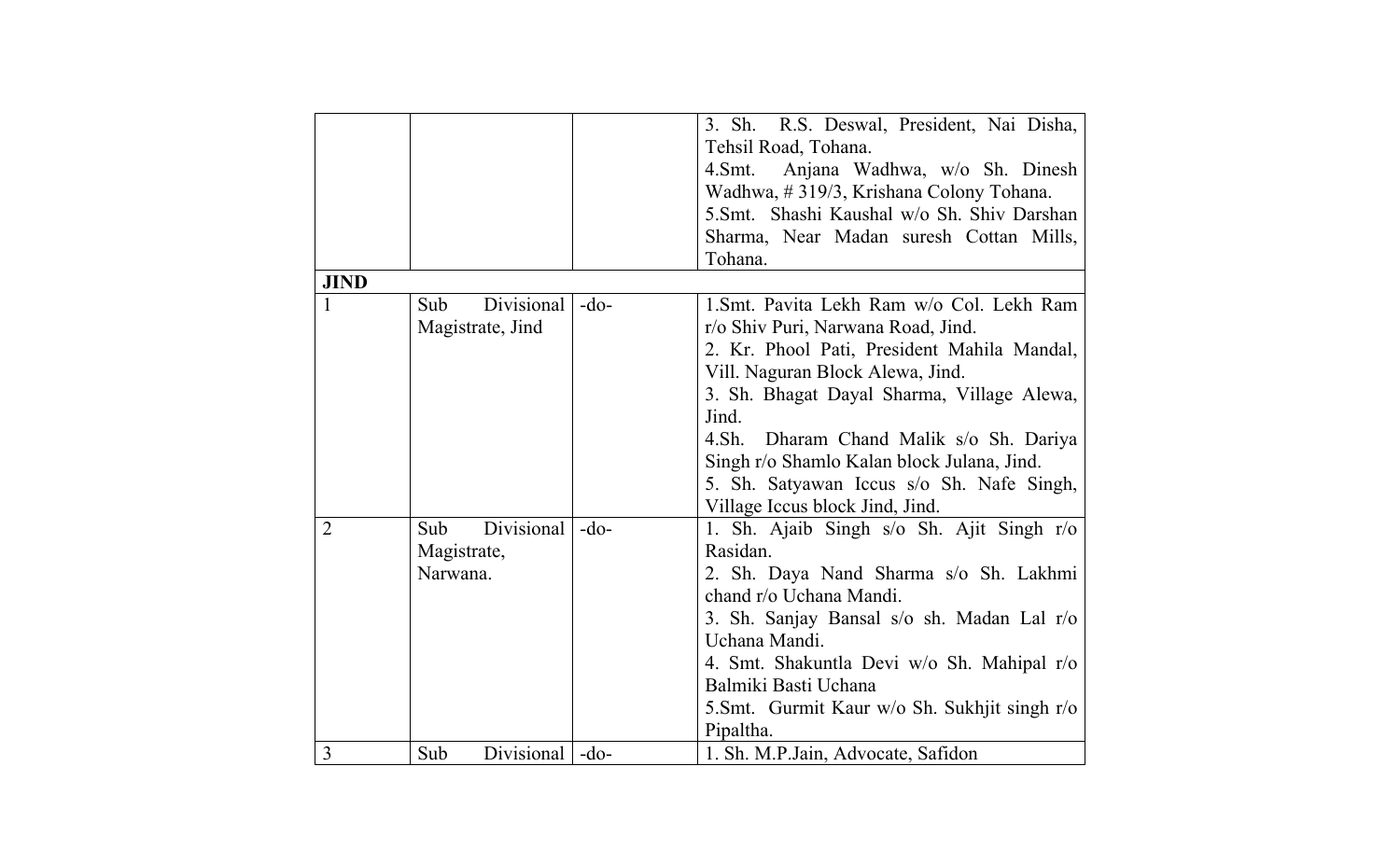| | | | |
|---|---|---|---|
| | | | 3. Sh. R.S. Deswal, President, Nai Disha, Tehsil Road, Tohana.<br>4.Smt. Anjana Wadhwa, w/o Sh. Dinesh Wadhwa, # 319/3, Krishana Colony Tohana.<br>5.Smt. Shashi Kaushal w/o Sh. Shiv Darshan Sharma, Near Madan suresh Cottan Mills, Tohana. |
| **JIND** | | | |
| 1 | Sub Divisional Magistrate, Jind | -do- | 1.Smt. Pavita Lekh Ram w/o Col. Lekh Ram r/o Shiv Puri, Narwana Road, Jind.<br>2. Kr. Phool Pati, President Mahila Mandal, Vill. Naguran Block Alewa, Jind.<br>3. Sh. Bhagat Dayal Sharma, Village Alewa, Jind.<br>4.Sh. Dharam Chand Malik s/o Sh. Dariya Singh r/o Shamlo Kalan block Julana, Jind.<br>5. Sh. Satyawan Iccus s/o Sh. Nafe Singh, Village Iccus block Jind, Jind. |
| 2 | Sub Divisional Magistrate, Narwana. | -do- | 1. Sh. Ajaib Singh s/o Sh. Ajit Singh r/o Rasidan.<br>2. Sh. Daya Nand Sharma s/o Sh. Lakhmi chand r/o Uchana Mandi.<br>3. Sh. Sanjay Bansal s/o sh. Madan Lal r/o Uchana Mandi.<br>4. Smt. Shakuntla Devi w/o Sh. Mahipal r/o Balmiki Basti Uchana<br>5.Smt. Gurmit Kaur w/o Sh. Sukhjit singh r/o Pipaltha. |
| 3 | Sub Divisional | -do- | 1. Sh. M.P.Jain, Advocate, Safidon |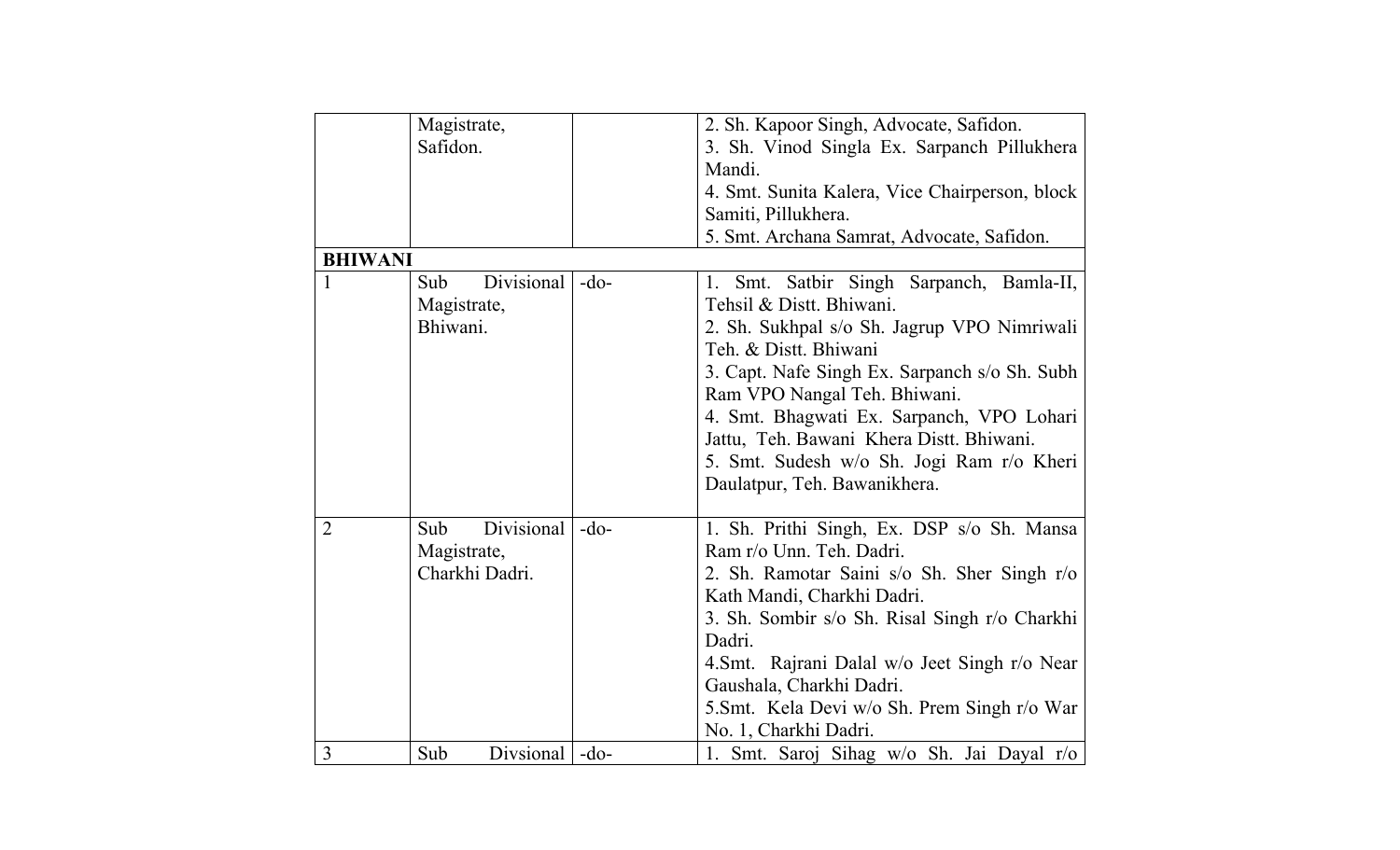| | | | |
|---|---|---|---|
| | Magistrate, Safidon. | | 2. Sh. Kapoor Singh, Advocate, Safidon.<br>3. Sh. Vinod Singla Ex. Sarpanch Pillukhera Mandi.<br>4. Smt. Sunita Kalera, Vice Chairperson, block Samiti, Pillukhera.<br>5. Smt. Archana Samrat, Advocate, Safidon. |
| **BHIWANI** | | | |
| 1 | Sub Divisional Magistrate, Bhiwani. | -do- | 1. Smt. Satbir Singh Sarpanch, Bamla-II, Tehsil & Distt. Bhiwani.<br>2. Sh. Sukhpal s/o Sh. Jagrup VPO Nimriwali Teh. & Distt. Bhiwani<br>3. Capt. Nafe Singh Ex. Sarpanch s/o Sh. Subh Ram VPO Nangal Teh. Bhiwani.<br>4. Smt. Bhagwati Ex. Sarpanch, VPO Lohari Jattu, Teh. Bawani Khera Distt. Bhiwani.<br>5. Smt. Sudesh w/o Sh. Jogi Ram r/o Kheri Daulatpur, Teh. Bawanikhera. |
| 2 | Sub Divisional Magistrate, Charkhi Dadri. | -do- | 1. Sh. Prithi Singh, Ex. DSP s/o Sh. Mansa Ram r/o Unn. Teh. Dadri.<br>2. Sh. Ramotar Saini s/o Sh. Sher Singh r/o Kath Mandi, Charkhi Dadri.<br>3. Sh. Sombir s/o Sh. Risal Singh r/o Charkhi Dadri.<br>4.Smt. Rajrani Dalal w/o Jeet Singh r/o Near Gaushala, Charkhi Dadri.<br>5.Smt. Kela Devi w/o Sh. Prem Singh r/o War No. 1, Charkhi Dadri. |
| 3 | Sub Divsional | -do- | 1. Smt. Saroj Sihag w/o Sh. Jai Dayal r/o |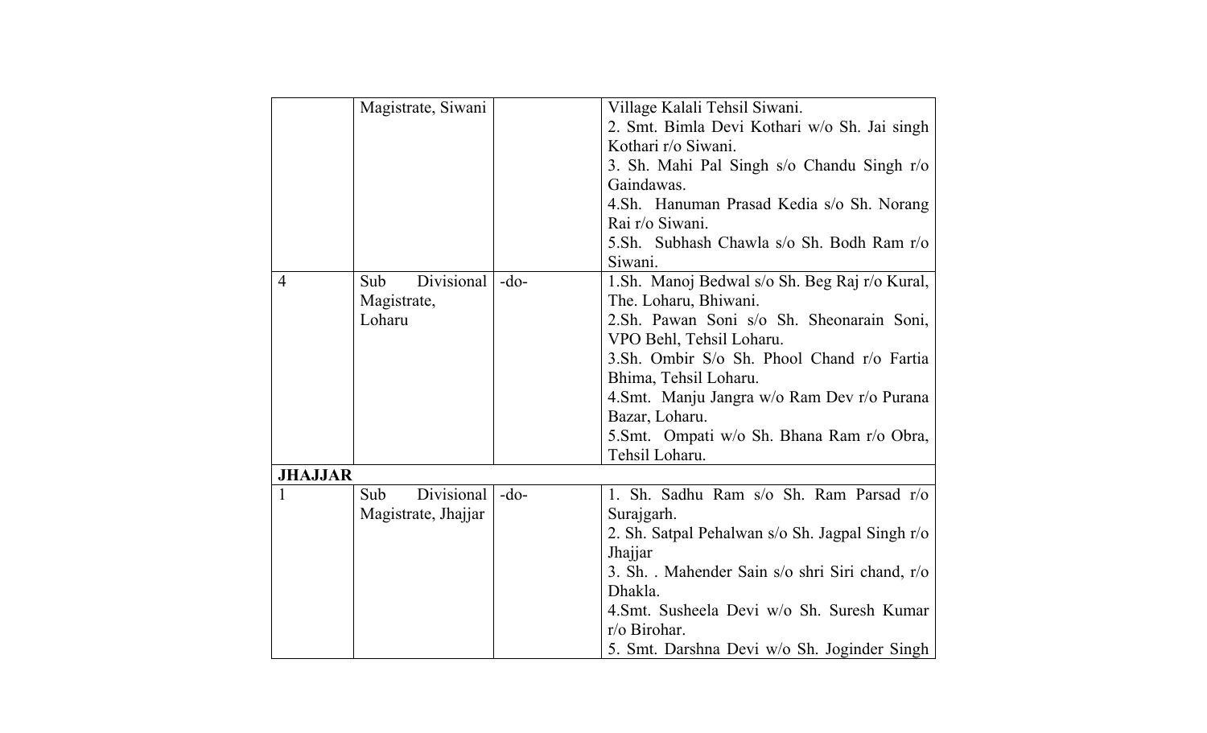| | | | |
|---|---|---|---|
| | Magistrate, Siwani | | Village Kalali Tehsil Siwani.<br>2. Smt. Bimla Devi Kothari w/o Sh. Jai singh Kothari r/o Siwani.<br>3. Sh. Mahi Pal Singh s/o Chandu Singh r/o Gaindawas.<br>4.Sh. Hanuman Prasad Kedia s/o Sh. Norang Rai r/o Siwani.<br>5.Sh. Subhash Chawla s/o Sh. Bodh Ram r/o Siwani. |
| 4 | Sub Divisional Magistrate, Loharu | -do- | 1.Sh. Manoj Bedwal s/o Sh. Beg Raj r/o Kural, The. Loharu, Bhiwani.<br>2.Sh. Pawan Soni s/o Sh. Sheonarain Soni, VPO Behl, Tehsil Loharu.<br>3.Sh. Ombir S/o Sh. Phool Chand r/o Fartia Bhima, Tehsil Loharu.<br>4.Smt. Manju Jangra w/o Ram Dev r/o Purana Bazar, Loharu.<br>5.Smt. Ompati w/o Sh. Bhana Ram r/o Obra, Tehsil Loharu. |
| **JHAJJAR** | | | |
| 1 | Sub Divisional Magistrate, Jhajjar | -do- | 1. Sh. Sadhu Ram s/o Sh. Ram Parsad r/o Surajgarh.<br>2. Sh. Satpal Pehalwan s/o Sh. Jagpal Singh r/o Jhajjar<br>3. Sh. . Mahender Sain s/o shri Siri chand, r/o Dhakla.<br>4.Smt. Susheela Devi w/o Sh. Suresh Kumar r/o Birohar.<br>5. Smt. Darshna Devi w/o Sh. Joginder Singh |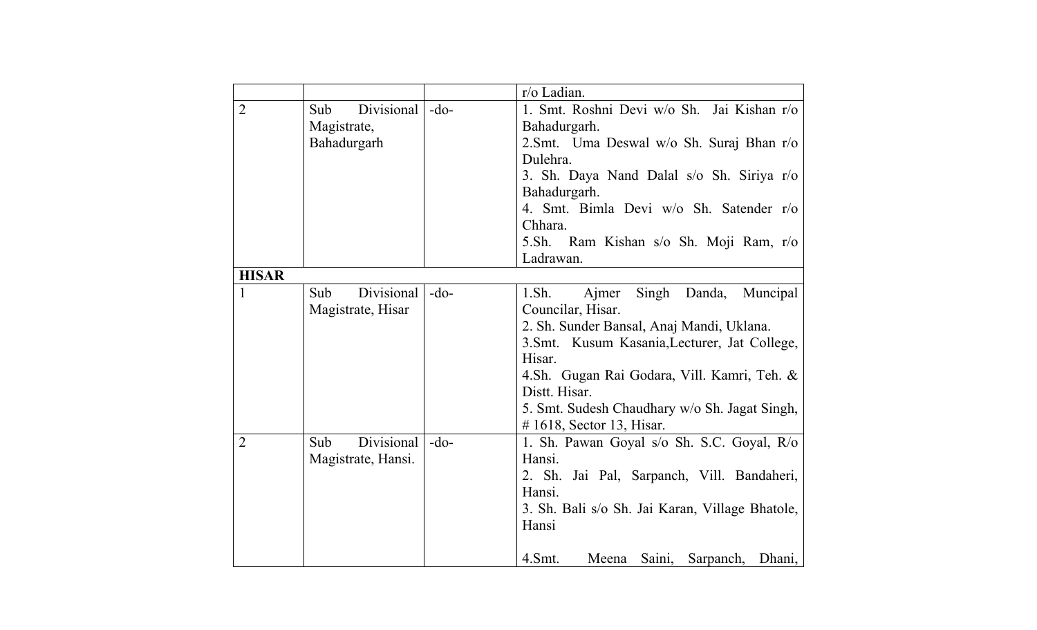|  |  |  |  |
|---|---|---|---|
|  |  |  | r/o Ladian. |
| 2 | Sub Divisional Magistrate, Bahadurgarh | -do- | 1. Smt. Roshni Devi w/o Sh. Jai Kishan r/o Bahadurgarh.<br>2.Smt. Uma Deswal w/o Sh. Suraj Bhan r/o Dulehra.<br>3. Sh. Daya Nand Dalal s/o Sh. Siriya r/o Bahadurgarh.<br>4. Smt. Bimla Devi w/o Sh. Satender r/o Chhara.<br>5.Sh. Ram Kishan s/o Sh. Moji Ram, r/o Ladrawan. |
| **HISAR** |  |  |  |
| 1 | Sub Divisional Magistrate, Hisar | -do- | 1.Sh. Ajmer Singh Danda, Muncipal Councilar, Hisar.<br>2. Sh. Sunder Bansal, Anaj Mandi, Uklana.<br>3.Smt. Kusum Kasania,Lecturer, Jat College, Hisar.<br>4.Sh. Gugan Rai Godara, Vill. Kamri, Teh. & Distt. Hisar.<br>5. Smt. Sudesh Chaudhary w/o Sh. Jagat Singh, # 1618, Sector 13, Hisar. |
| 2 | Sub Divisional Magistrate, Hansi. | -do- | 1. Sh. Pawan Goyal s/o Sh. S.C. Goyal, R/o Hansi.<br>2. Sh. Jai Pal, Sarpanch, Vill. Bandaheri, Hansi.<br>3. Sh. Bali s/o Sh. Jai Karan, Village Bhatole, Hansi<br><br>4.Smt. Meena Saini, Sarpanch, Dhani, |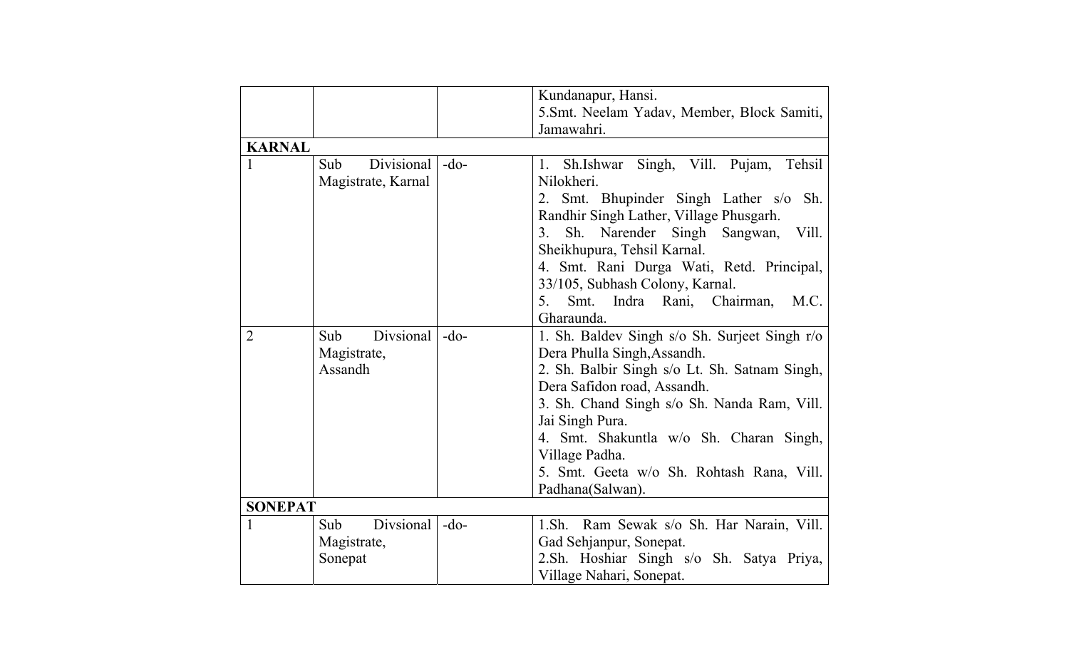| | | | |
|---|---|---|---|
| | | | Kundanapur, Hansi.<br>5.Smt. Neelam Yadav, Member, Block Samiti, Jamawahri. |
| **KARNAL** | | | |
| 1 | Sub Divisional Magistrate, Karnal | -do- | 1. Sh.Ishwar Singh, Vill. Pujam, Tehsil Nilokheri.<br>2. Smt. Bhupinder Singh Lather s/o Sh. Randhir Singh Lather, Village Phusgarh.<br>3. Sh. Narender Singh Sangwan, Vill. Sheikhupura, Tehsil Karnal.<br>4. Smt. Rani Durga Wati, Retd. Principal, 33/105, Subhash Colony, Karnal.<br>5. Smt. Indra Rani, Chairman, M.C. Gharaunda. |
| 2 | Sub Divsional Magistrate, Assandh | -do- | 1. Sh. Baldev Singh s/o Sh. Surjeet Singh r/o Dera Phulla Singh,Assandh.<br>2. Sh. Balbir Singh s/o Lt. Sh. Satnam Singh, Dera Safidon road, Assandh.<br>3. Sh. Chand Singh s/o Sh. Nanda Ram, Vill. Jai Singh Pura.<br>4. Smt. Shakuntla w/o Sh. Charan Singh, Village Padha.<br>5. Smt. Geeta w/o Sh. Rohtash Rana, Vill. Padhana(Salwan). |
| **SONEPAT** | | | |
| 1 | Sub Divsional Magistrate, Sonepat | -do- | 1.Sh. Ram Sewak s/o Sh. Har Narain, Vill. Gad Sehjanpur, Sonepat.<br>2.Sh. Hoshiar Singh s/o Sh. Satya Priya, Village Nahari, Sonepat. |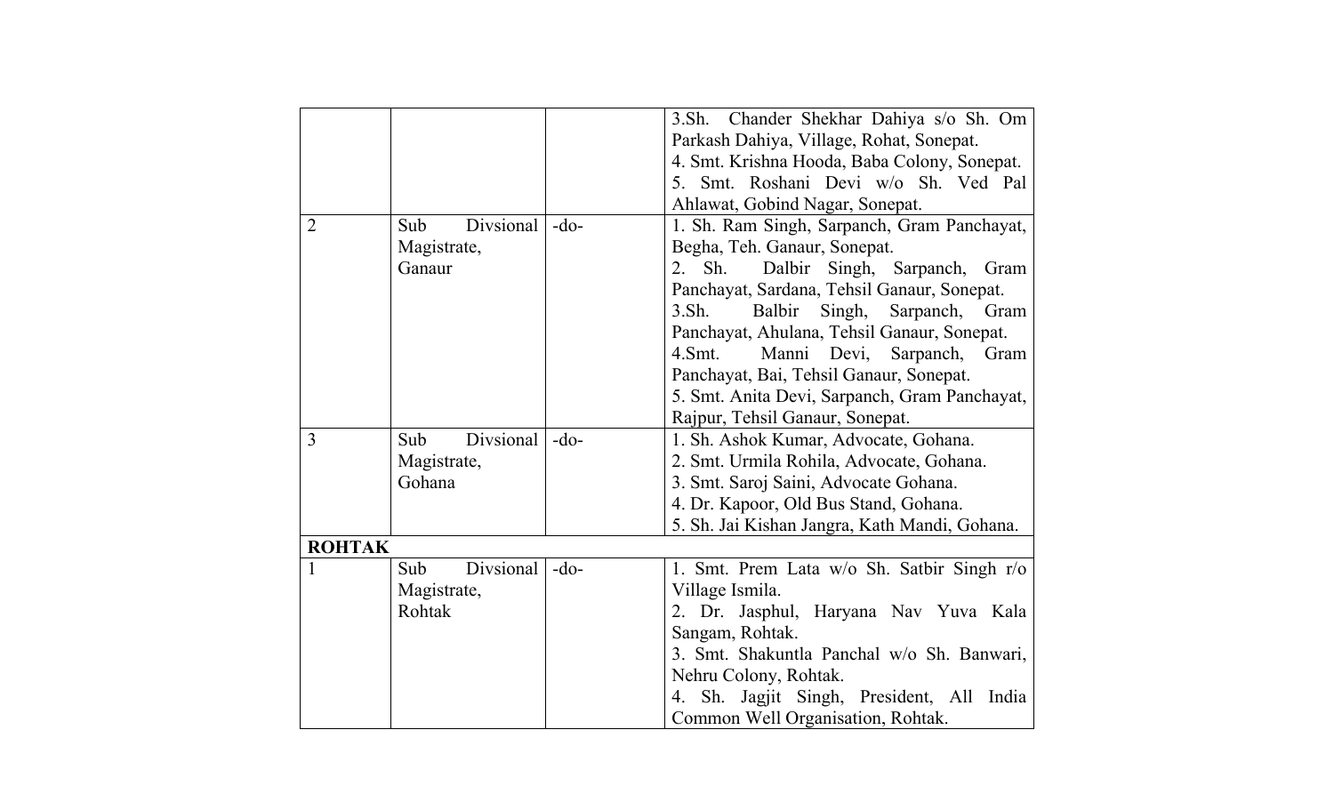| | | | |
|---|---|---|---|
| | | | 3.Sh. Chander Shekhar Dahiya s/o Sh. Om Parkash Dahiya, Village, Rohat, Sonepat.<br>4. Smt. Krishna Hooda, Baba Colony, Sonepat.<br>5. Smt. Roshani Devi w/o Sh. Ved Pal Ahlawat, Gobind Nagar, Sonepat. |
| 2 | Sub Divsional Magistrate, Ganaur | -do- | 1. Sh. Ram Singh, Sarpanch, Gram Panchayat, Begha, Teh. Ganaur, Sonepat.<br>2. Sh. Dalbir Singh, Sarpanch, Gram Panchayat, Sardana, Tehsil Ganaur, Sonepat.<br>3.Sh. Balbir Singh, Sarpanch, Gram Panchayat, Ahulana, Tehsil Ganaur, Sonepat.<br>4.Smt. Manni Devi, Sarpanch, Gram Panchayat, Bai, Tehsil Ganaur, Sonepat.<br>5. Smt. Anita Devi, Sarpanch, Gram Panchayat, Rajpur, Tehsil Ganaur, Sonepat. |
| 3 | Sub Divsional Magistrate, Gohana | -do- | 1. Sh. Ashok Kumar, Advocate, Gohana.<br>2. Smt. Urmila Rohila, Advocate, Gohana.<br>3. Smt. Saroj Saini, Advocate Gohana.<br>4. Dr. Kapoor, Old Bus Stand, Gohana.<br>5. Sh. Jai Kishan Jangra, Kath Mandi, Gohana. |
| **ROHTAK** | | | |
| 1 | Sub Divsional Magistrate, Rohtak | -do- | 1. Smt. Prem Lata w/o Sh. Satbir Singh r/o Village Ismila.<br>2. Dr. Jasphul, Haryana Nav Yuva Kala Sangam, Rohtak.<br>3. Smt. Shakuntla Panchal w/o Sh. Banwari, Nehru Colony, Rohtak.<br>4. Sh. Jagjit Singh, President, All India Common Well Organisation, Rohtak. |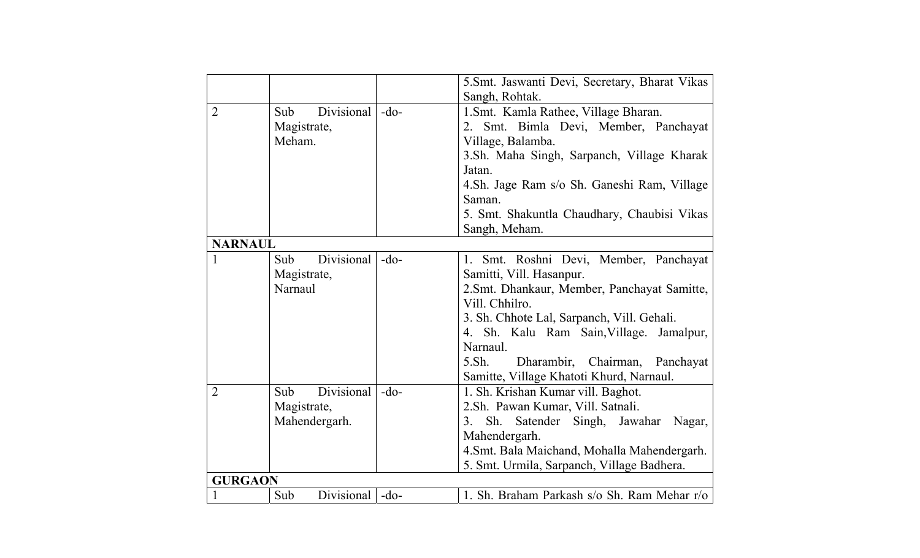| | | | |
|---|---|---|---|
| | | | 5.Smt. Jaswanti Devi, Secretary, Bharat Vikas Sangh, Rohtak. |
| 2 | Sub Divisional Magistrate, Meham. | -do- | 1.Smt. Kamla Rathee, Village Bharan.<br>2. Smt. Bimla Devi, Member, Panchayat Village, Balamba.<br>3.Sh. Maha Singh, Sarpanch, Village Kharak Jatan.<br>4.Sh. Jage Ram s/o Sh. Ganeshi Ram, Village Saman.<br>5. Smt. Shakuntla Chaudhary, Chaubisi Vikas Sangh, Meham. |
| **NARNAUL** | | | |
| 1 | Sub Divisional Magistrate, Narnaul | -do- | 1. Smt. Roshni Devi, Member, Panchayat Samitti, Vill. Hasanpur.<br>2.Smt. Dhankaur, Member, Panchayat Samitte, Vill. Chhilro.<br>3. Sh. Chhote Lal, Sarpanch, Vill. Gehali.<br>4. Sh. Kalu Ram Sain,Village. Jamalpur, Narnaul.<br>5.Sh. Dharambir, Chairman, Panchayat Samitte, Village Khatoti Khurd, Narnaul. |
| 2 | Sub Divisional Magistrate, Mahendergarh. | -do- | 1. Sh. Krishan Kumar vill. Baghot.<br>2.Sh. Pawan Kumar, Vill. Satnali.<br>3. Sh. Satender Singh, Jawahar Nagar, Mahendergarh.<br>4.Smt. Bala Maichand, Mohalla Mahendergarh.<br>5. Smt. Urmila, Sarpanch, Village Badhera. |
| **GURGAON** | | | |
| 1 | Sub Divisional | -do- | 1. Sh. Braham Parkash s/o Sh. Ram Mehar r/o |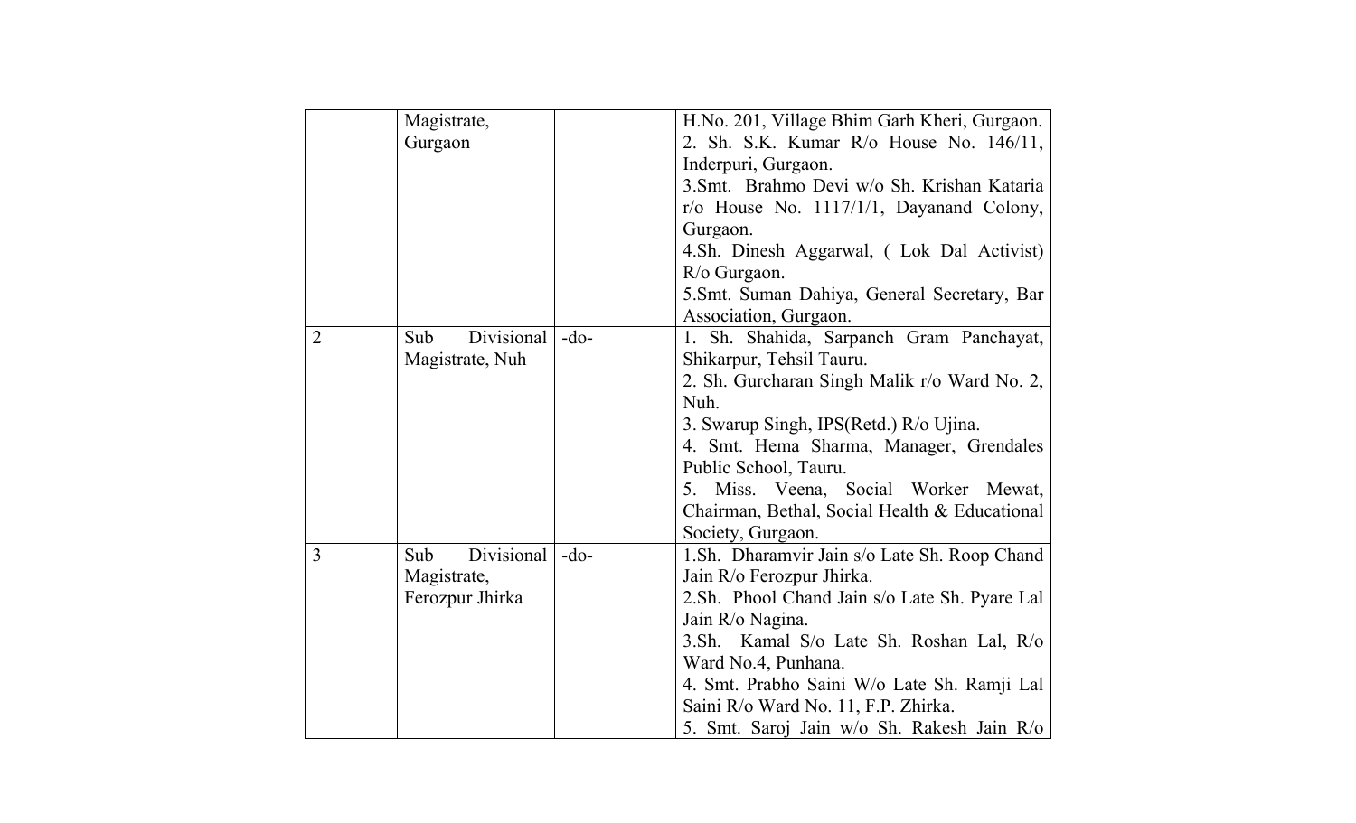| | | | |
|---|---|---|---|
| | Magistrate, Gurgaon | | H.No. 201, Village Bhim Garh Kheri, Gurgaon.<br>2. Sh. S.K. Kumar R/o House No. 146/11, Inderpuri, Gurgaon.<br>3.Smt. Brahmo Devi w/o Sh. Krishan Kataria r/o House No. 1117/1/1, Dayanand Colony, Gurgaon.<br>4.Sh. Dinesh Aggarwal, ( Lok Dal Activist) R/o Gurgaon.<br>5.Smt. Suman Dahiya, General Secretary, Bar Association, Gurgaon. |
| 2 | Sub Divisional Magistrate, Nuh | -do- | 1. Sh. Shahida, Sarpanch Gram Panchayat, Shikarpur, Tehsil Tauru.<br>2. Sh. Gurcharan Singh Malik r/o Ward No. 2, Nuh.<br>3. Swarup Singh, IPS(Retd.) R/o Ujina.<br>4. Smt. Hema Sharma, Manager, Grendales Public School, Tauru.<br>5. Miss. Veena, Social Worker Mewat, Chairman, Bethal, Social Health & Educational Society, Gurgaon. |
| 3 | Sub Divisional Magistrate, Ferozpur Jhirka | -do- | 1.Sh. Dharamvir Jain s/o Late Sh. Roop Chand Jain R/o Ferozpur Jhirka.<br>2.Sh. Phool Chand Jain s/o Late Sh. Pyare Lal Jain R/o Nagina.<br>3.Sh. Kamal S/o Late Sh. Roshan Lal, R/o Ward No.4, Punhana.<br>4. Smt. Prabho Saini W/o Late Sh. Ramji Lal Saini R/o Ward No. 11, F.P. Zhirka.<br>5. Smt. Saroj Jain w/o Sh. Rakesh Jain R/o |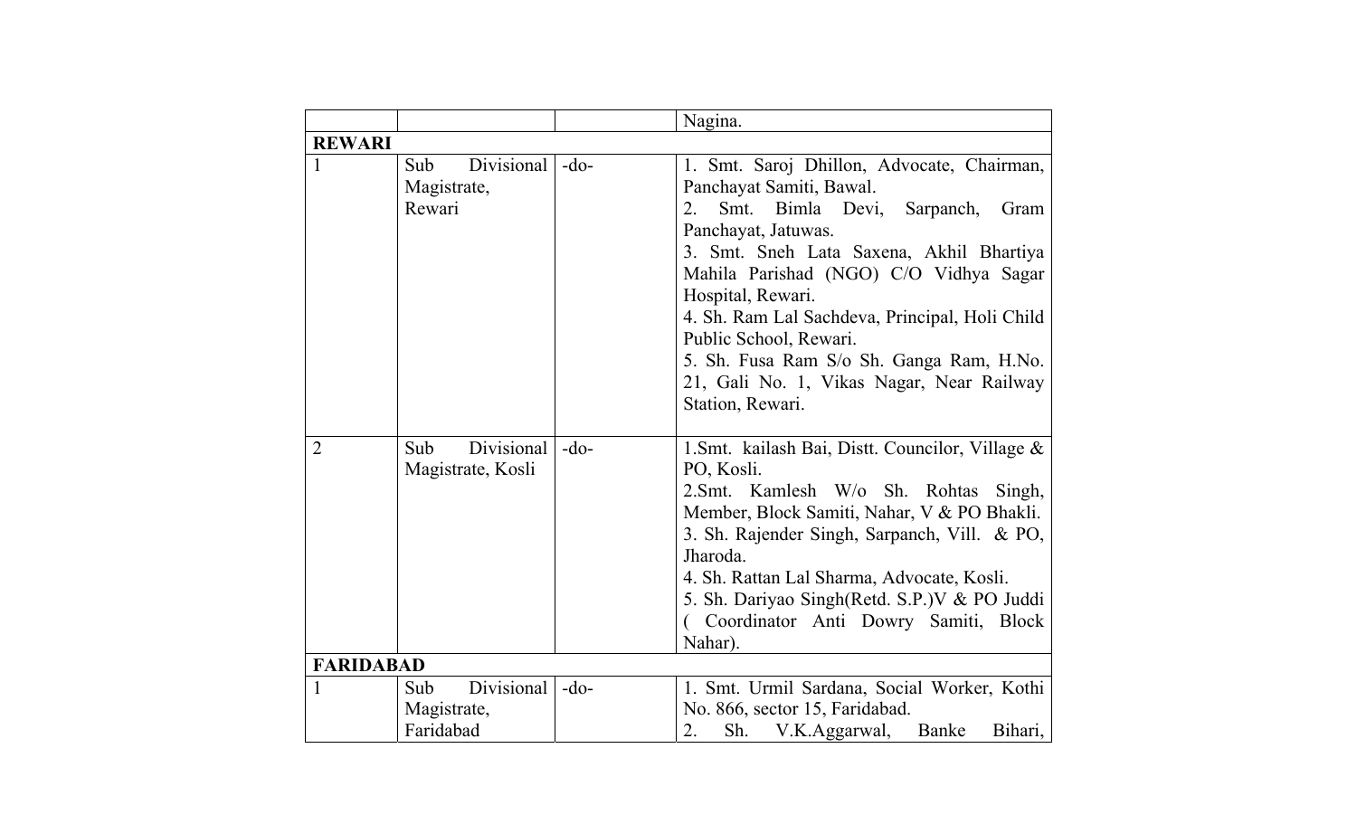| | | | |
|---|---|---|---|
| | | | Nagina. |
| **REWARI** | | | |
| 1 | Sub Divisional Magistrate, Rewari | -do- | 1. Smt. Saroj Dhillon, Advocate, Chairman, Panchayat Samiti, Bawal.<br>2. Smt. Bimla Devi, Sarpanch, Gram Panchayat, Jatuwas.<br>3. Smt. Sneh Lata Saxena, Akhil Bhartiya Mahila Parishad (NGO) C/O Vidhya Sagar Hospital, Rewari.<br>4. Sh. Ram Lal Sachdeva, Principal, Holi Child Public School, Rewari.<br>5. Sh. Fusa Ram S/o Sh. Ganga Ram, H.No. 21, Gali No. 1, Vikas Nagar, Near Railway Station, Rewari. |
| 2 | Sub Divisional Magistrate, Kosli | -do- | 1.Smt. kailash Bai, Distt. Councilor, Village & PO, Kosli.<br>2.Smt. Kamlesh W/o Sh. Rohtas Singh, Member, Block Samiti, Nahar, V & PO Bhakli.<br>3. Sh. Rajender Singh, Sarpanch, Vill. & PO, Jharoda.<br>4. Sh. Rattan Lal Sharma, Advocate, Kosli.<br>5. Sh. Dariyao Singh(Retd. S.P.)V & PO Juddi ( Coordinator Anti Dowry Samiti, Block Nahar). |
| **FARIDABAD** | | | |
| 1 | Sub Divisional Magistrate, Faridabad | -do- | 1. Smt. Urmil Sardana, Social Worker, Kothi No. 866, sector 15, Faridabad.<br>2. Sh. V.K.Aggarwal, Banke Bihari, |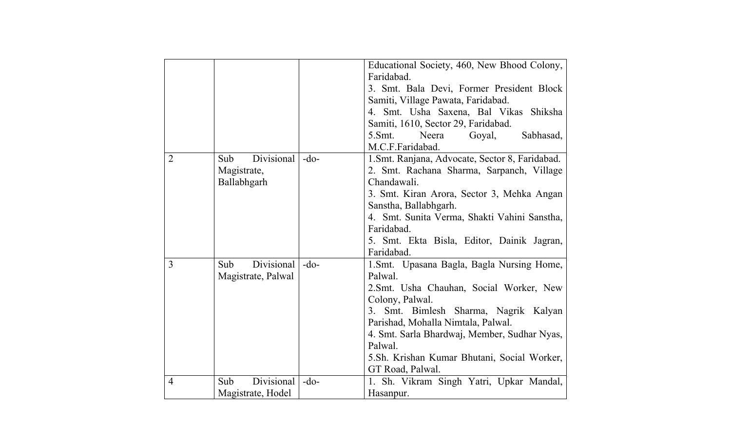| | | | |
|---|---|---|---|
| | | | Educational Society, 460, New Bhood Colony, Faridabad.<br>3. Smt. Bala Devi, Former President Block Samiti, Village Pawata, Faridabad.<br>4. Smt. Usha Saxena, Bal Vikas Shiksha Samiti, 1610, Sector 29, Faridabad.<br>5.Smt. Neera Goyal, Sabhasad, M.C.F.Faridabad. |
| 2 | Sub Divisional Magistrate, Ballabhgarh | -do- | 1.Smt. Ranjana, Advocate, Sector 8, Faridabad.<br>2. Smt. Rachana Sharma, Sarpanch, Village Chandawali.<br>3. Smt. Kiran Arora, Sector 3, Mehka Angan Sanstha, Ballabhgarh.<br>4. Smt. Sunita Verma, Shakti Vahini Sanstha, Faridabad.<br>5. Smt. Ekta Bisla, Editor, Dainik Jagran, Faridabad. |
| 3 | Sub Divisional Magistrate, Palwal | -do- | 1.Smt. Upasana Bagla, Bagla Nursing Home, Palwal.<br>2.Smt. Usha Chauhan, Social Worker, New Colony, Palwal.<br>3. Smt. Bimlesh Sharma, Nagrik Kalyan Parishad, Mohalla Nimtala, Palwal.<br>4. Smt. Sarla Bhardwaj, Member, Sudhar Nyas, Palwal.<br>5.Sh. Krishan Kumar Bhutani, Social Worker, GT Road, Palwal. |
| 4 | Sub Divisional Magistrate, Hodel | -do- | 1. Sh. Vikram Singh Yatri, Upkar Mandal, Hasanpur. |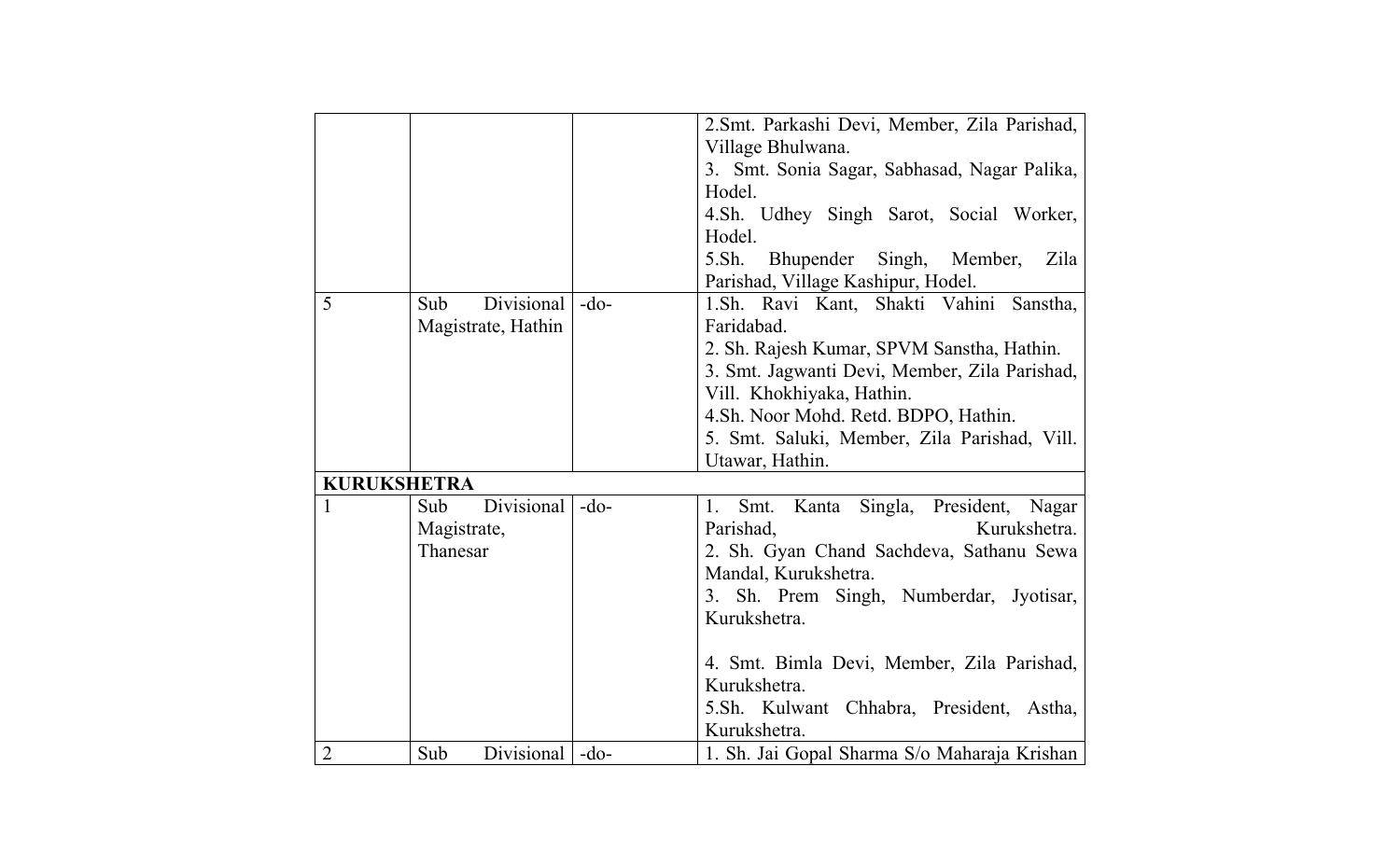| | | | |
|---|---|---|---|
| | | | 2.Smt. Parkashi Devi, Member, Zila Parishad, Village Bhulwana.<br>3. Smt. Sonia Sagar, Sabhasad, Nagar Palika, Hodel.<br>4.Sh. Udhey Singh Sarot, Social Worker, Hodel.<br>5.Sh. Bhupender Singh, Member, Zila Parishad, Village Kashipur, Hodel. |
| 5 | Sub Divisional Magistrate, Hathin | -do- | 1.Sh. Ravi Kant, Shakti Vahini Sanstha, Faridabad.<br>2. Sh. Rajesh Kumar, SPVM Sanstha, Hathin.<br>3. Smt. Jagwanti Devi, Member, Zila Parishad, Vill. Khokhiyaka, Hathin.<br>4.Sh. Noor Mohd. Retd. BDPO, Hathin.<br>5. Smt. Saluki, Member, Zila Parishad, Vill. Utawar, Hathin. |
| **KURUKSHETRA** | | | |
| 1 | Sub Divisional Magistrate, Thanesar | -do- | 1. Smt. Kanta Singla, President, Nagar Parishad, Kurukshetra.<br>2. Sh. Gyan Chand Sachdeva, Sathanu Sewa Mandal, Kurukshetra.<br>3. Sh. Prem Singh, Numberdar, Jyotisar, Kurukshetra.<br><br>4. Smt. Bimla Devi, Member, Zila Parishad, Kurukshetra.<br>5.Sh. Kulwant Chhabra, President, Astha, Kurukshetra. |
| 2 | Sub Divisional | -do- | 1. Sh. Jai Gopal Sharma S/o Maharaja Krishan |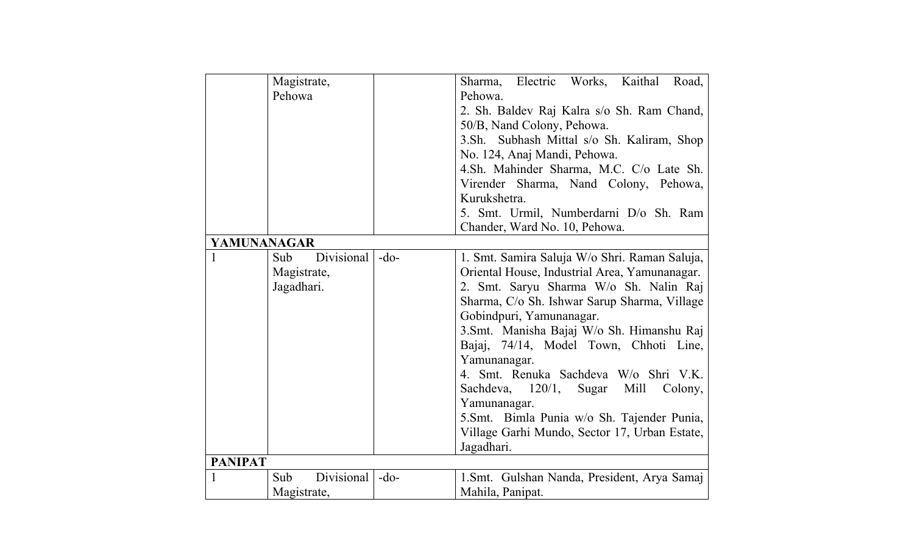| | | | |
|---|---|---|---|
| | Magistrate, Pehowa | | Sharma, Electric Works, Kaithal Road, Pehowa.<br>2. Sh. Baldev Raj Kalra s/o Sh. Ram Chand, 50/B, Nand Colony, Pehowa.<br>3.Sh. Subhash Mittal s/o Sh. Kaliram, Shop No. 124, Anaj Mandi, Pehowa.<br>4.Sh. Mahinder Sharma, M.C. C/o Late Sh. Virender Sharma, Nand Colony, Pehowa, Kurukshetra.<br>5. Smt. Urmil, Numberdarni D/o Sh. Ram Chander, Ward No. 10, Pehowa. |
| **YAMUNANAGAR** | | | |
| 1 | Sub Divisional Magistrate, Jagadhari. | -do- | 1. Smt. Samira Saluja W/o Shri. Raman Saluja, Oriental House, Industrial Area, Yamunanagar.<br>2. Smt. Saryu Sharma W/o Sh. Nalin Raj Sharma, C/o Sh. Ishwar Sarup Sharma, Village Gobindpuri, Yamunanagar.<br>3.Smt. Manisha Bajaj W/o Sh. Himanshu Raj Bajaj, 74/14, Model Town, Chhoti Line, Yamunanagar.<br>4. Smt. Renuka Sachdeva W/o Shri V.K. Sachdeva, 120/1, Sugar Mill Colony, Yamunanagar.<br>5.Smt. Bimla Punia w/o Sh. Tajender Punia, Village Garhi Mundo, Sector 17, Urban Estate, Jagadhari. |
| **PANIPAT** | | | |
| 1 | Sub Divisional Magistrate, | -do- | 1.Smt. Gulshan Nanda, President, Arya Samaj Mahila, Panipat. |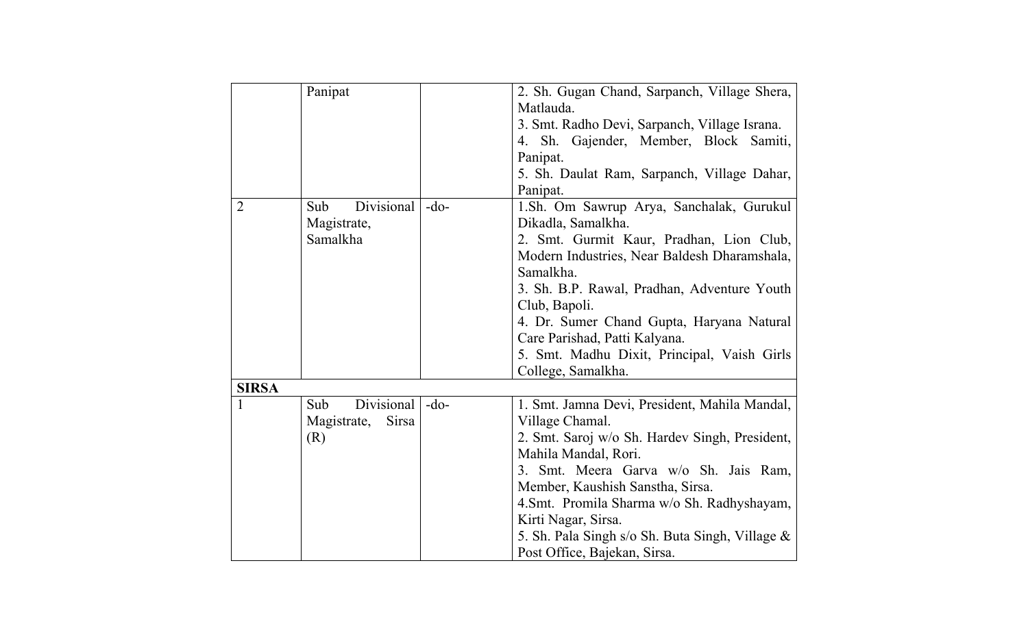| | | | |
|---|---|---|---|
| | Panipat | | 2. Sh. Gugan Chand, Sarpanch, Village Shera, Matlauda.<br>3. Smt. Radho Devi, Sarpanch, Village Israna.<br>4. Sh. Gajender, Member, Block Samiti, Panipat.<br>5. Sh. Daulat Ram, Sarpanch, Village Dahar, Panipat. |
| 2 | Sub Divisional Magistrate, Samalkha | -do- | 1.Sh. Om Sawrup Arya, Sanchalak, Gurukul Dikadla, Samalkha.<br>2. Smt. Gurmit Kaur, Pradhan, Lion Club, Modern Industries, Near Baldesh Dharamshala, Samalkha.<br>3. Sh. B.P. Rawal, Pradhan, Adventure Youth Club, Bapoli.<br>4. Dr. Sumer Chand Gupta, Haryana Natural Care Parishad, Patti Kalyana.<br>5. Smt. Madhu Dixit, Principal, Vaish Girls College, Samalkha. |
| **SIRSA** | | | |
| 1 | Sub Divisional Magistrate, Sirsa (R) | -do- | 1. Smt. Jamna Devi, President, Mahila Mandal, Village Chamal.<br>2. Smt. Saroj w/o Sh. Hardev Singh, President, Mahila Mandal, Rori.<br>3. Smt. Meera Garva w/o Sh. Jais Ram, Member, Kaushish Sanstha, Sirsa.<br>4.Smt. Promila Sharma w/o Sh. Radhyshayam, Kirti Nagar, Sirsa.<br>5. Sh. Pala Singh s/o Sh. Buta Singh, Village & Post Office, Bajekan, Sirsa. |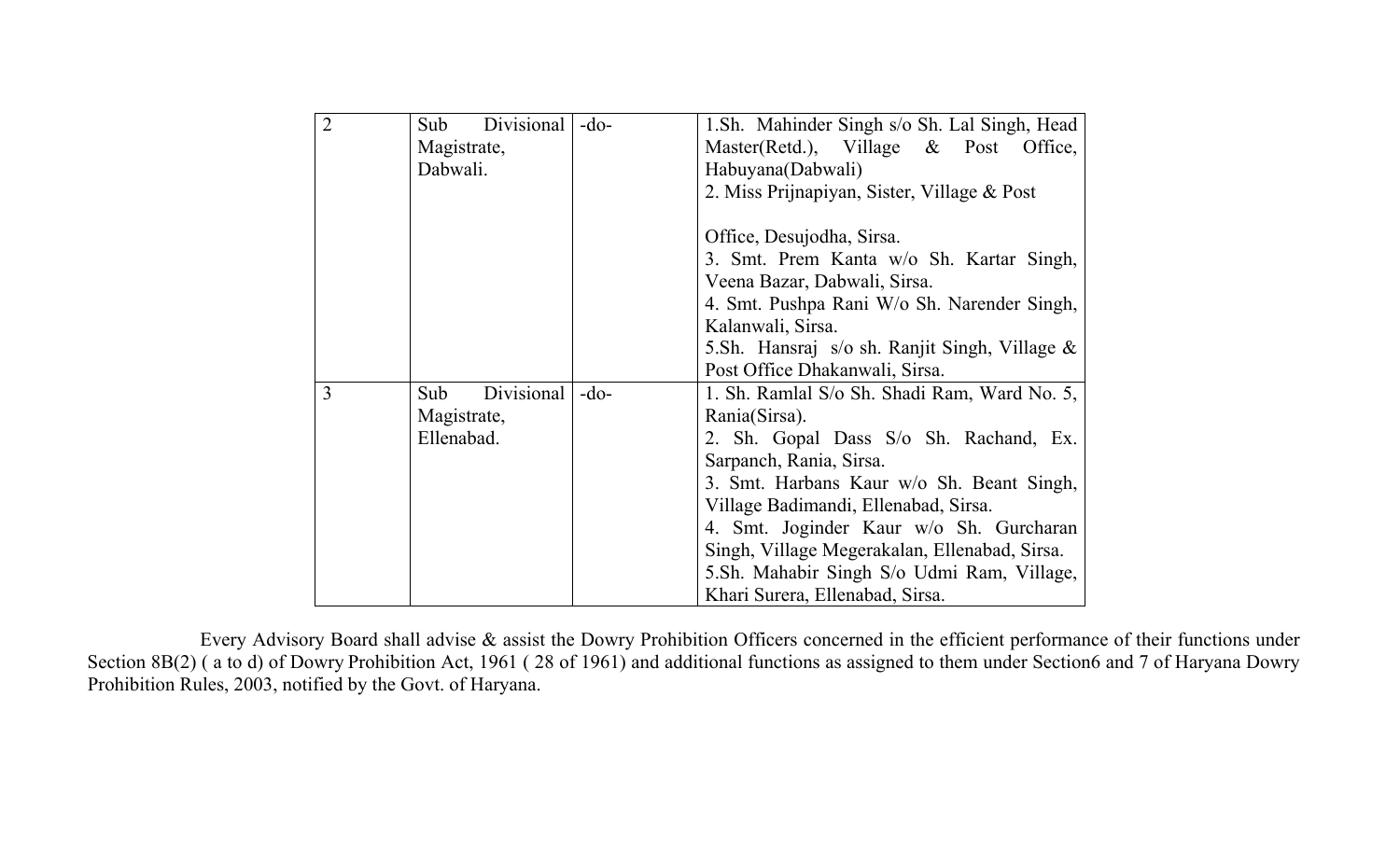| | | | |
|---|---|---|---|
| 2 | Sub Divisional Magistrate, Dabwali. | -do- | 1.Sh. Mahinder Singh s/o Sh. Lal Singh, Head Master(Retd.), Village & Post Office, Habuyana(Dabwali)<br>2. Miss Prijnapiyan, Sister, Village & Post<br><br>Office, Desujodha, Sirsa.<br>3. Smt. Prem Kanta w/o Sh. Kartar Singh, Veena Bazar, Dabwali, Sirsa.<br>4. Smt. Pushpa Rani W/o Sh. Narender Singh, Kalanwali, Sirsa.<br>5.Sh. Hansraj s/o sh. Ranjit Singh, Village & Post Office Dhakanwali, Sirsa. |
| 3 | Sub Divisional Magistrate, Ellenabad. | -do- | 1. Sh. Ramlal S/o Sh. Shadi Ram, Ward No. 5, Rania(Sirsa).<br>2. Sh. Gopal Dass S/o Sh. Rachand, Ex. Sarpanch, Rania, Sirsa.<br>3. Smt. Harbans Kaur w/o Sh. Beant Singh, Village Badimandi, Ellenabad, Sirsa.<br>4. Smt. Joginder Kaur w/o Sh. Gurcharan Singh, Village Megerakalan, Ellenabad, Sirsa.<br>5.Sh. Mahabir Singh S/o Udmi Ram, Village, Khari Surera, Ellenabad, Sirsa. |

Every Advisory Board shall advise & assist the Dowry Prohibition Officers concerned in the efficient performance of their functions under Section 8B(2) ( a to d) of Dowry Prohibition Act, 1961 ( 28 of 1961) and additional functions as assigned to them under Section6 and 7 of Haryana Dowry Prohibition Rules, 2003, notified by the Govt. of Haryana.